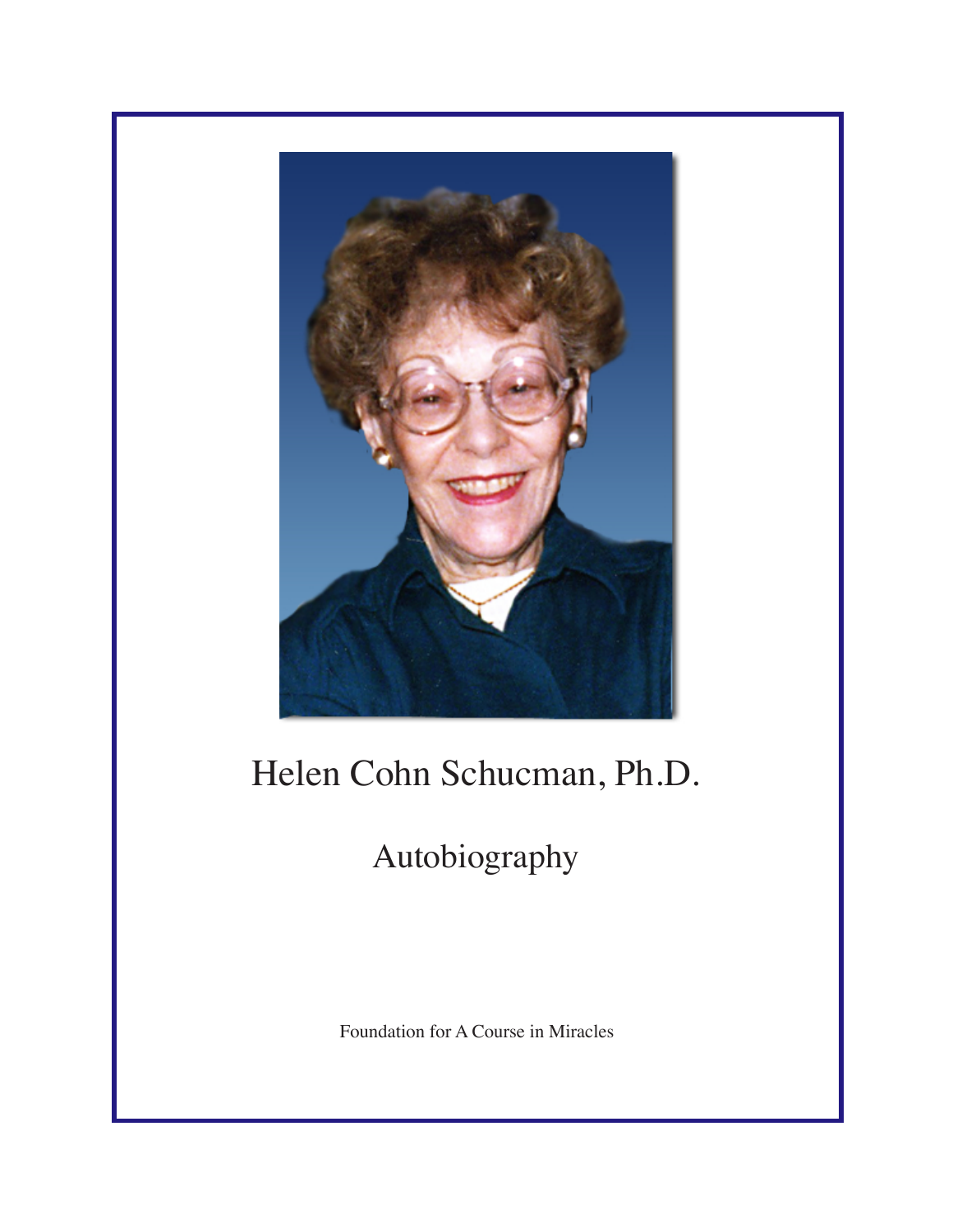# Helen Cohn Schucman, Ph.D.

## Autobiography

Foundation for A Course in Miracles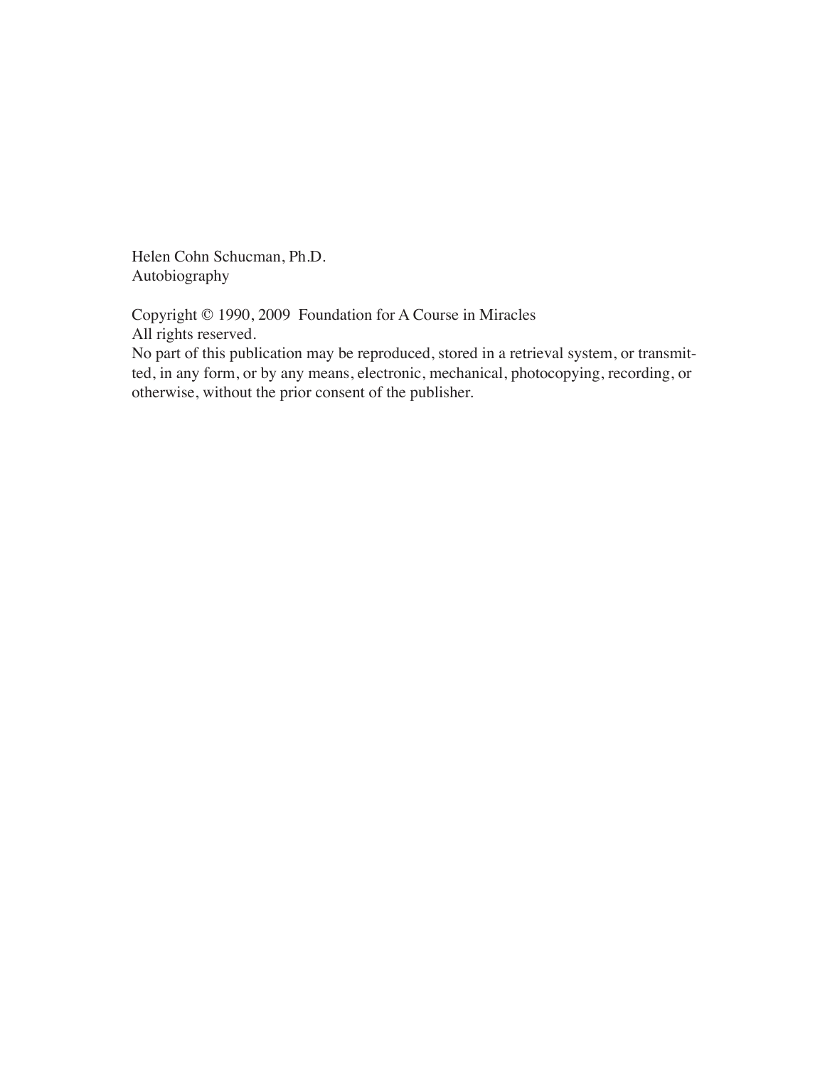Helen Cohn Schucman, Ph.D.
Autobiography

Copyright © 1990, 2009 Foundation for A Course in Miracles
All rights reserved.
No part of this publication may be reproduced, stored in a retrieval system, or transmitted, in any form, or by any means, electronic, mechanical, photocopying, recording, or otherwise, without the prior consent of the publisher.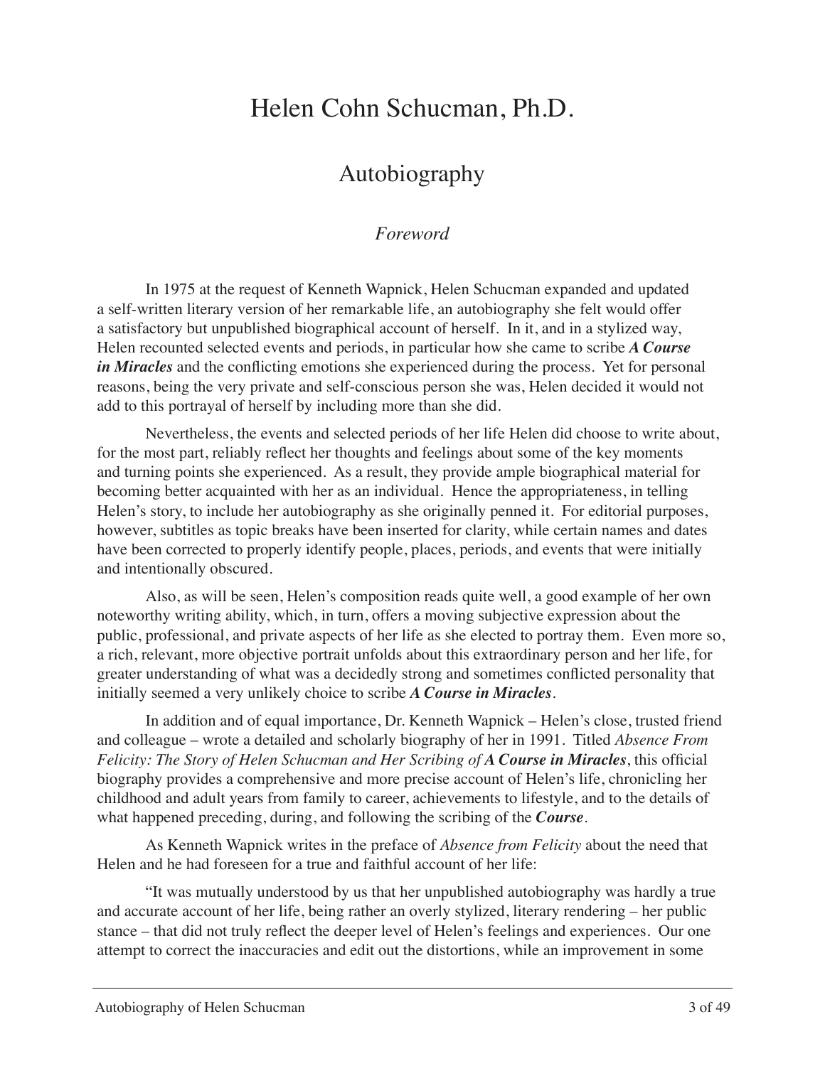# Helen Cohn Schucman, Ph.D.

## Autobiography

### *Foreword*

In 1975 at the request of Kenneth Wapnick, Helen Schucman expanded and updated a self-written literary version of her remarkable life, an autobiography she felt would offer a satisfactory but unpublished biographical account of herself. In it, and in a stylized way, Helen recounted selected events and periods, in particular how she came to scribe ***A Course in Miracles*** and the conflicting emotions she experienced during the process. Yet for personal reasons, being the very private and self-conscious person she was, Helen decided it would not add to this portrayal of herself by including more than she did.

Nevertheless, the events and selected periods of her life Helen did choose to write about, for the most part, reliably reflect her thoughts and feelings about some of the key moments and turning points she experienced. As a result, they provide ample biographical material for becoming better acquainted with her as an individual. Hence the appropriateness, in telling Helen's story, to include her autobiography as she originally penned it. For editorial purposes, however, subtitles as topic breaks have been inserted for clarity, while certain names and dates have been corrected to properly identify people, places, periods, and events that were initially and intentionally obscured.

Also, as will be seen, Helen's composition reads quite well, a good example of her own noteworthy writing ability, which, in turn, offers a moving subjective expression about the public, professional, and private aspects of her life as she elected to portray them. Even more so, a rich, relevant, more objective portrait unfolds about this extraordinary person and her life, for greater understanding of what was a decidedly strong and sometimes conflicted personality that initially seemed a very unlikely choice to scribe ***A Course in Miracles***.

In addition and of equal importance, Dr. Kenneth Wapnick – Helen's close, trusted friend and colleague – wrote a detailed and scholarly biography of her in 1991. Titled *Absence From Felicity: The Story of Helen Schucman and Her Scribing of **A Course in Miracles***, this official biography provides a comprehensive and more precise account of Helen's life, chronicling her childhood and adult years from family to career, achievements to lifestyle, and to the details of what happened preceding, during, and following the scribing of the ***Course***.

As Kenneth Wapnick writes in the preface of *Absence from Felicity* about the need that Helen and he had foreseen for a true and faithful account of her life:

"It was mutually understood by us that her unpublished autobiography was hardly a true and accurate account of her life, being rather an overly stylized, literary rendering – her public stance – that did not truly reflect the deeper level of Helen's feelings and experiences. Our one attempt to correct the inaccuracies and edit out the distortions, while an improvement in some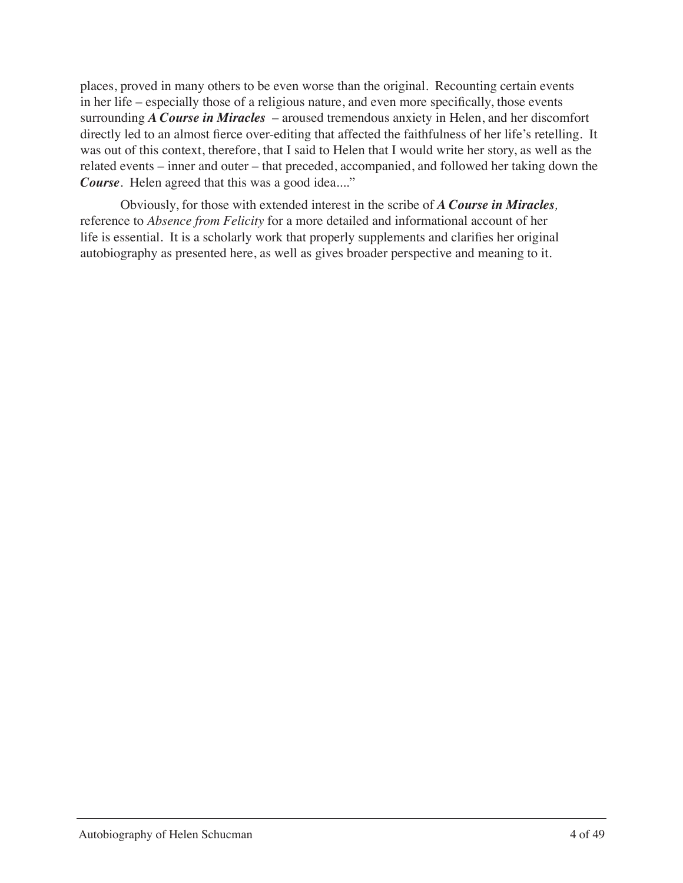places, proved in many others to be even worse than the original. Recounting certain events in her life – especially those of a religious nature, and even more specifically, those events surrounding ***A Course in Miracles*** – aroused tremendous anxiety in Helen, and her discomfort directly led to an almost fierce over-editing that affected the faithfulness of her life's retelling. It was out of this context, therefore, that I said to Helen that I would write her story, as well as the related events – inner and outer – that preceded, accompanied, and followed her taking down the ***Course***. Helen agreed that this was a good idea...."

Obviously, for those with extended interest in the scribe of ***A Course in Miracles,*** reference to *Absence from Felicity* for a more detailed and informational account of her life is essential. It is a scholarly work that properly supplements and clarifies her original autobiography as presented here, as well as gives broader perspective and meaning to it.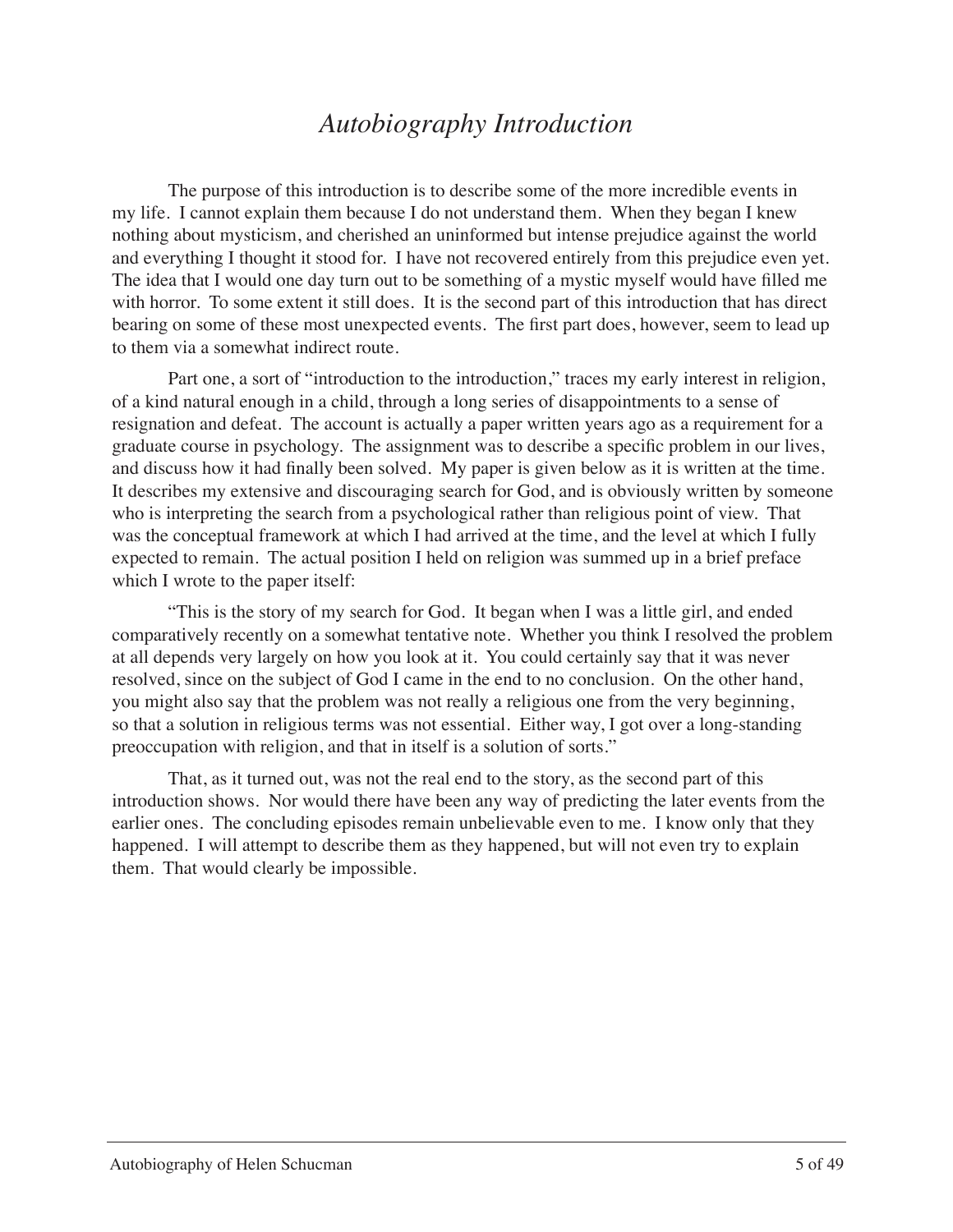# *Autobiography Introduction*

The purpose of this introduction is to describe some of the more incredible events in my life. I cannot explain them because I do not understand them. When they began I knew nothing about mysticism, and cherished an uninformed but intense prejudice against the world and everything I thought it stood for. I have not recovered entirely from this prejudice even yet. The idea that I would one day turn out to be something of a mystic myself would have filled me with horror. To some extent it still does. It is the second part of this introduction that has direct bearing on some of these most unexpected events. The first part does, however, seem to lead up to them via a somewhat indirect route.

Part one, a sort of "introduction to the introduction," traces my early interest in religion, of a kind natural enough in a child, through a long series of disappointments to a sense of resignation and defeat. The account is actually a paper written years ago as a requirement for a graduate course in psychology. The assignment was to describe a specific problem in our lives, and discuss how it had finally been solved. My paper is given below as it is written at the time. It describes my extensive and discouraging search for God, and is obviously written by someone who is interpreting the search from a psychological rather than religious point of view. That was the conceptual framework at which I had arrived at the time, and the level at which I fully expected to remain. The actual position I held on religion was summed up in a brief preface which I wrote to the paper itself:

"This is the story of my search for God. It began when I was a little girl, and ended comparatively recently on a somewhat tentative note. Whether you think I resolved the problem at all depends very largely on how you look at it. You could certainly say that it was never resolved, since on the subject of God I came in the end to no conclusion. On the other hand, you might also say that the problem was not really a religious one from the very beginning, so that a solution in religious terms was not essential. Either way, I got over a long-standing preoccupation with religion, and that in itself is a solution of sorts."

That, as it turned out, was not the real end to the story, as the second part of this introduction shows. Nor would there have been any way of predicting the later events from the earlier ones. The concluding episodes remain unbelievable even to me. I know only that they happened. I will attempt to describe them as they happened, but will not even try to explain them. That would clearly be impossible.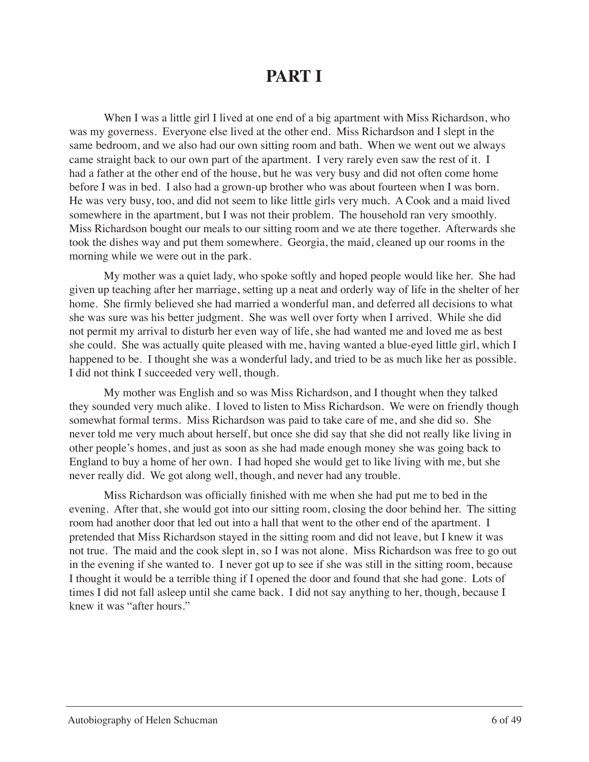# PART I

When I was a little girl I lived at one end of a big apartment with Miss Richardson, who was my governess. Everyone else lived at the other end. Miss Richardson and I slept in the same bedroom, and we also had our own sitting room and bath. When we went out we always came straight back to our own part of the apartment. I very rarely even saw the rest of it. I had a father at the other end of the house, but he was very busy and did not often come home before I was in bed. I also had a grown-up brother who was about fourteen when I was born. He was very busy, too, and did not seem to like little girls very much. A Cook and a maid lived somewhere in the apartment, but I was not their problem. The household ran very smoothly. Miss Richardson bought our meals to our sitting room and we ate there together. Afterwards she took the dishes way and put them somewhere. Georgia, the maid, cleaned up our rooms in the morning while we were out in the park.

My mother was a quiet lady, who spoke softly and hoped people would like her. She had given up teaching after her marriage, setting up a neat and orderly way of life in the shelter of her home. She firmly believed she had married a wonderful man, and deferred all decisions to what she was sure was his better judgment. She was well over forty when I arrived. While she did not permit my arrival to disturb her even way of life, she had wanted me and loved me as best she could. She was actually quite pleased with me, having wanted a blue-eyed little girl, which I happened to be. I thought she was a wonderful lady, and tried to be as much like her as possible. I did not think I succeeded very well, though.

My mother was English and so was Miss Richardson, and I thought when they talked they sounded very much alike. I loved to listen to Miss Richardson. We were on friendly though somewhat formal terms. Miss Richardson was paid to take care of me, and she did so. She never told me very much about herself, but once she did say that she did not really like living in other people's homes, and just as soon as she had made enough money she was going back to England to buy a home of her own. I had hoped she would get to like living with me, but she never really did. We got along well, though, and never had any trouble.

Miss Richardson was officially finished with me when she had put me to bed in the evening. After that, she would got into our sitting room, closing the door behind her. The sitting room had another door that led out into a hall that went to the other end of the apartment. I pretended that Miss Richardson stayed in the sitting room and did not leave, but I knew it was not true. The maid and the cook slept in, so I was not alone. Miss Richardson was free to go out in the evening if she wanted to. I never got up to see if she was still in the sitting room, because I thought it would be a terrible thing if I opened the door and found that she had gone. Lots of times I did not fall asleep until she came back. I did not say anything to her, though, because I knew it was "after hours."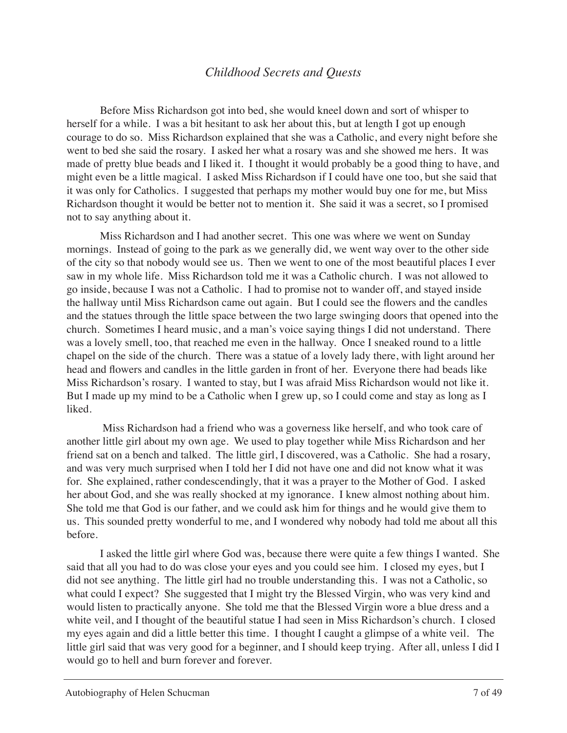## *Childhood Secrets and Quests*

Before Miss Richardson got into bed, she would kneel down and sort of whisper to herself for a while. I was a bit hesitant to ask her about this, but at length I got up enough courage to do so. Miss Richardson explained that she was a Catholic, and every night before she went to bed she said the rosary. I asked her what a rosary was and she showed me hers. It was made of pretty blue beads and I liked it. I thought it would probably be a good thing to have, and might even be a little magical. I asked Miss Richardson if I could have one too, but she said that it was only for Catholics. I suggested that perhaps my mother would buy one for me, but Miss Richardson thought it would be better not to mention it. She said it was a secret, so I promised not to say anything about it.

Miss Richardson and I had another secret. This one was where we went on Sunday mornings. Instead of going to the park as we generally did, we went way over to the other side of the city so that nobody would see us. Then we went to one of the most beautiful places I ever saw in my whole life. Miss Richardson told me it was a Catholic church. I was not allowed to go inside, because I was not a Catholic. I had to promise not to wander off, and stayed inside the hallway until Miss Richardson came out again. But I could see the flowers and the candles and the statues through the little space between the two large swinging doors that opened into the church. Sometimes I heard music, and a man's voice saying things I did not understand. There was a lovely smell, too, that reached me even in the hallway. Once I sneaked round to a little chapel on the side of the church. There was a statue of a lovely lady there, with light around her head and flowers and candles in the little garden in front of her. Everyone there had beads like Miss Richardson's rosary. I wanted to stay, but I was afraid Miss Richardson would not like it. But I made up my mind to be a Catholic when I grew up, so I could come and stay as long as I liked.

Miss Richardson had a friend who was a governess like herself, and who took care of another little girl about my own age. We used to play together while Miss Richardson and her friend sat on a bench and talked. The little girl, I discovered, was a Catholic. She had a rosary, and was very much surprised when I told her I did not have one and did not know what it was for. She explained, rather condescendingly, that it was a prayer to the Mother of God. I asked her about God, and she was really shocked at my ignorance. I knew almost nothing about him. She told me that God is our father, and we could ask him for things and he would give them to us. This sounded pretty wonderful to me, and I wondered why nobody had told me about all this before.

I asked the little girl where God was, because there were quite a few things I wanted. She said that all you had to do was close your eyes and you could see him. I closed my eyes, but I did not see anything. The little girl had no trouble understanding this. I was not a Catholic, so what could I expect? She suggested that I might try the Blessed Virgin, who was very kind and would listen to practically anyone. She told me that the Blessed Virgin wore a blue dress and a white veil, and I thought of the beautiful statue I had seen in Miss Richardson's church. I closed my eyes again and did a little better this time. I thought I caught a glimpse of a white veil. The little girl said that was very good for a beginner, and I should keep trying. After all, unless I did I would go to hell and burn forever and forever.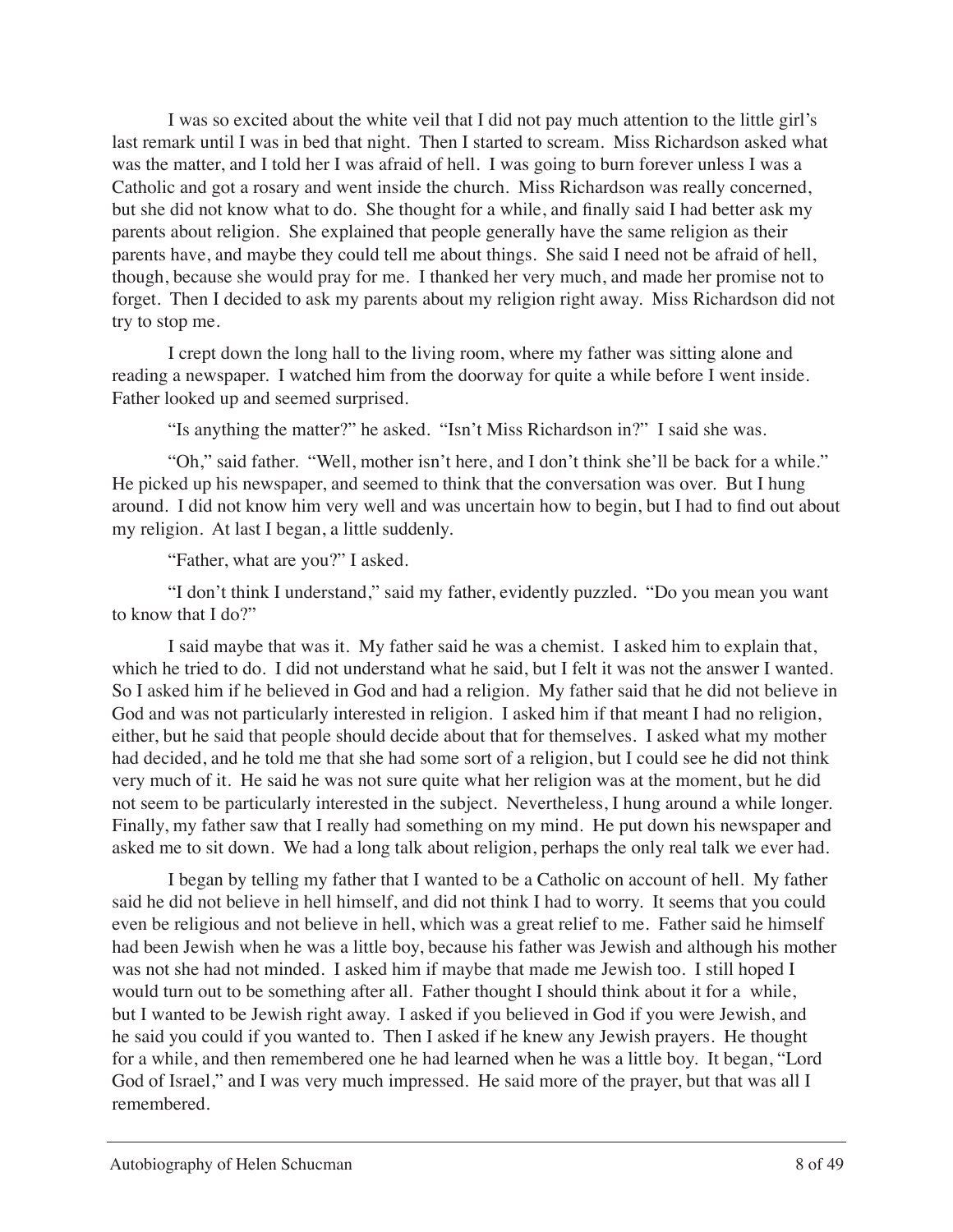I was so excited about the white veil that I did not pay much attention to the little girl's last remark until I was in bed that night. Then I started to scream. Miss Richardson asked what was the matter, and I told her I was afraid of hell. I was going to burn forever unless I was a Catholic and got a rosary and went inside the church. Miss Richardson was really concerned, but she did not know what to do. She thought for a while, and finally said I had better ask my parents about religion. She explained that people generally have the same religion as their parents have, and maybe they could tell me about things. She said I need not be afraid of hell, though, because she would pray for me. I thanked her very much, and made her promise not to forget. Then I decided to ask my parents about my religion right away. Miss Richardson did not try to stop me.

I crept down the long hall to the living room, where my father was sitting alone and reading a newspaper. I watched him from the doorway for quite a while before I went inside. Father looked up and seemed surprised.

"Is anything the matter?" he asked. "Isn't Miss Richardson in?" I said she was.

"Oh," said father. "Well, mother isn't here, and I don't think she'll be back for a while." He picked up his newspaper, and seemed to think that the conversation was over. But I hung around. I did not know him very well and was uncertain how to begin, but I had to find out about my religion. At last I began, a little suddenly.

"Father, what are you?" I asked.

"I don't think I understand," said my father, evidently puzzled. "Do you mean you want to know that I do?"

I said maybe that was it. My father said he was a chemist. I asked him to explain that, which he tried to do. I did not understand what he said, but I felt it was not the answer I wanted. So I asked him if he believed in God and had a religion. My father said that he did not believe in God and was not particularly interested in religion. I asked him if that meant I had no religion, either, but he said that people should decide about that for themselves. I asked what my mother had decided, and he told me that she had some sort of a religion, but I could see he did not think very much of it. He said he was not sure quite what her religion was at the moment, but he did not seem to be particularly interested in the subject. Nevertheless, I hung around a while longer. Finally, my father saw that I really had something on my mind. He put down his newspaper and asked me to sit down. We had a long talk about religion, perhaps the only real talk we ever had.

I began by telling my father that I wanted to be a Catholic on account of hell. My father said he did not believe in hell himself, and did not think I had to worry. It seems that you could even be religious and not believe in hell, which was a great relief to me. Father said he himself had been Jewish when he was a little boy, because his father was Jewish and although his mother was not she had not minded. I asked him if maybe that made me Jewish too. I still hoped I would turn out to be something after all. Father thought I should think about it for a while, but I wanted to be Jewish right away. I asked if you believed in God if you were Jewish, and he said you could if you wanted to. Then I asked if he knew any Jewish prayers. He thought for a while, and then remembered one he had learned when he was a little boy. It began, "Lord God of Israel," and I was very much impressed. He said more of the prayer, but that was all I remembered.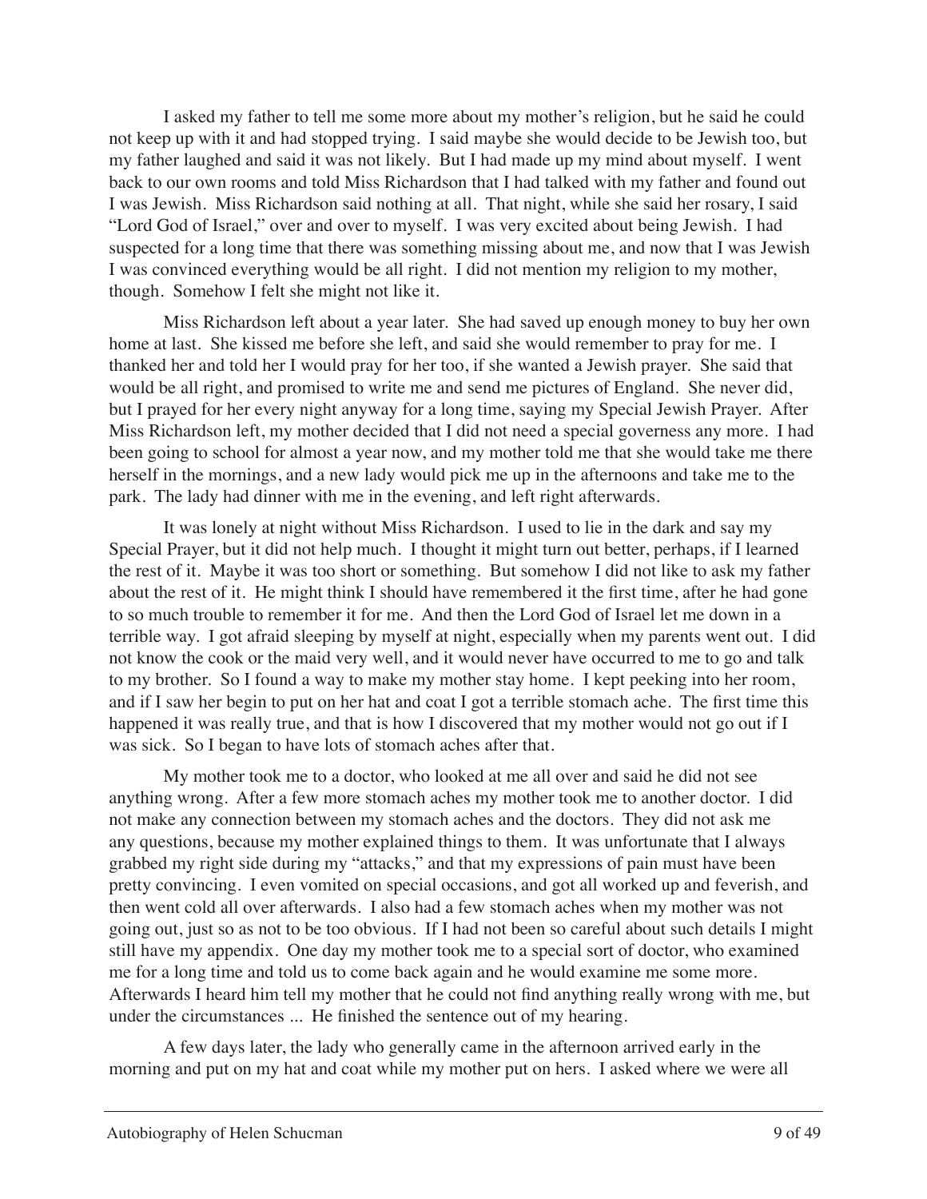I asked my father to tell me some more about my mother's religion, but he said he could not keep up with it and had stopped trying. I said maybe she would decide to be Jewish too, but my father laughed and said it was not likely. But I had made up my mind about myself. I went back to our own rooms and told Miss Richardson that I had talked with my father and found out I was Jewish. Miss Richardson said nothing at all. That night, while she said her rosary, I said "Lord God of Israel," over and over to myself. I was very excited about being Jewish. I had suspected for a long time that there was something missing about me, and now that I was Jewish I was convinced everything would be all right. I did not mention my religion to my mother, though. Somehow I felt she might not like it.

Miss Richardson left about a year later. She had saved up enough money to buy her own home at last. She kissed me before she left, and said she would remember to pray for me. I thanked her and told her I would pray for her too, if she wanted a Jewish prayer. She said that would be all right, and promised to write me and send me pictures of England. She never did, but I prayed for her every night anyway for a long time, saying my Special Jewish Prayer. After Miss Richardson left, my mother decided that I did not need a special governess any more. I had been going to school for almost a year now, and my mother told me that she would take me there herself in the mornings, and a new lady would pick me up in the afternoons and take me to the park. The lady had dinner with me in the evening, and left right afterwards.

It was lonely at night without Miss Richardson. I used to lie in the dark and say my Special Prayer, but it did not help much. I thought it might turn out better, perhaps, if I learned the rest of it. Maybe it was too short or something. But somehow I did not like to ask my father about the rest of it. He might think I should have remembered it the first time, after he had gone to so much trouble to remember it for me. And then the Lord God of Israel let me down in a terrible way. I got afraid sleeping by myself at night, especially when my parents went out. I did not know the cook or the maid very well, and it would never have occurred to me to go and talk to my brother. So I found a way to make my mother stay home. I kept peeking into her room, and if I saw her begin to put on her hat and coat I got a terrible stomach ache. The first time this happened it was really true, and that is how I discovered that my mother would not go out if I was sick. So I began to have lots of stomach aches after that.

My mother took me to a doctor, who looked at me all over and said he did not see anything wrong. After a few more stomach aches my mother took me to another doctor. I did not make any connection between my stomach aches and the doctors. They did not ask me any questions, because my mother explained things to them. It was unfortunate that I always grabbed my right side during my "attacks," and that my expressions of pain must have been pretty convincing. I even vomited on special occasions, and got all worked up and feverish, and then went cold all over afterwards. I also had a few stomach aches when my mother was not going out, just so as not to be too obvious. If I had not been so careful about such details I might still have my appendix. One day my mother took me to a special sort of doctor, who examined me for a long time and told us to come back again and he would examine me some more. Afterwards I heard him tell my mother that he could not find anything really wrong with me, but under the circumstances ... He finished the sentence out of my hearing.

A few days later, the lady who generally came in the afternoon arrived early in the morning and put on my hat and coat while my mother put on hers. I asked where we were all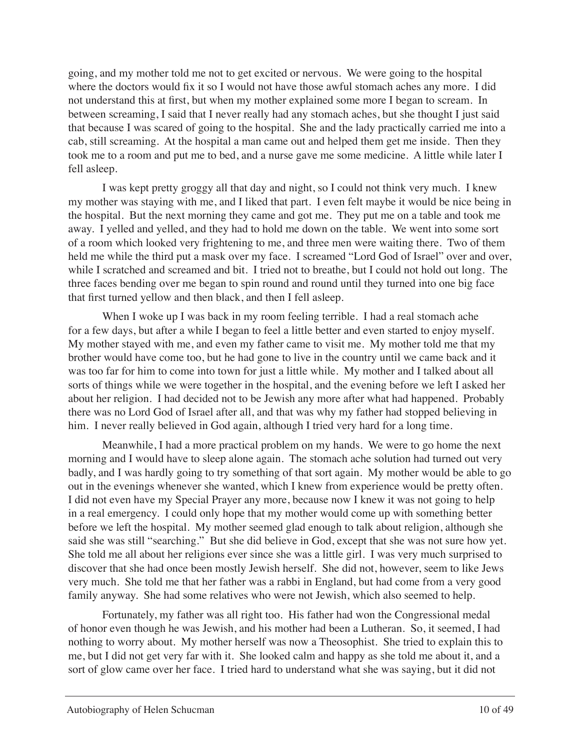going, and my mother told me not to get excited or nervous. We were going to the hospital where the doctors would fix it so I would not have those awful stomach aches any more. I did not understand this at first, but when my mother explained some more I began to scream. In between screaming, I said that I never really had any stomach aches, but she thought I just said that because I was scared of going to the hospital. She and the lady practically carried me into a cab, still screaming. At the hospital a man came out and helped them get me inside. Then they took me to a room and put me to bed, and a nurse gave me some medicine. A little while later I fell asleep.

I was kept pretty groggy all that day and night, so I could not think very much. I knew my mother was staying with me, and I liked that part. I even felt maybe it would be nice being in the hospital. But the next morning they came and got me. They put me on a table and took me away. I yelled and yelled, and they had to hold me down on the table. We went into some sort of a room which looked very frightening to me, and three men were waiting there. Two of them held me while the third put a mask over my face. I screamed "Lord God of Israel" over and over, while I scratched and screamed and bit. I tried not to breathe, but I could not hold out long. The three faces bending over me began to spin round and round until they turned into one big face that first turned yellow and then black, and then I fell asleep.

When I woke up I was back in my room feeling terrible. I had a real stomach ache for a few days, but after a while I began to feel a little better and even started to enjoy myself. My mother stayed with me, and even my father came to visit me. My mother told me that my brother would have come too, but he had gone to live in the country until we came back and it was too far for him to come into town for just a little while. My mother and I talked about all sorts of things while we were together in the hospital, and the evening before we left I asked her about her religion. I had decided not to be Jewish any more after what had happened. Probably there was no Lord God of Israel after all, and that was why my father had stopped believing in him. I never really believed in God again, although I tried very hard for a long time.

Meanwhile, I had a more practical problem on my hands. We were to go home the next morning and I would have to sleep alone again. The stomach ache solution had turned out very badly, and I was hardly going to try something of that sort again. My mother would be able to go out in the evenings whenever she wanted, which I knew from experience would be pretty often. I did not even have my Special Prayer any more, because now I knew it was not going to help in a real emergency. I could only hope that my mother would come up with something better before we left the hospital. My mother seemed glad enough to talk about religion, although she said she was still "searching." But she did believe in God, except that she was not sure how yet. She told me all about her religions ever since she was a little girl. I was very much surprised to discover that she had once been mostly Jewish herself. She did not, however, seem to like Jews very much. She told me that her father was a rabbi in England, but had come from a very good family anyway. She had some relatives who were not Jewish, which also seemed to help.

Fortunately, my father was all right too. His father had won the Congressional medal of honor even though he was Jewish, and his mother had been a Lutheran. So, it seemed, I had nothing to worry about. My mother herself was now a Theosophist. She tried to explain this to me, but I did not get very far with it. She looked calm and happy as she told me about it, and a sort of glow came over her face. I tried hard to understand what she was saying, but it did not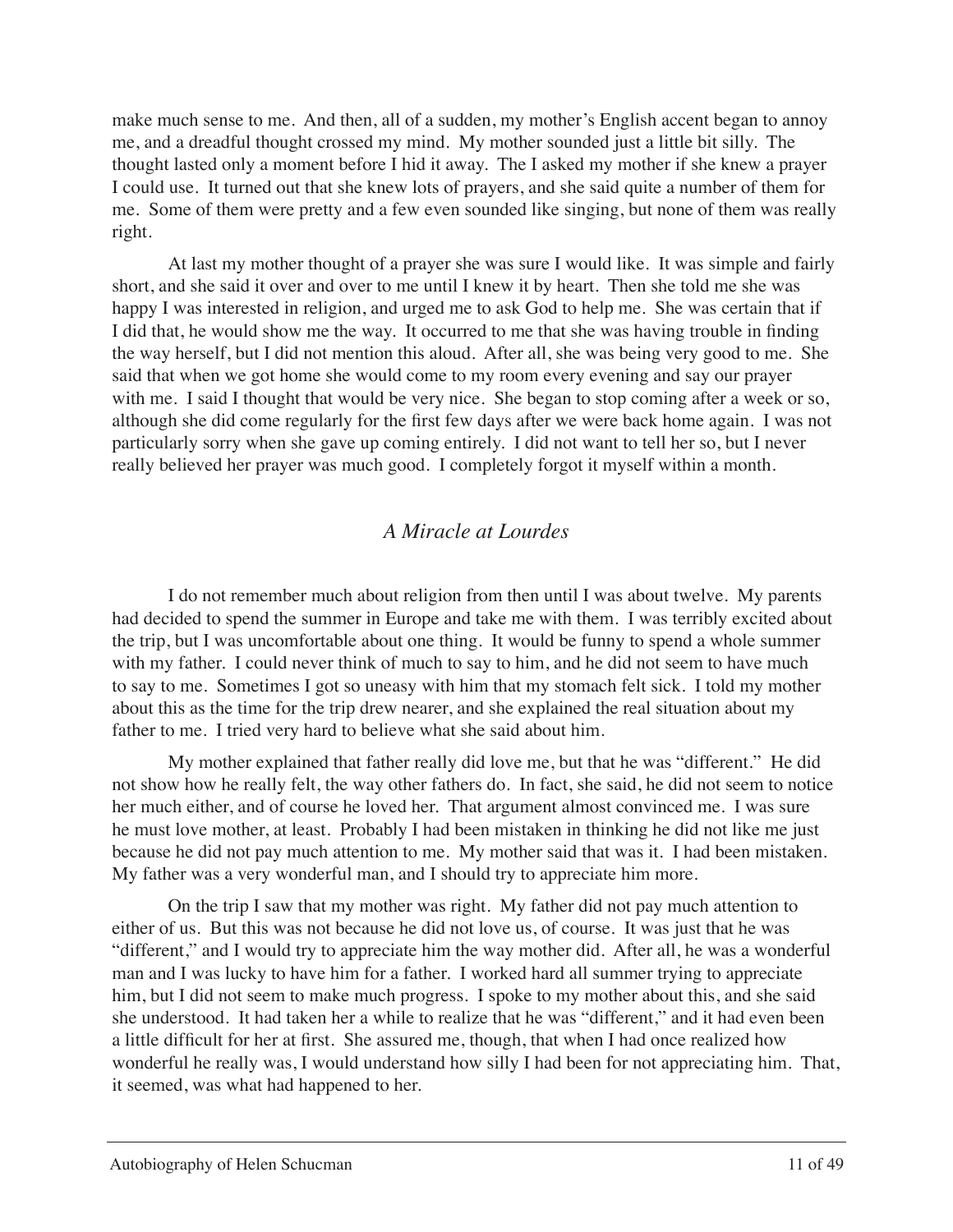make much sense to me. And then, all of a sudden, my mother's English accent began to annoy me, and a dreadful thought crossed my mind. My mother sounded just a little bit silly. The thought lasted only a moment before I hid it away. The I asked my mother if she knew a prayer I could use. It turned out that she knew lots of prayers, and she said quite a number of them for me. Some of them were pretty and a few even sounded like singing, but none of them was really right.

At last my mother thought of a prayer she was sure I would like. It was simple and fairly short, and she said it over and over to me until I knew it by heart. Then she told me she was happy I was interested in religion, and urged me to ask God to help me. She was certain that if I did that, he would show me the way. It occurred to me that she was having trouble in finding the way herself, but I did not mention this aloud. After all, she was being very good to me. She said that when we got home she would come to my room every evening and say our prayer with me. I said I thought that would be very nice. She began to stop coming after a week or so, although she did come regularly for the first few days after we were back home again. I was not particularly sorry when she gave up coming entirely. I did not want to tell her so, but I never really believed her prayer was much good. I completely forgot it myself within a month.

## *A Miracle at Lourdes*

I do not remember much about religion from then until I was about twelve. My parents had decided to spend the summer in Europe and take me with them. I was terribly excited about the trip, but I was uncomfortable about one thing. It would be funny to spend a whole summer with my father. I could never think of much to say to him, and he did not seem to have much to say to me. Sometimes I got so uneasy with him that my stomach felt sick. I told my mother about this as the time for the trip drew nearer, and she explained the real situation about my father to me. I tried very hard to believe what she said about him.

My mother explained that father really did love me, but that he was "different." He did not show how he really felt, the way other fathers do. In fact, she said, he did not seem to notice her much either, and of course he loved her. That argument almost convinced me. I was sure he must love mother, at least. Probably I had been mistaken in thinking he did not like me just because he did not pay much attention to me. My mother said that was it. I had been mistaken. My father was a very wonderful man, and I should try to appreciate him more.

On the trip I saw that my mother was right. My father did not pay much attention to either of us. But this was not because he did not love us, of course. It was just that he was "different," and I would try to appreciate him the way mother did. After all, he was a wonderful man and I was lucky to have him for a father. I worked hard all summer trying to appreciate him, but I did not seem to make much progress. I spoke to my mother about this, and she said she understood. It had taken her a while to realize that he was "different," and it had even been a little difficult for her at first. She assured me, though, that when I had once realized how wonderful he really was, I would understand how silly I had been for not appreciating him. That, it seemed, was what had happened to her.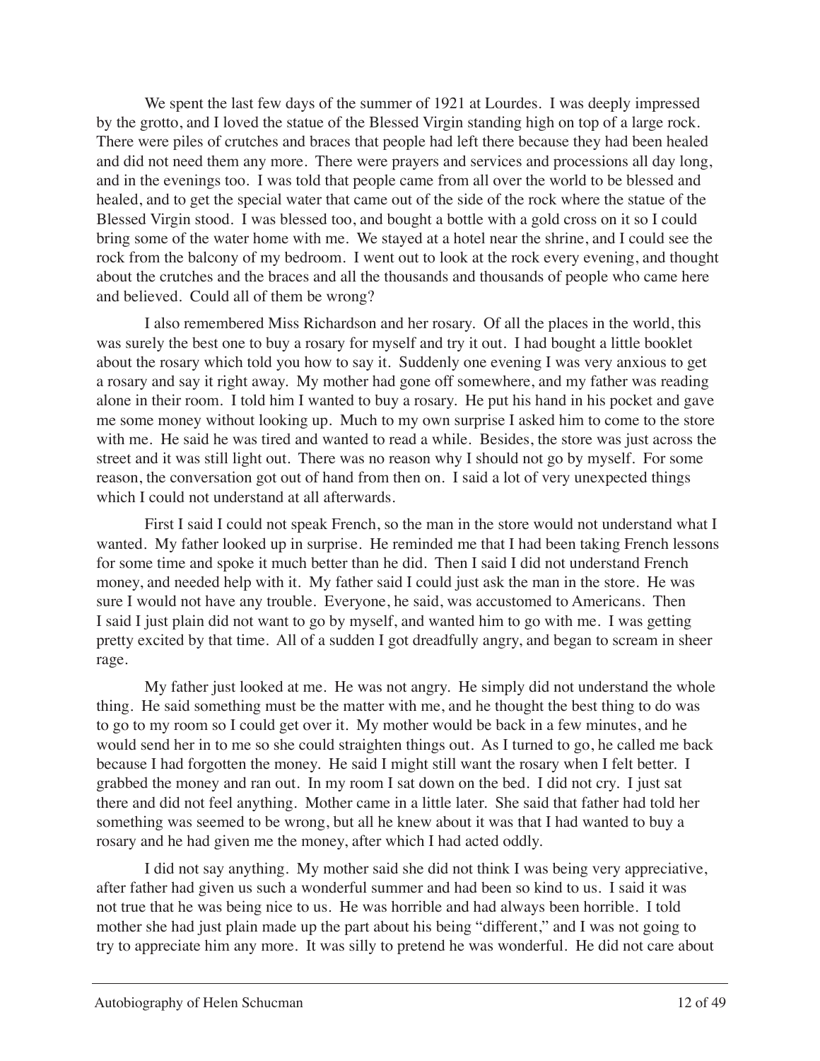We spent the last few days of the summer of 1921 at Lourdes. I was deeply impressed by the grotto, and I loved the statue of the Blessed Virgin standing high on top of a large rock. There were piles of crutches and braces that people had left there because they had been healed and did not need them any more. There were prayers and services and processions all day long, and in the evenings too. I was told that people came from all over the world to be blessed and healed, and to get the special water that came out of the side of the rock where the statue of the Blessed Virgin stood. I was blessed too, and bought a bottle with a gold cross on it so I could bring some of the water home with me. We stayed at a hotel near the shrine, and I could see the rock from the balcony of my bedroom. I went out to look at the rock every evening, and thought about the crutches and the braces and all the thousands and thousands of people who came here and believed. Could all of them be wrong?

I also remembered Miss Richardson and her rosary. Of all the places in the world, this was surely the best one to buy a rosary for myself and try it out. I had bought a little booklet about the rosary which told you how to say it. Suddenly one evening I was very anxious to get a rosary and say it right away. My mother had gone off somewhere, and my father was reading alone in their room. I told him I wanted to buy a rosary. He put his hand in his pocket and gave me some money without looking up. Much to my own surprise I asked him to come to the store with me. He said he was tired and wanted to read a while. Besides, the store was just across the street and it was still light out. There was no reason why I should not go by myself. For some reason, the conversation got out of hand from then on. I said a lot of very unexpected things which I could not understand at all afterwards.

First I said I could not speak French, so the man in the store would not understand what I wanted. My father looked up in surprise. He reminded me that I had been taking French lessons for some time and spoke it much better than he did. Then I said I did not understand French money, and needed help with it. My father said I could just ask the man in the store. He was sure I would not have any trouble. Everyone, he said, was accustomed to Americans. Then I said I just plain did not want to go by myself, and wanted him to go with me. I was getting pretty excited by that time. All of a sudden I got dreadfully angry, and began to scream in sheer rage.

My father just looked at me. He was not angry. He simply did not understand the whole thing. He said something must be the matter with me, and he thought the best thing to do was to go to my room so I could get over it. My mother would be back in a few minutes, and he would send her in to me so she could straighten things out. As I turned to go, he called me back because I had forgotten the money. He said I might still want the rosary when I felt better. I grabbed the money and ran out. In my room I sat down on the bed. I did not cry. I just sat there and did not feel anything. Mother came in a little later. She said that father had told her something was seemed to be wrong, but all he knew about it was that I had wanted to buy a rosary and he had given me the money, after which I had acted oddly.

I did not say anything. My mother said she did not think I was being very appreciative, after father had given us such a wonderful summer and had been so kind to us. I said it was not true that he was being nice to us. He was horrible and had always been horrible. I told mother she had just plain made up the part about his being "different," and I was not going to try to appreciate him any more. It was silly to pretend he was wonderful. He did not care about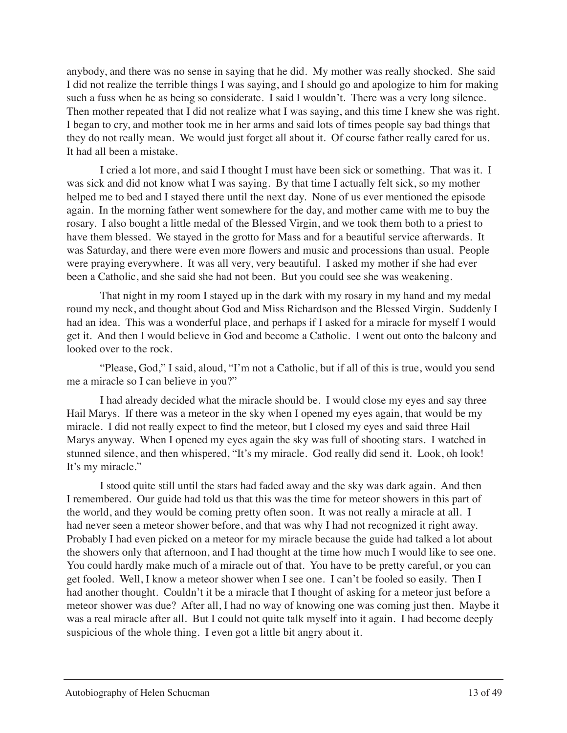anybody, and there was no sense in saying that he did. My mother was really shocked. She said I did not realize the terrible things I was saying, and I should go and apologize to him for making such a fuss when he as being so considerate. I said I wouldn't. There was a very long silence. Then mother repeated that I did not realize what I was saying, and this time I knew she was right. I began to cry, and mother took me in her arms and said lots of times people say bad things that they do not really mean. We would just forget all about it. Of course father really cared for us. It had all been a mistake.

I cried a lot more, and said I thought I must have been sick or something. That was it. I was sick and did not know what I was saying. By that time I actually felt sick, so my mother helped me to bed and I stayed there until the next day. None of us ever mentioned the episode again. In the morning father went somewhere for the day, and mother came with me to buy the rosary. I also bought a little medal of the Blessed Virgin, and we took them both to a priest to have them blessed. We stayed in the grotto for Mass and for a beautiful service afterwards. It was Saturday, and there were even more flowers and music and processions than usual. People were praying everywhere. It was all very, very beautiful. I asked my mother if she had ever been a Catholic, and she said she had not been. But you could see she was weakening.

That night in my room I stayed up in the dark with my rosary in my hand and my medal round my neck, and thought about God and Miss Richardson and the Blessed Virgin. Suddenly I had an idea. This was a wonderful place, and perhaps if I asked for a miracle for myself I would get it. And then I would believe in God and become a Catholic. I went out onto the balcony and looked over to the rock.

"Please, God," I said, aloud, "I'm not a Catholic, but if all of this is true, would you send me a miracle so I can believe in you?"

I had already decided what the miracle should be. I would close my eyes and say three Hail Marys. If there was a meteor in the sky when I opened my eyes again, that would be my miracle. I did not really expect to find the meteor, but I closed my eyes and said three Hail Marys anyway. When I opened my eyes again the sky was full of shooting stars. I watched in stunned silence, and then whispered, "It's my miracle. God really did send it. Look, oh look! It's my miracle."

I stood quite still until the stars had faded away and the sky was dark again. And then I remembered. Our guide had told us that this was the time for meteor showers in this part of the world, and they would be coming pretty often soon. It was not really a miracle at all. I had never seen a meteor shower before, and that was why I had not recognized it right away. Probably I had even picked on a meteor for my miracle because the guide had talked a lot about the showers only that afternoon, and I had thought at the time how much I would like to see one. You could hardly make much of a miracle out of that. You have to be pretty careful, or you can get fooled. Well, I know a meteor shower when I see one. I can't be fooled so easily. Then I had another thought. Couldn't it be a miracle that I thought of asking for a meteor just before a meteor shower was due? After all, I had no way of knowing one was coming just then. Maybe it was a real miracle after all. But I could not quite talk myself into it again. I had become deeply suspicious of the whole thing. I even got a little bit angry about it.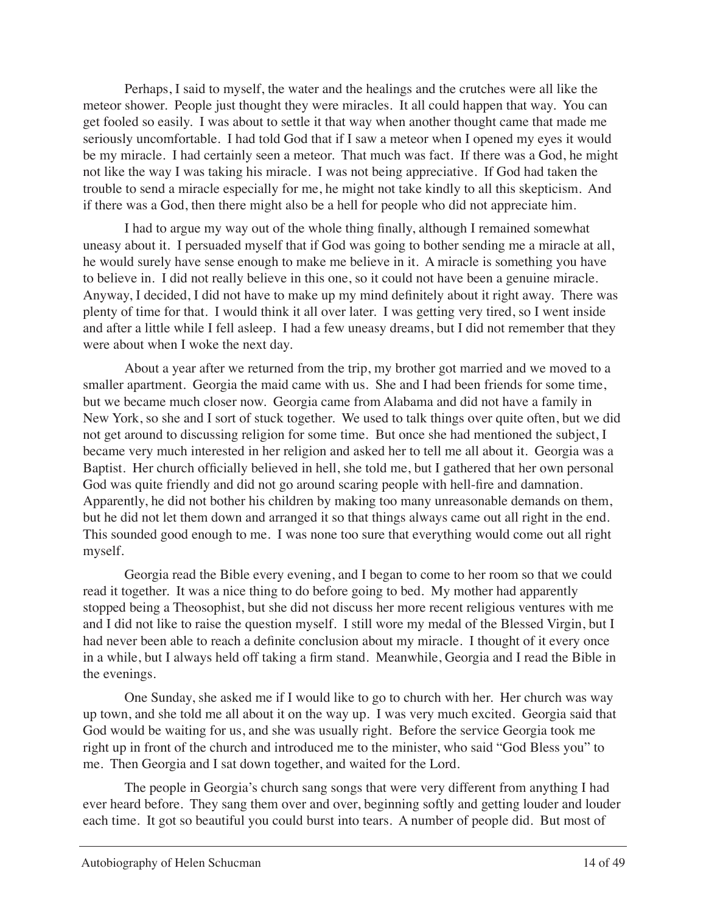Perhaps, I said to myself, the water and the healings and the crutches were all like the meteor shower. People just thought they were miracles. It all could happen that way. You can get fooled so easily. I was about to settle it that way when another thought came that made me seriously uncomfortable. I had told God that if I saw a meteor when I opened my eyes it would be my miracle. I had certainly seen a meteor. That much was fact. If there was a God, he might not like the way I was taking his miracle. I was not being appreciative. If God had taken the trouble to send a miracle especially for me, he might not take kindly to all this skepticism. And if there was a God, then there might also be a hell for people who did not appreciate him.

I had to argue my way out of the whole thing finally, although I remained somewhat uneasy about it. I persuaded myself that if God was going to bother sending me a miracle at all, he would surely have sense enough to make me believe in it. A miracle is something you have to believe in. I did not really believe in this one, so it could not have been a genuine miracle. Anyway, I decided, I did not have to make up my mind definitely about it right away. There was plenty of time for that. I would think it all over later. I was getting very tired, so I went inside and after a little while I fell asleep. I had a few uneasy dreams, but I did not remember that they were about when I woke the next day.

About a year after we returned from the trip, my brother got married and we moved to a smaller apartment. Georgia the maid came with us. She and I had been friends for some time, but we became much closer now. Georgia came from Alabama and did not have a family in New York, so she and I sort of stuck together. We used to talk things over quite often, but we did not get around to discussing religion for some time. But once she had mentioned the subject, I became very much interested in her religion and asked her to tell me all about it. Georgia was a Baptist. Her church officially believed in hell, she told me, but I gathered that her own personal God was quite friendly and did not go around scaring people with hell-fire and damnation. Apparently, he did not bother his children by making too many unreasonable demands on them, but he did not let them down and arranged it so that things always came out all right in the end. This sounded good enough to me. I was none too sure that everything would come out all right myself.

Georgia read the Bible every evening, and I began to come to her room so that we could read it together. It was a nice thing to do before going to bed. My mother had apparently stopped being a Theosophist, but she did not discuss her more recent religious ventures with me and I did not like to raise the question myself. I still wore my medal of the Blessed Virgin, but I had never been able to reach a definite conclusion about my miracle. I thought of it every once in a while, but I always held off taking a firm stand. Meanwhile, Georgia and I read the Bible in the evenings.

One Sunday, she asked me if I would like to go to church with her. Her church was way up town, and she told me all about it on the way up. I was very much excited. Georgia said that God would be waiting for us, and she was usually right. Before the service Georgia took me right up in front of the church and introduced me to the minister, who said "God Bless you" to me. Then Georgia and I sat down together, and waited for the Lord.

The people in Georgia's church sang songs that were very different from anything I had ever heard before. They sang them over and over, beginning softly and getting louder and louder each time. It got so beautiful you could burst into tears. A number of people did. But most of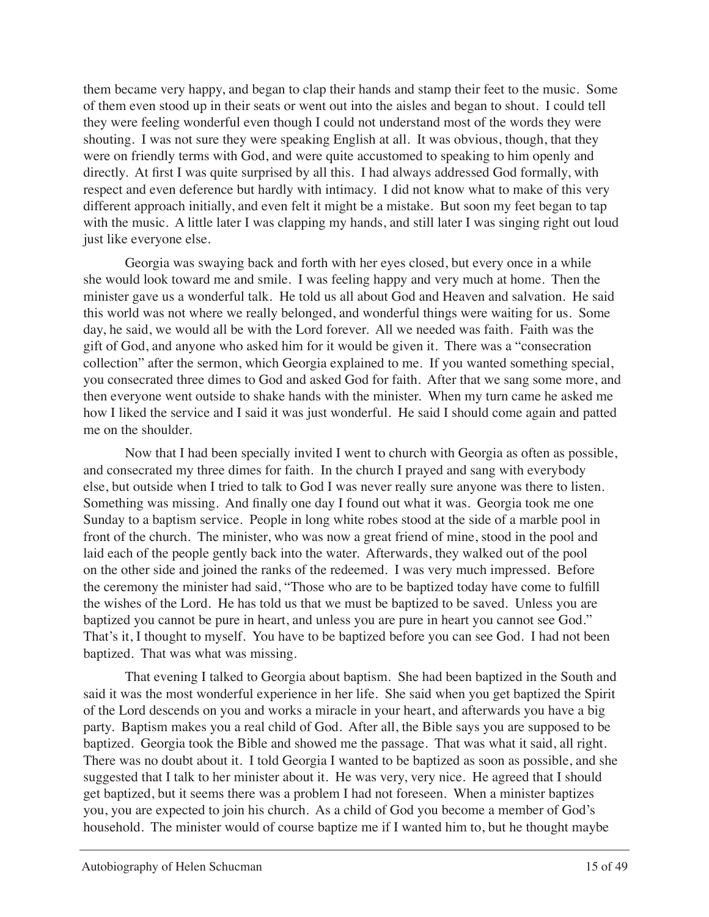them became very happy, and began to clap their hands and stamp their feet to the music. Some of them even stood up in their seats or went out into the aisles and began to shout. I could tell they were feeling wonderful even though I could not understand most of the words they were shouting. I was not sure they were speaking English at all. It was obvious, though, that they were on friendly terms with God, and were quite accustomed to speaking to him openly and directly. At first I was quite surprised by all this. I had always addressed God formally, with respect and even deference but hardly with intimacy. I did not know what to make of this very different approach initially, and even felt it might be a mistake. But soon my feet began to tap with the music. A little later I was clapping my hands, and still later I was singing right out loud just like everyone else.

Georgia was swaying back and forth with her eyes closed, but every once in a while she would look toward me and smile. I was feeling happy and very much at home. Then the minister gave us a wonderful talk. He told us all about God and Heaven and salvation. He said this world was not where we really belonged, and wonderful things were waiting for us. Some day, he said, we would all be with the Lord forever. All we needed was faith. Faith was the gift of God, and anyone who asked him for it would be given it. There was a "consecration collection" after the sermon, which Georgia explained to me. If you wanted something special, you consecrated three dimes to God and asked God for faith. After that we sang some more, and then everyone went outside to shake hands with the minister. When my turn came he asked me how I liked the service and I said it was just wonderful. He said I should come again and patted me on the shoulder.

Now that I had been specially invited I went to church with Georgia as often as possible, and consecrated my three dimes for faith. In the church I prayed and sang with everybody else, but outside when I tried to talk to God I was never really sure anyone was there to listen. Something was missing. And finally one day I found out what it was. Georgia took me one Sunday to a baptism service. People in long white robes stood at the side of a marble pool in front of the church. The minister, who was now a great friend of mine, stood in the pool and laid each of the people gently back into the water. Afterwards, they walked out of the pool on the other side and joined the ranks of the redeemed. I was very much impressed. Before the ceremony the minister had said, "Those who are to be baptized today have come to fulfill the wishes of the Lord. He has told us that we must be baptized to be saved. Unless you are baptized you cannot be pure in heart, and unless you are pure in heart you cannot see God." That's it, I thought to myself. You have to be baptized before you can see God. I had not been baptized. That was what was missing.

That evening I talked to Georgia about baptism. She had been baptized in the South and said it was the most wonderful experience in her life. She said when you get baptized the Spirit of the Lord descends on you and works a miracle in your heart, and afterwards you have a big party. Baptism makes you a real child of God. After all, the Bible says you are supposed to be baptized. Georgia took the Bible and showed me the passage. That was what it said, all right. There was no doubt about it. I told Georgia I wanted to be baptized as soon as possible, and she suggested that I talk to her minister about it. He was very, very nice. He agreed that I should get baptized, but it seems there was a problem I had not foreseen. When a minister baptizes you, you are expected to join his church. As a child of God you become a member of God's household. The minister would of course baptize me if I wanted him to, but he thought maybe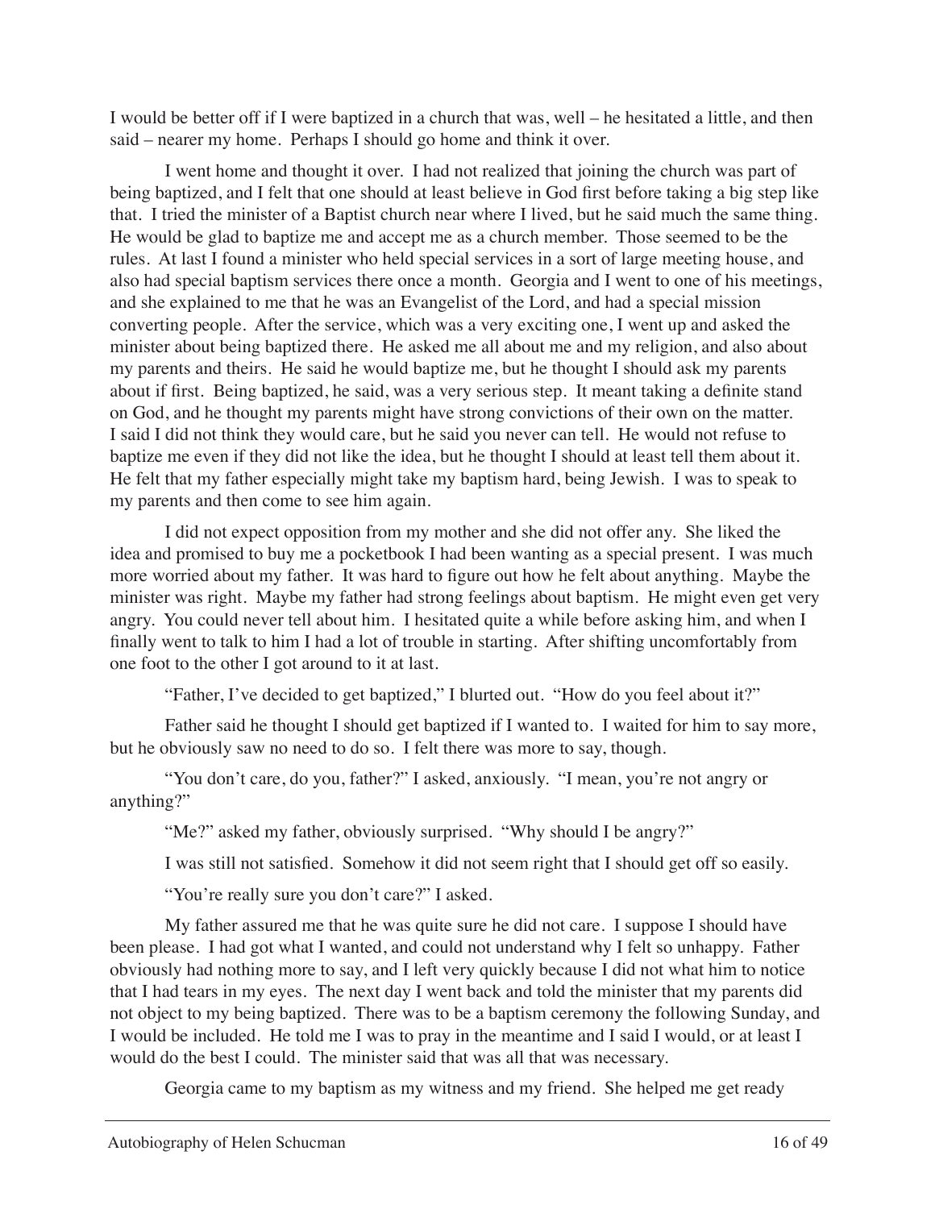I would be better off if I were baptized in a church that was, well – he hesitated a little, and then said – nearer my home. Perhaps I should go home and think it over.

I went home and thought it over. I had not realized that joining the church was part of being baptized, and I felt that one should at least believe in God first before taking a big step like that. I tried the minister of a Baptist church near where I lived, but he said much the same thing. He would be glad to baptize me and accept me as a church member. Those seemed to be the rules. At last I found a minister who held special services in a sort of large meeting house, and also had special baptism services there once a month. Georgia and I went to one of his meetings, and she explained to me that he was an Evangelist of the Lord, and had a special mission converting people. After the service, which was a very exciting one, I went up and asked the minister about being baptized there. He asked me all about me and my religion, and also about my parents and theirs. He said he would baptize me, but he thought I should ask my parents about if first. Being baptized, he said, was a very serious step. It meant taking a definite stand on God, and he thought my parents might have strong convictions of their own on the matter. I said I did not think they would care, but he said you never can tell. He would not refuse to baptize me even if they did not like the idea, but he thought I should at least tell them about it. He felt that my father especially might take my baptism hard, being Jewish. I was to speak to my parents and then come to see him again.

I did not expect opposition from my mother and she did not offer any. She liked the idea and promised to buy me a pocketbook I had been wanting as a special present. I was much more worried about my father. It was hard to figure out how he felt about anything. Maybe the minister was right. Maybe my father had strong feelings about baptism. He might even get very angry. You could never tell about him. I hesitated quite a while before asking him, and when I finally went to talk to him I had a lot of trouble in starting. After shifting uncomfortably from one foot to the other I got around to it at last.

"Father, I've decided to get baptized," I blurted out. "How do you feel about it?"

Father said he thought I should get baptized if I wanted to. I waited for him to say more, but he obviously saw no need to do so. I felt there was more to say, though.

"You don't care, do you, father?" I asked, anxiously. "I mean, you're not angry or anything?"

"Me?" asked my father, obviously surprised. "Why should I be angry?"

I was still not satisfied. Somehow it did not seem right that I should get off so easily.

"You're really sure you don't care?" I asked.

My father assured me that he was quite sure he did not care. I suppose I should have been please. I had got what I wanted, and could not understand why I felt so unhappy. Father obviously had nothing more to say, and I left very quickly because I did not what him to notice that I had tears in my eyes. The next day I went back and told the minister that my parents did not object to my being baptized. There was to be a baptism ceremony the following Sunday, and I would be included. He told me I was to pray in the meantime and I said I would, or at least I would do the best I could. The minister said that was all that was necessary.

Georgia came to my baptism as my witness and my friend. She helped me get ready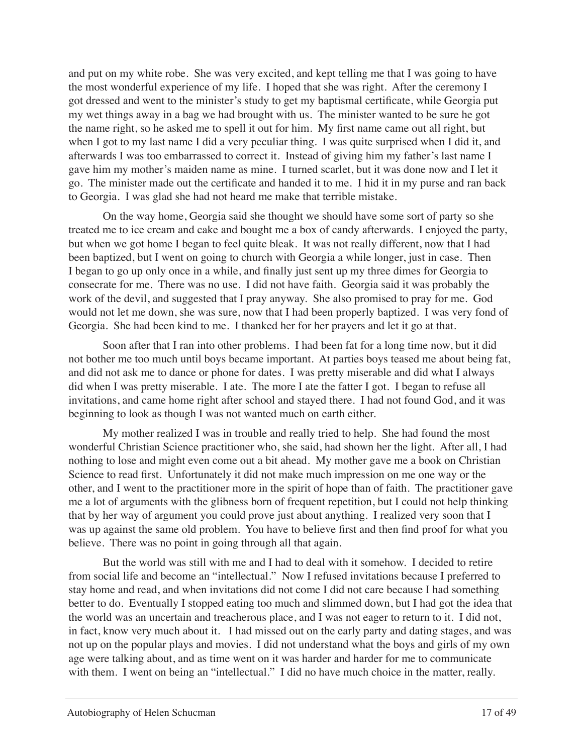and put on my white robe. She was very excited, and kept telling me that I was going to have the most wonderful experience of my life. I hoped that she was right. After the ceremony I got dressed and went to the minister's study to get my baptismal certificate, while Georgia put my wet things away in a bag we had brought with us. The minister wanted to be sure he got the name right, so he asked me to spell it out for him. My first name came out all right, but when I got to my last name I did a very peculiar thing. I was quite surprised when I did it, and afterwards I was too embarrassed to correct it. Instead of giving him my father's last name I gave him my mother's maiden name as mine. I turned scarlet, but it was done now and I let it go. The minister made out the certificate and handed it to me. I hid it in my purse and ran back to Georgia. I was glad she had not heard me make that terrible mistake.

On the way home, Georgia said she thought we should have some sort of party so she treated me to ice cream and cake and bought me a box of candy afterwards. I enjoyed the party, but when we got home I began to feel quite bleak. It was not really different, now that I had been baptized, but I went on going to church with Georgia a while longer, just in case. Then I began to go up only once in a while, and finally just sent up my three dimes for Georgia to consecrate for me. There was no use. I did not have faith. Georgia said it was probably the work of the devil, and suggested that I pray anyway. She also promised to pray for me. God would not let me down, she was sure, now that I had been properly baptized. I was very fond of Georgia. She had been kind to me. I thanked her for her prayers and let it go at that.

Soon after that I ran into other problems. I had been fat for a long time now, but it did not bother me too much until boys became important. At parties boys teased me about being fat, and did not ask me to dance or phone for dates. I was pretty miserable and did what I always did when I was pretty miserable. I ate. The more I ate the fatter I got. I began to refuse all invitations, and came home right after school and stayed there. I had not found God, and it was beginning to look as though I was not wanted much on earth either.

My mother realized I was in trouble and really tried to help. She had found the most wonderful Christian Science practitioner who, she said, had shown her the light. After all, I had nothing to lose and might even come out a bit ahead. My mother gave me a book on Christian Science to read first. Unfortunately it did not make much impression on me one way or the other, and I went to the practitioner more in the spirit of hope than of faith. The practitioner gave me a lot of arguments with the glibness born of frequent repetition, but I could not help thinking that by her way of argument you could prove just about anything. I realized very soon that I was up against the same old problem. You have to believe first and then find proof for what you believe. There was no point in going through all that again.

But the world was still with me and I had to deal with it somehow. I decided to retire from social life and become an "intellectual." Now I refused invitations because I preferred to stay home and read, and when invitations did not come I did not care because I had something better to do. Eventually I stopped eating too much and slimmed down, but I had got the idea that the world was an uncertain and treacherous place, and I was not eager to return to it. I did not, in fact, know very much about it. I had missed out on the early party and dating stages, and was not up on the popular plays and movies. I did not understand what the boys and girls of my own age were talking about, and as time went on it was harder and harder for me to communicate with them. I went on being an "intellectual." I did no have much choice in the matter, really.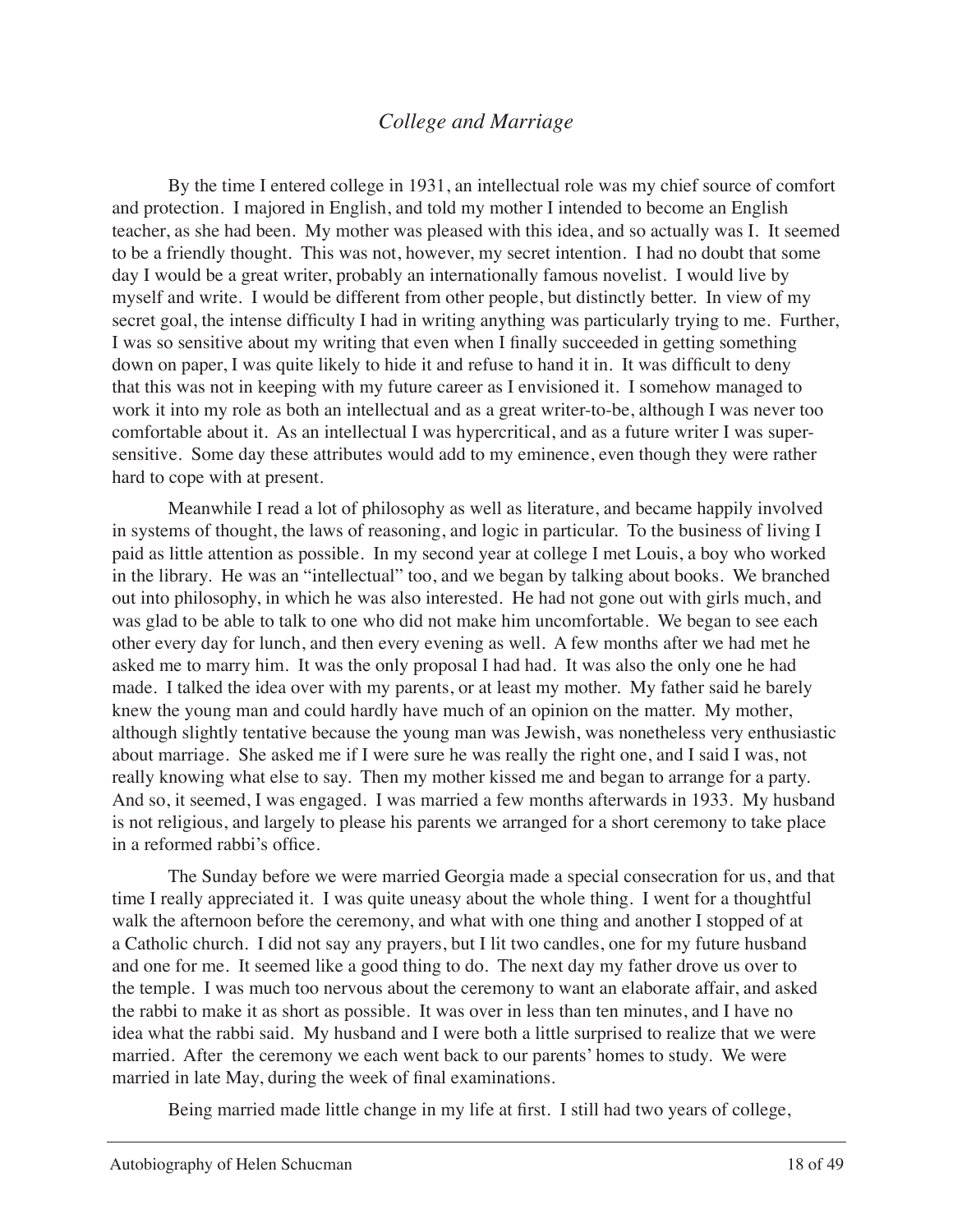## *College and Marriage*

By the time I entered college in 1931, an intellectual role was my chief source of comfort and protection. I majored in English, and told my mother I intended to become an English teacher, as she had been. My mother was pleased with this idea, and so actually was I. It seemed to be a friendly thought. This was not, however, my secret intention. I had no doubt that some day I would be a great writer, probably an internationally famous novelist. I would live by myself and write. I would be different from other people, but distinctly better. In view of my secret goal, the intense difficulty I had in writing anything was particularly trying to me. Further, I was so sensitive about my writing that even when I finally succeeded in getting something down on paper, I was quite likely to hide it and refuse to hand it in. It was difficult to deny that this was not in keeping with my future career as I envisioned it. I somehow managed to work it into my role as both an intellectual and as a great writer-to-be, although I was never too comfortable about it. As an intellectual I was hypercritical, and as a future writer I was super-sensitive. Some day these attributes would add to my eminence, even though they were rather hard to cope with at present.

Meanwhile I read a lot of philosophy as well as literature, and became happily involved in systems of thought, the laws of reasoning, and logic in particular. To the business of living I paid as little attention as possible. In my second year at college I met Louis, a boy who worked in the library. He was an "intellectual" too, and we began by talking about books. We branched out into philosophy, in which he was also interested. He had not gone out with girls much, and was glad to be able to talk to one who did not make him uncomfortable. We began to see each other every day for lunch, and then every evening as well. A few months after we had met he asked me to marry him. It was the only proposal I had had. It was also the only one he had made. I talked the idea over with my parents, or at least my mother. My father said he barely knew the young man and could hardly have much of an opinion on the matter. My mother, although slightly tentative because the young man was Jewish, was nonetheless very enthusiastic about marriage. She asked me if I were sure he was really the right one, and I said I was, not really knowing what else to say. Then my mother kissed me and began to arrange for a party. And so, it seemed, I was engaged. I was married a few months afterwards in 1933. My husband is not religious, and largely to please his parents we arranged for a short ceremony to take place in a reformed rabbi's office.

The Sunday before we were married Georgia made a special consecration for us, and that time I really appreciated it. I was quite uneasy about the whole thing. I went for a thoughtful walk the afternoon before the ceremony, and what with one thing and another I stopped of at a Catholic church. I did not say any prayers, but I lit two candles, one for my future husband and one for me. It seemed like a good thing to do. The next day my father drove us over to the temple. I was much too nervous about the ceremony to want an elaborate affair, and asked the rabbi to make it as short as possible. It was over in less than ten minutes, and I have no idea what the rabbi said. My husband and I were both a little surprised to realize that we were married. After the ceremony we each went back to our parents' homes to study. We were married in late May, during the week of final examinations.

Being married made little change in my life at first. I still had two years of college,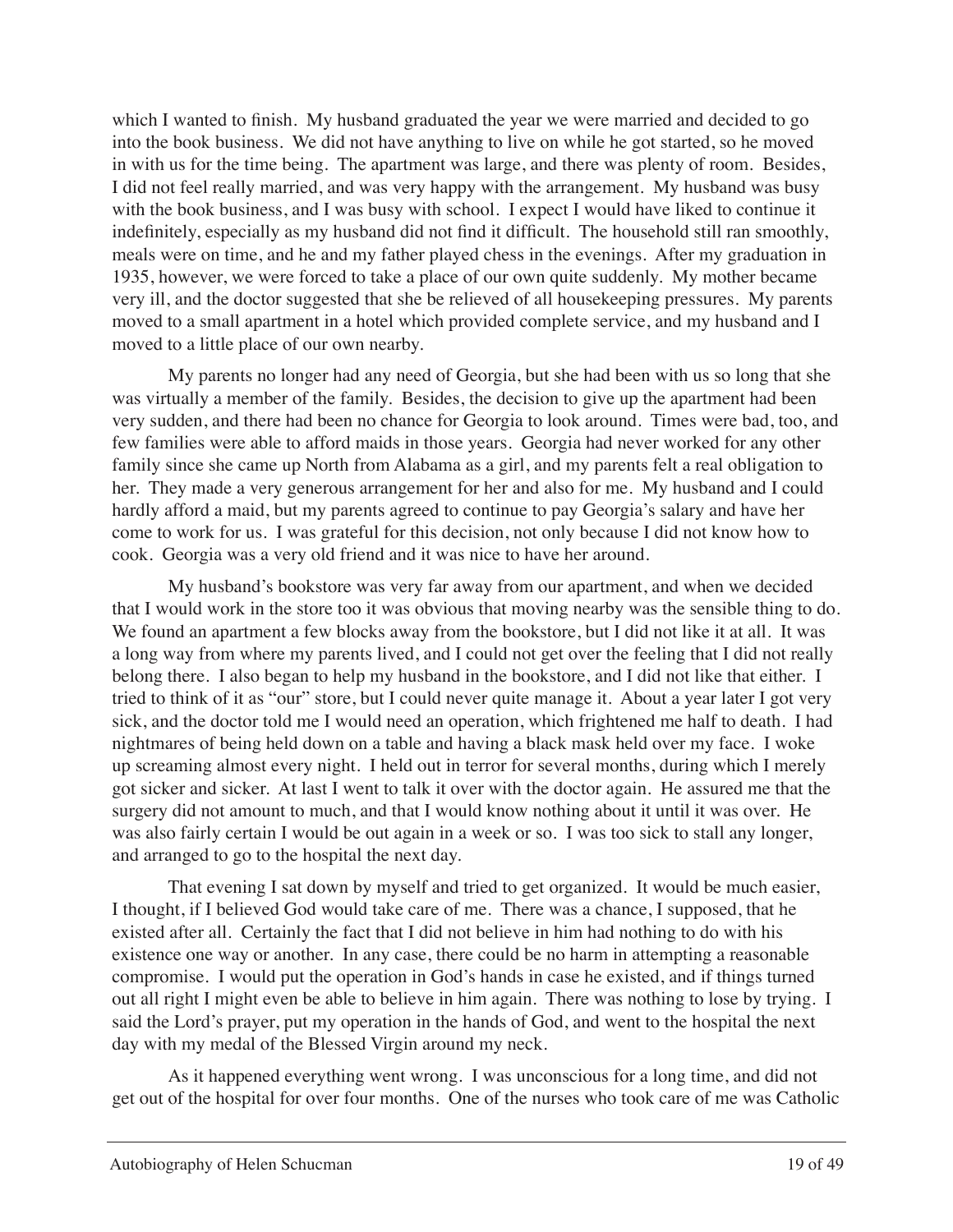which I wanted to finish. My husband graduated the year we were married and decided to go into the book business. We did not have anything to live on while he got started, so he moved in with us for the time being. The apartment was large, and there was plenty of room. Besides, I did not feel really married, and was very happy with the arrangement. My husband was busy with the book business, and I was busy with school. I expect I would have liked to continue it indefinitely, especially as my husband did not find it difficult. The household still ran smoothly, meals were on time, and he and my father played chess in the evenings. After my graduation in 1935, however, we were forced to take a place of our own quite suddenly. My mother became very ill, and the doctor suggested that she be relieved of all housekeeping pressures. My parents moved to a small apartment in a hotel which provided complete service, and my husband and I moved to a little place of our own nearby.

My parents no longer had any need of Georgia, but she had been with us so long that she was virtually a member of the family. Besides, the decision to give up the apartment had been very sudden, and there had been no chance for Georgia to look around. Times were bad, too, and few families were able to afford maids in those years. Georgia had never worked for any other family since she came up North from Alabama as a girl, and my parents felt a real obligation to her. They made a very generous arrangement for her and also for me. My husband and I could hardly afford a maid, but my parents agreed to continue to pay Georgia's salary and have her come to work for us. I was grateful for this decision, not only because I did not know how to cook. Georgia was a very old friend and it was nice to have her around.

My husband's bookstore was very far away from our apartment, and when we decided that I would work in the store too it was obvious that moving nearby was the sensible thing to do. We found an apartment a few blocks away from the bookstore, but I did not like it at all. It was a long way from where my parents lived, and I could not get over the feeling that I did not really belong there. I also began to help my husband in the bookstore, and I did not like that either. I tried to think of it as "our" store, but I could never quite manage it. About a year later I got very sick, and the doctor told me I would need an operation, which frightened me half to death. I had nightmares of being held down on a table and having a black mask held over my face. I woke up screaming almost every night. I held out in terror for several months, during which I merely got sicker and sicker. At last I went to talk it over with the doctor again. He assured me that the surgery did not amount to much, and that I would know nothing about it until it was over. He was also fairly certain I would be out again in a week or so. I was too sick to stall any longer, and arranged to go to the hospital the next day.

That evening I sat down by myself and tried to get organized. It would be much easier, I thought, if I believed God would take care of me. There was a chance, I supposed, that he existed after all. Certainly the fact that I did not believe in him had nothing to do with his existence one way or another. In any case, there could be no harm in attempting a reasonable compromise. I would put the operation in God's hands in case he existed, and if things turned out all right I might even be able to believe in him again. There was nothing to lose by trying. I said the Lord's prayer, put my operation in the hands of God, and went to the hospital the next day with my medal of the Blessed Virgin around my neck.

As it happened everything went wrong. I was unconscious for a long time, and did not get out of the hospital for over four months. One of the nurses who took care of me was Catholic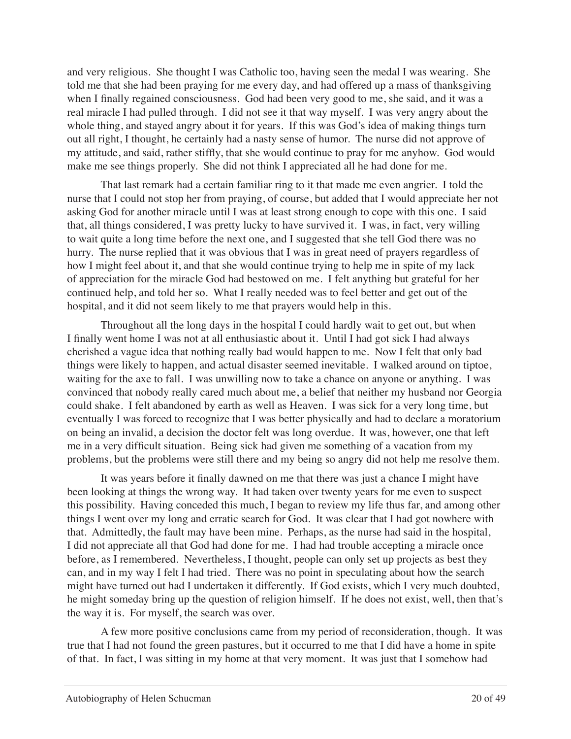and very religious. She thought I was Catholic too, having seen the medal I was wearing. She told me that she had been praying for me every day, and had offered up a mass of thanksgiving when I finally regained consciousness. God had been very good to me, she said, and it was a real miracle I had pulled through. I did not see it that way myself. I was very angry about the whole thing, and stayed angry about it for years. If this was God's idea of making things turn out all right, I thought, he certainly had a nasty sense of humor. The nurse did not approve of my attitude, and said, rather stiffly, that she would continue to pray for me anyhow. God would make me see things properly. She did not think I appreciated all he had done for me.

That last remark had a certain familiar ring to it that made me even angrier. I told the nurse that I could not stop her from praying, of course, but added that I would appreciate her not asking God for another miracle until I was at least strong enough to cope with this one. I said that, all things considered, I was pretty lucky to have survived it. I was, in fact, very willing to wait quite a long time before the next one, and I suggested that she tell God there was no hurry. The nurse replied that it was obvious that I was in great need of prayers regardless of how I might feel about it, and that she would continue trying to help me in spite of my lack of appreciation for the miracle God had bestowed on me. I felt anything but grateful for her continued help, and told her so. What I really needed was to feel better and get out of the hospital, and it did not seem likely to me that prayers would help in this.

Throughout all the long days in the hospital I could hardly wait to get out, but when I finally went home I was not at all enthusiastic about it. Until I had got sick I had always cherished a vague idea that nothing really bad would happen to me. Now I felt that only bad things were likely to happen, and actual disaster seemed inevitable. I walked around on tiptoe, waiting for the axe to fall. I was unwilling now to take a chance on anyone or anything. I was convinced that nobody really cared much about me, a belief that neither my husband nor Georgia could shake. I felt abandoned by earth as well as Heaven. I was sick for a very long time, but eventually I was forced to recognize that I was better physically and had to declare a moratorium on being an invalid, a decision the doctor felt was long overdue. It was, however, one that left me in a very difficult situation. Being sick had given me something of a vacation from my problems, but the problems were still there and my being so angry did not help me resolve them.

It was years before it finally dawned on me that there was just a chance I might have been looking at things the wrong way. It had taken over twenty years for me even to suspect this possibility. Having conceded this much, I began to review my life thus far, and among other things I went over my long and erratic search for God. It was clear that I had got nowhere with that. Admittedly, the fault may have been mine. Perhaps, as the nurse had said in the hospital, I did not appreciate all that God had done for me. I had had trouble accepting a miracle once before, as I remembered. Nevertheless, I thought, people can only set up projects as best they can, and in my way I felt I had tried. There was no point in speculating about how the search might have turned out had I undertaken it differently. If God exists, which I very much doubted, he might someday bring up the question of religion himself. If he does not exist, well, then that's the way it is. For myself, the search was over.

A few more positive conclusions came from my period of reconsideration, though. It was true that I had not found the green pastures, but it occurred to me that I did have a home in spite of that. In fact, I was sitting in my home at that very moment. It was just that I somehow had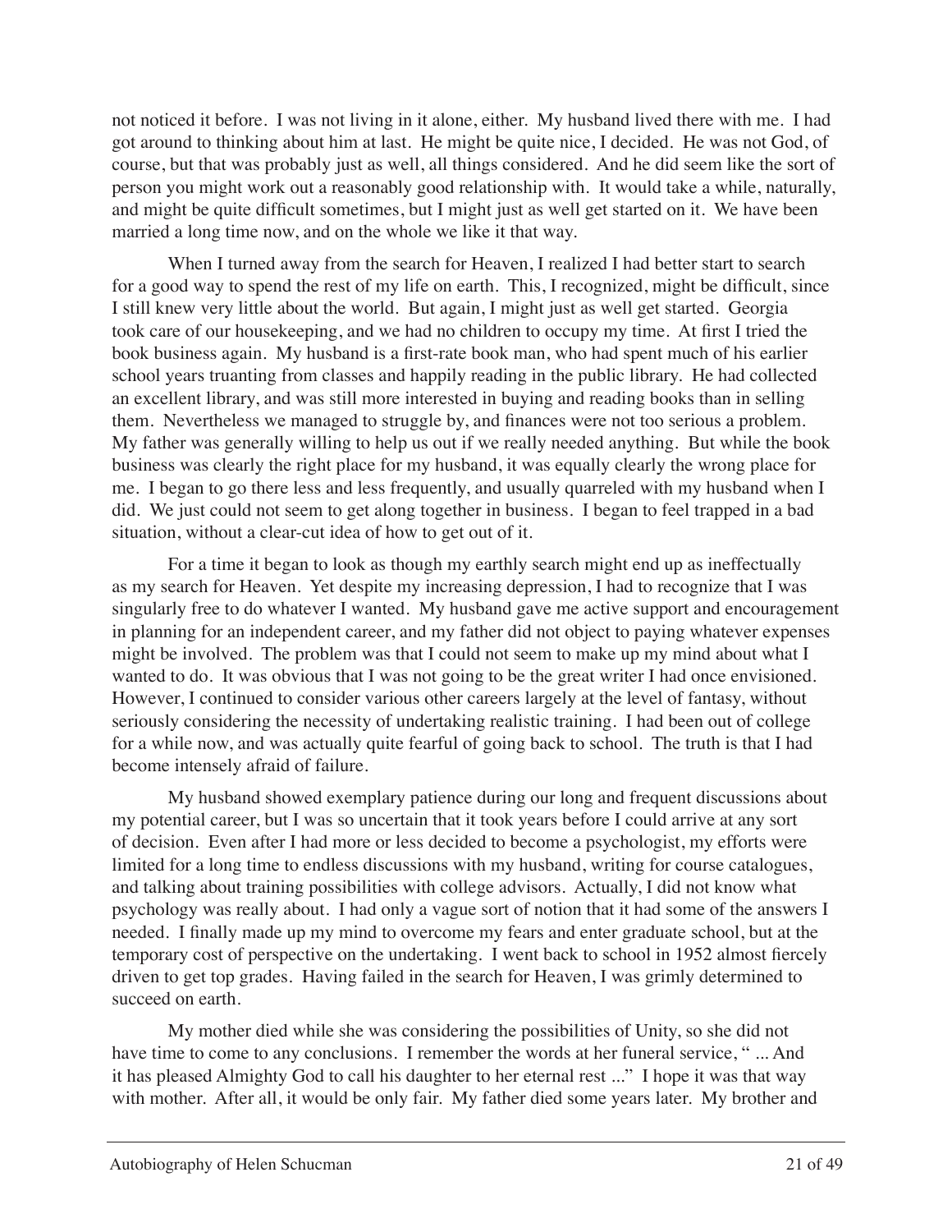not noticed it before. I was not living in it alone, either. My husband lived there with me. I had got around to thinking about him at last. He might be quite nice, I decided. He was not God, of course, but that was probably just as well, all things considered. And he did seem like the sort of person you might work out a reasonably good relationship with. It would take a while, naturally, and might be quite difficult sometimes, but I might just as well get started on it. We have been married a long time now, and on the whole we like it that way.

When I turned away from the search for Heaven, I realized I had better start to search for a good way to spend the rest of my life on earth. This, I recognized, might be difficult, since I still knew very little about the world. But again, I might just as well get started. Georgia took care of our housekeeping, and we had no children to occupy my time. At first I tried the book business again. My husband is a first-rate book man, who had spent much of his earlier school years truanting from classes and happily reading in the public library. He had collected an excellent library, and was still more interested in buying and reading books than in selling them. Nevertheless we managed to struggle by, and finances were not too serious a problem. My father was generally willing to help us out if we really needed anything. But while the book business was clearly the right place for my husband, it was equally clearly the wrong place for me. I began to go there less and less frequently, and usually quarreled with my husband when I did. We just could not seem to get along together in business. I began to feel trapped in a bad situation, without a clear-cut idea of how to get out of it.

For a time it began to look as though my earthly search might end up as ineffectually as my search for Heaven. Yet despite my increasing depression, I had to recognize that I was singularly free to do whatever I wanted. My husband gave me active support and encouragement in planning for an independent career, and my father did not object to paying whatever expenses might be involved. The problem was that I could not seem to make up my mind about what I wanted to do. It was obvious that I was not going to be the great writer I had once envisioned. However, I continued to consider various other careers largely at the level of fantasy, without seriously considering the necessity of undertaking realistic training. I had been out of college for a while now, and was actually quite fearful of going back to school. The truth is that I had become intensely afraid of failure.

My husband showed exemplary patience during our long and frequent discussions about my potential career, but I was so uncertain that it took years before I could arrive at any sort of decision. Even after I had more or less decided to become a psychologist, my efforts were limited for a long time to endless discussions with my husband, writing for course catalogues, and talking about training possibilities with college advisors. Actually, I did not know what psychology was really about. I had only a vague sort of notion that it had some of the answers I needed. I finally made up my mind to overcome my fears and enter graduate school, but at the temporary cost of perspective on the undertaking. I went back to school in 1952 almost fiercely driven to get top grades. Having failed in the search for Heaven, I was grimly determined to succeed on earth.

My mother died while she was considering the possibilities of Unity, so she did not have time to come to any conclusions. I remember the words at her funeral service, " ... And it has pleased Almighty God to call his daughter to her eternal rest ..." I hope it was that way with mother. After all, it would be only fair. My father died some years later. My brother and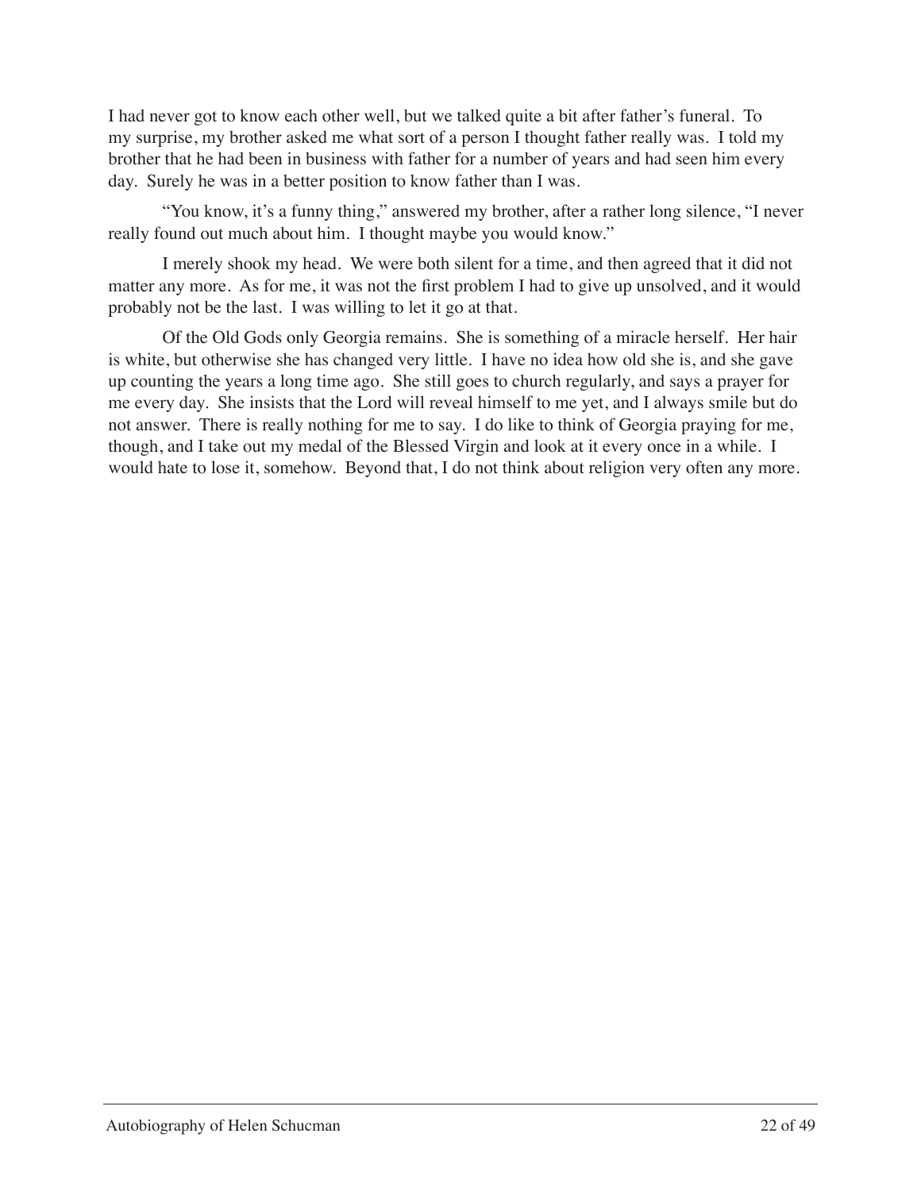I had never got to know each other well, but we talked quite a bit after father's funeral. To my surprise, my brother asked me what sort of a person I thought father really was. I told my brother that he had been in business with father for a number of years and had seen him every day. Surely he was in a better position to know father than I was.

"You know, it's a funny thing," answered my brother, after a rather long silence, "I never really found out much about him. I thought maybe you would know."

I merely shook my head. We were both silent for a time, and then agreed that it did not matter any more. As for me, it was not the first problem I had to give up unsolved, and it would probably not be the last. I was willing to let it go at that.

Of the Old Gods only Georgia remains. She is something of a miracle herself. Her hair is white, but otherwise she has changed very little. I have no idea how old she is, and she gave up counting the years a long time ago. She still goes to church regularly, and says a prayer for me every day. She insists that the Lord will reveal himself to me yet, and I always smile but do not answer. There is really nothing for me to say. I do like to think of Georgia praying for me, though, and I take out my medal of the Blessed Virgin and look at it every once in a while. I would hate to lose it, somehow. Beyond that, I do not think about religion very often any more.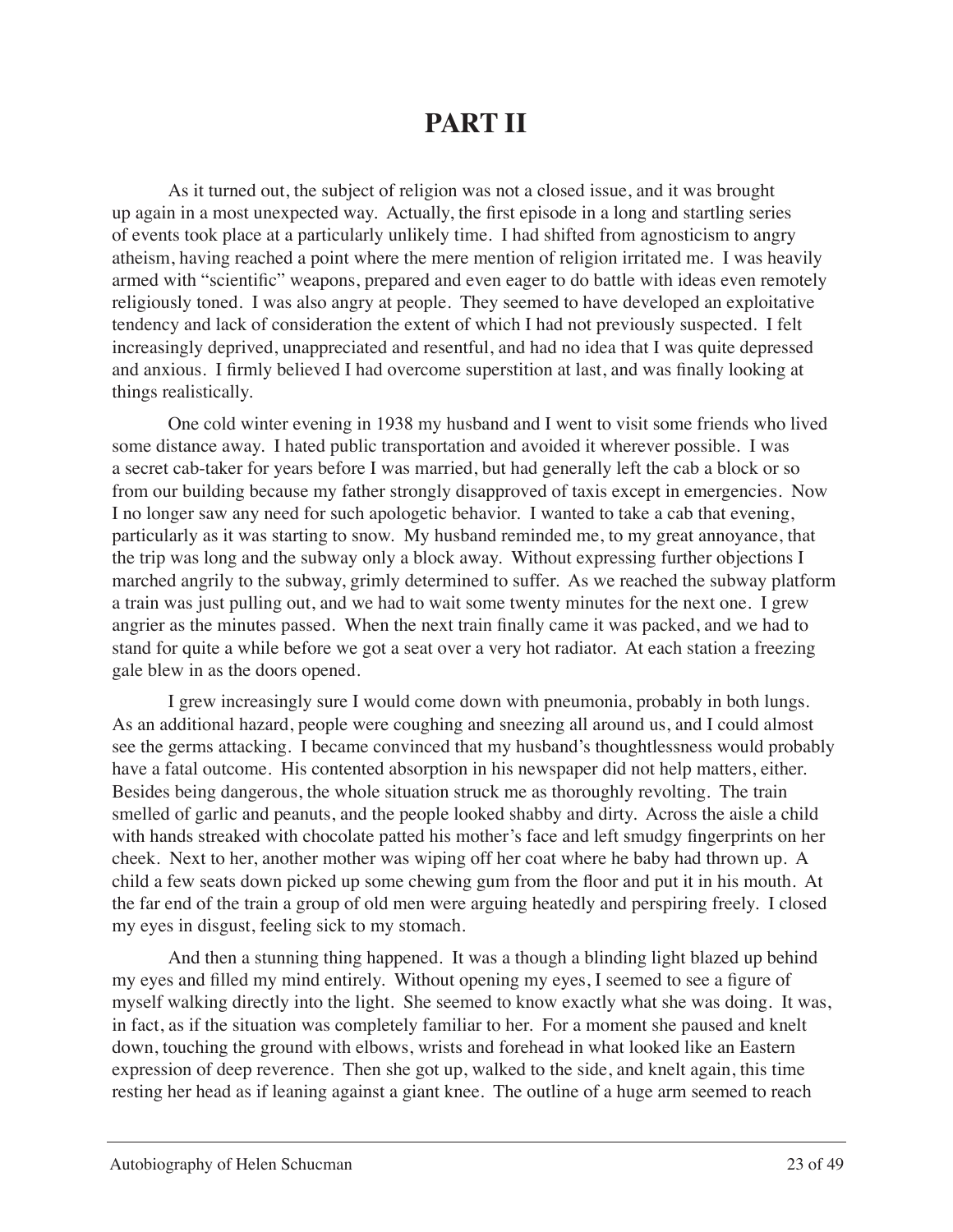# PART II

As it turned out, the subject of religion was not a closed issue, and it was brought up again in a most unexpected way. Actually, the first episode in a long and startling series of events took place at a particularly unlikely time. I had shifted from agnosticism to angry atheism, having reached a point where the mere mention of religion irritated me. I was heavily armed with "scientific" weapons, prepared and even eager to do battle with ideas even remotely religiously toned. I was also angry at people. They seemed to have developed an exploitative tendency and lack of consideration the extent of which I had not previously suspected. I felt increasingly deprived, unappreciated and resentful, and had no idea that I was quite depressed and anxious. I firmly believed I had overcome superstition at last, and was finally looking at things realistically.

One cold winter evening in 1938 my husband and I went to visit some friends who lived some distance away. I hated public transportation and avoided it wherever possible. I was a secret cab-taker for years before I was married, but had generally left the cab a block or so from our building because my father strongly disapproved of taxis except in emergencies. Now I no longer saw any need for such apologetic behavior. I wanted to take a cab that evening, particularly as it was starting to snow. My husband reminded me, to my great annoyance, that the trip was long and the subway only a block away. Without expressing further objections I marched angrily to the subway, grimly determined to suffer. As we reached the subway platform a train was just pulling out, and we had to wait some twenty minutes for the next one. I grew angrier as the minutes passed. When the next train finally came it was packed, and we had to stand for quite a while before we got a seat over a very hot radiator. At each station a freezing gale blew in as the doors opened.

I grew increasingly sure I would come down with pneumonia, probably in both lungs. As an additional hazard, people were coughing and sneezing all around us, and I could almost see the germs attacking. I became convinced that my husband's thoughtlessness would probably have a fatal outcome. His contented absorption in his newspaper did not help matters, either. Besides being dangerous, the whole situation struck me as thoroughly revolting. The train smelled of garlic and peanuts, and the people looked shabby and dirty. Across the aisle a child with hands streaked with chocolate patted his mother's face and left smudgy fingerprints on her cheek. Next to her, another mother was wiping off her coat where he baby had thrown up. A child a few seats down picked up some chewing gum from the floor and put it in his mouth. At the far end of the train a group of old men were arguing heatedly and perspiring freely. I closed my eyes in disgust, feeling sick to my stomach.

And then a stunning thing happened. It was a though a blinding light blazed up behind my eyes and filled my mind entirely. Without opening my eyes, I seemed to see a figure of myself walking directly into the light. She seemed to know exactly what she was doing. It was, in fact, as if the situation was completely familiar to her. For a moment she paused and knelt down, touching the ground with elbows, wrists and forehead in what looked like an Eastern expression of deep reverence. Then she got up, walked to the side, and knelt again, this time resting her head as if leaning against a giant knee. The outline of a huge arm seemed to reach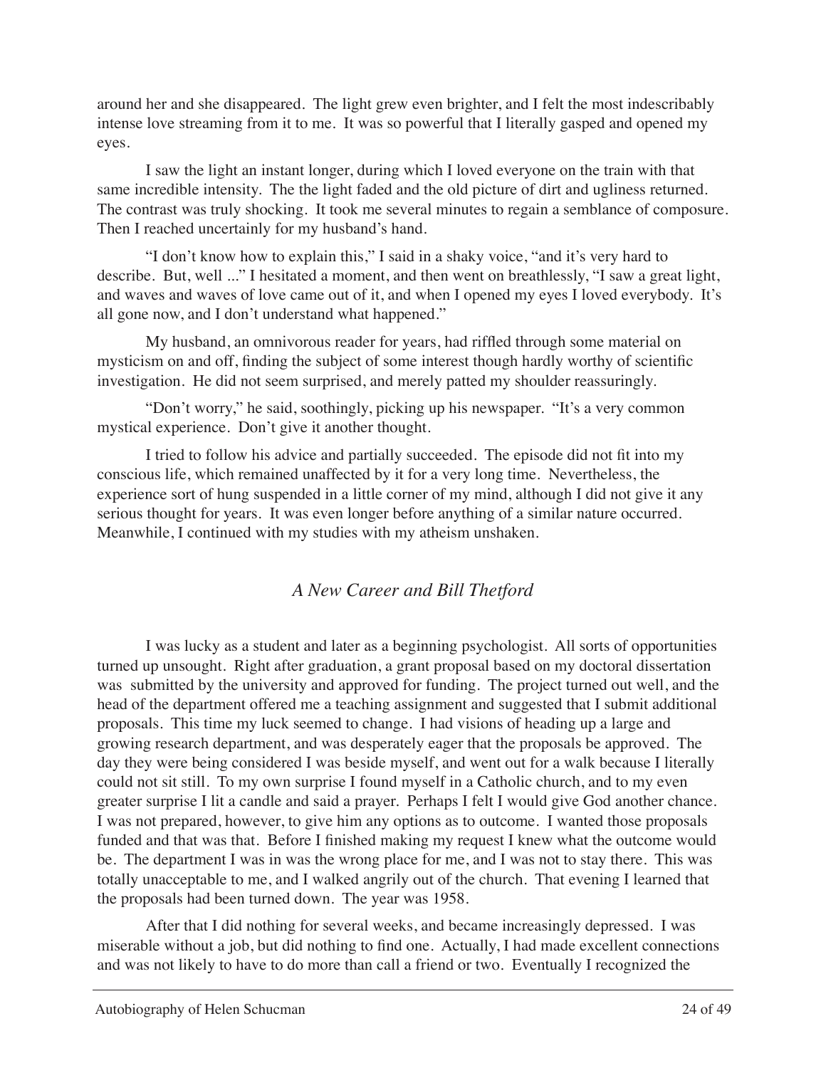around her and she disappeared. The light grew even brighter, and I felt the most indescribably intense love streaming from it to me. It was so powerful that I literally gasped and opened my eyes.

I saw the light an instant longer, during which I loved everyone on the train with that same incredible intensity. The the light faded and the old picture of dirt and ugliness returned. The contrast was truly shocking. It took me several minutes to regain a semblance of composure. Then I reached uncertainly for my husband's hand.

"I don't know how to explain this," I said in a shaky voice, "and it's very hard to describe. But, well ..." I hesitated a moment, and then went on breathlessly, "I saw a great light, and waves and waves of love came out of it, and when I opened my eyes I loved everybody. It's all gone now, and I don't understand what happened."

My husband, an omnivorous reader for years, had riffled through some material on mysticism on and off, finding the subject of some interest though hardly worthy of scientific investigation. He did not seem surprised, and merely patted my shoulder reassuringly.

"Don't worry," he said, soothingly, picking up his newspaper. "It's a very common mystical experience. Don't give it another thought.

I tried to follow his advice and partially succeeded. The episode did not fit into my conscious life, which remained unaffected by it for a very long time. Nevertheless, the experience sort of hung suspended in a little corner of my mind, although I did not give it any serious thought for years. It was even longer before anything of a similar nature occurred. Meanwhile, I continued with my studies with my atheism unshaken.

## *A New Career and Bill Thetford*

I was lucky as a student and later as a beginning psychologist. All sorts of opportunities turned up unsought. Right after graduation, a grant proposal based on my doctoral dissertation was submitted by the university and approved for funding. The project turned out well, and the head of the department offered me a teaching assignment and suggested that I submit additional proposals. This time my luck seemed to change. I had visions of heading up a large and growing research department, and was desperately eager that the proposals be approved. The day they were being considered I was beside myself, and went out for a walk because I literally could not sit still. To my own surprise I found myself in a Catholic church, and to my even greater surprise I lit a candle and said a prayer. Perhaps I felt I would give God another chance. I was not prepared, however, to give him any options as to outcome. I wanted those proposals funded and that was that. Before I finished making my request I knew what the outcome would be. The department I was in was the wrong place for me, and I was not to stay there. This was totally unacceptable to me, and I walked angrily out of the church. That evening I learned that the proposals had been turned down. The year was 1958.

After that I did nothing for several weeks, and became increasingly depressed. I was miserable without a job, but did nothing to find one. Actually, I had made excellent connections and was not likely to have to do more than call a friend or two. Eventually I recognized the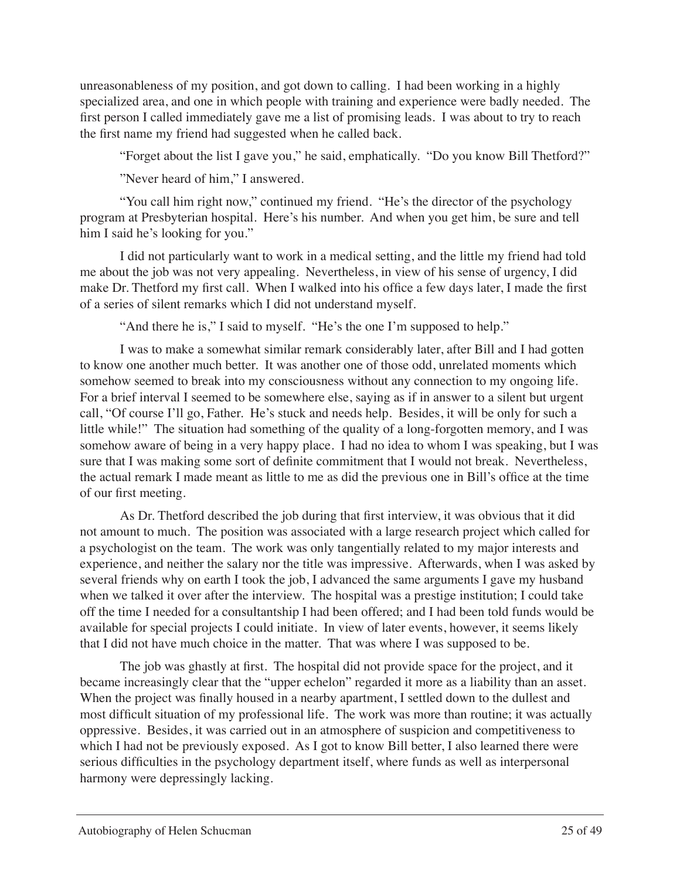unreasonableness of my position, and got down to calling. I had been working in a highly specialized area, and one in which people with training and experience were badly needed. The first person I called immediately gave me a list of promising leads. I was about to try to reach the first name my friend had suggested when he called back.

"Forget about the list I gave you," he said, emphatically. "Do you know Bill Thetford?"

"Never heard of him," I answered.

"You call him right now," continued my friend. "He's the director of the psychology program at Presbyterian hospital. Here's his number. And when you get him, be sure and tell him I said he's looking for you."

I did not particularly want to work in a medical setting, and the little my friend had told me about the job was not very appealing. Nevertheless, in view of his sense of urgency, I did make Dr. Thetford my first call. When I walked into his office a few days later, I made the first of a series of silent remarks which I did not understand myself.

"And there he is," I said to myself. "He's the one I'm supposed to help."

I was to make a somewhat similar remark considerably later, after Bill and I had gotten to know one another much better. It was another one of those odd, unrelated moments which somehow seemed to break into my consciousness without any connection to my ongoing life. For a brief interval I seemed to be somewhere else, saying as if in answer to a silent but urgent call, "Of course I'll go, Father. He's stuck and needs help. Besides, it will be only for such a little while!" The situation had something of the quality of a long-forgotten memory, and I was somehow aware of being in a very happy place. I had no idea to whom I was speaking, but I was sure that I was making some sort of definite commitment that I would not break. Nevertheless, the actual remark I made meant as little to me as did the previous one in Bill's office at the time of our first meeting.

As Dr. Thetford described the job during that first interview, it was obvious that it did not amount to much. The position was associated with a large research project which called for a psychologist on the team. The work was only tangentially related to my major interests and experience, and neither the salary nor the title was impressive. Afterwards, when I was asked by several friends why on earth I took the job, I advanced the same arguments I gave my husband when we talked it over after the interview. The hospital was a prestige institution; I could take off the time I needed for a consultantship I had been offered; and I had been told funds would be available for special projects I could initiate. In view of later events, however, it seems likely that I did not have much choice in the matter. That was where I was supposed to be.

The job was ghastly at first. The hospital did not provide space for the project, and it became increasingly clear that the "upper echelon" regarded it more as a liability than an asset. When the project was finally housed in a nearby apartment, I settled down to the dullest and most difficult situation of my professional life. The work was more than routine; it was actually oppressive. Besides, it was carried out in an atmosphere of suspicion and competitiveness to which I had not be previously exposed. As I got to know Bill better, I also learned there were serious difficulties in the psychology department itself, where funds as well as interpersonal harmony were depressingly lacking.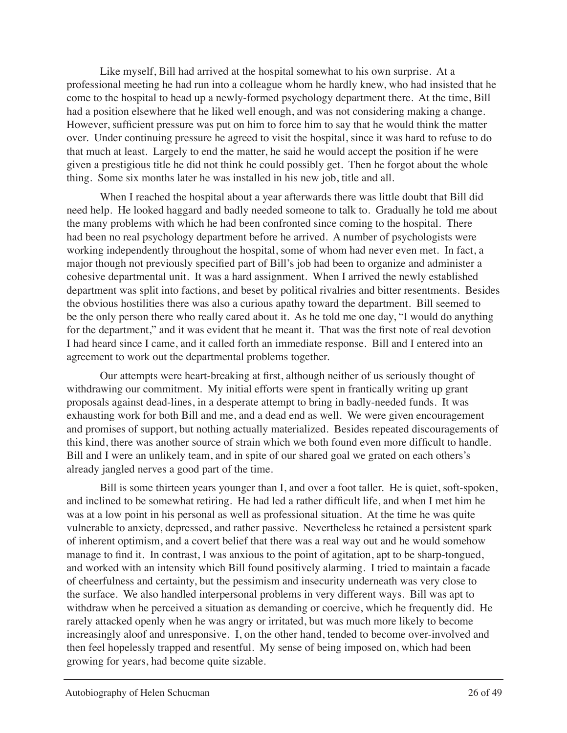Like myself, Bill had arrived at the hospital somewhat to his own surprise. At a professional meeting he had run into a colleague whom he hardly knew, who had insisted that he come to the hospital to head up a newly-formed psychology department there. At the time, Bill had a position elsewhere that he liked well enough, and was not considering making a change. However, sufficient pressure was put on him to force him to say that he would think the matter over. Under continuing pressure he agreed to visit the hospital, since it was hard to refuse to do that much at least. Largely to end the matter, he said he would accept the position if he were given a prestigious title he did not think he could possibly get. Then he forgot about the whole thing. Some six months later he was installed in his new job, title and all.

When I reached the hospital about a year afterwards there was little doubt that Bill did need help. He looked haggard and badly needed someone to talk to. Gradually he told me about the many problems with which he had been confronted since coming to the hospital. There had been no real psychology department before he arrived. A number of psychologists were working independently throughout the hospital, some of whom had never even met. In fact, a major though not previously specified part of Bill's job had been to organize and administer a cohesive departmental unit. It was a hard assignment. When I arrived the newly established department was split into factions, and beset by political rivalries and bitter resentments. Besides the obvious hostilities there was also a curious apathy toward the department. Bill seemed to be the only person there who really cared about it. As he told me one day, "I would do anything for the department," and it was evident that he meant it. That was the first note of real devotion I had heard since I came, and it called forth an immediate response. Bill and I entered into an agreement to work out the departmental problems together.

Our attempts were heart-breaking at first, although neither of us seriously thought of withdrawing our commitment. My initial efforts were spent in frantically writing up grant proposals against dead-lines, in a desperate attempt to bring in badly-needed funds. It was exhausting work for both Bill and me, and a dead end as well. We were given encouragement and promises of support, but nothing actually materialized. Besides repeated discouragements of this kind, there was another source of strain which we both found even more difficult to handle. Bill and I were an unlikely team, and in spite of our shared goal we grated on each others's already jangled nerves a good part of the time.

Bill is some thirteen years younger than I, and over a foot taller. He is quiet, soft-spoken, and inclined to be somewhat retiring. He had led a rather difficult life, and when I met him he was at a low point in his personal as well as professional situation. At the time he was quite vulnerable to anxiety, depressed, and rather passive. Nevertheless he retained a persistent spark of inherent optimism, and a covert belief that there was a real way out and he would somehow manage to find it. In contrast, I was anxious to the point of agitation, apt to be sharp-tongued, and worked with an intensity which Bill found positively alarming. I tried to maintain a facade of cheerfulness and certainty, but the pessimism and insecurity underneath was very close to the surface. We also handled interpersonal problems in very different ways. Bill was apt to withdraw when he perceived a situation as demanding or coercive, which he frequently did. He rarely attacked openly when he was angry or irritated, but was much more likely to become increasingly aloof and unresponsive. I, on the other hand, tended to become over-involved and then feel hopelessly trapped and resentful. My sense of being imposed on, which had been growing for years, had become quite sizable.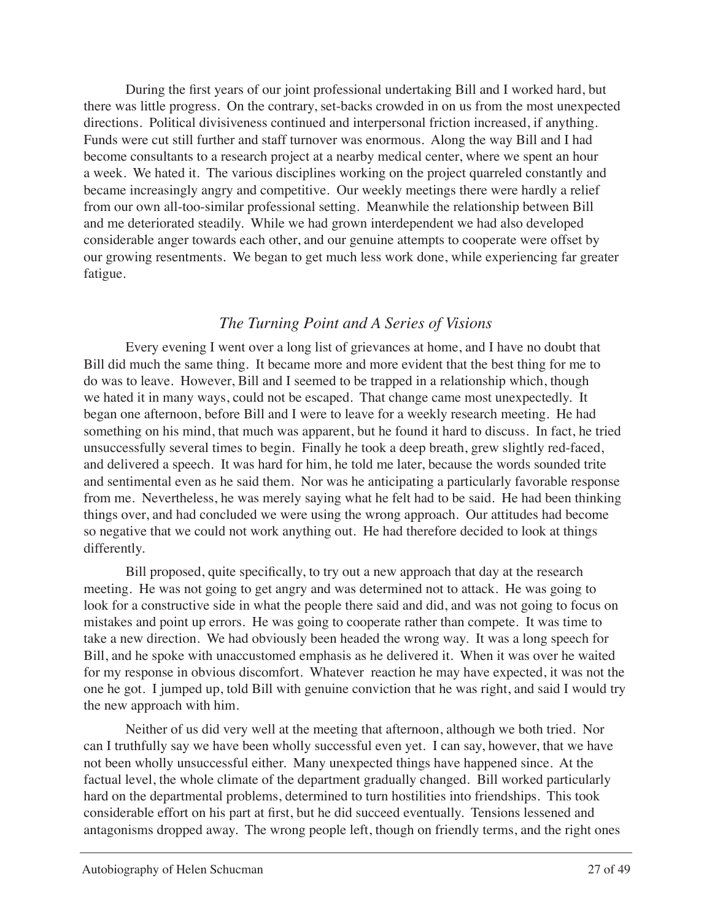During the first years of our joint professional undertaking Bill and I worked hard, but there was little progress. On the contrary, set-backs crowded in on us from the most unexpected directions. Political divisiveness continued and interpersonal friction increased, if anything. Funds were cut still further and staff turnover was enormous. Along the way Bill and I had become consultants to a research project at a nearby medical center, where we spent an hour a week. We hated it. The various disciplines working on the project quarreled constantly and became increasingly angry and competitive. Our weekly meetings there were hardly a relief from our own all-too-similar professional setting. Meanwhile the relationship between Bill and me deteriorated steadily. While we had grown interdependent we had also developed considerable anger towards each other, and our genuine attempts to cooperate were offset by our growing resentments. We began to get much less work done, while experiencing far greater fatigue.

## *The Turning Point and A Series of Visions*

Every evening I went over a long list of grievances at home, and I have no doubt that Bill did much the same thing. It became more and more evident that the best thing for me to do was to leave. However, Bill and I seemed to be trapped in a relationship which, though we hated it in many ways, could not be escaped. That change came most unexpectedly. It began one afternoon, before Bill and I were to leave for a weekly research meeting. He had something on his mind, that much was apparent, but he found it hard to discuss. In fact, he tried unsuccessfully several times to begin. Finally he took a deep breath, grew slightly red-faced, and delivered a speech. It was hard for him, he told me later, because the words sounded trite and sentimental even as he said them. Nor was he anticipating a particularly favorable response from me. Nevertheless, he was merely saying what he felt had to be said. He had been thinking things over, and had concluded we were using the wrong approach. Our attitudes had become so negative that we could not work anything out. He had therefore decided to look at things differently.

Bill proposed, quite specifically, to try out a new approach that day at the research meeting. He was not going to get angry and was determined not to attack. He was going to look for a constructive side in what the people there said and did, and was not going to focus on mistakes and point up errors. He was going to cooperate rather than compete. It was time to take a new direction. We had obviously been headed the wrong way. It was a long speech for Bill, and he spoke with unaccustomed emphasis as he delivered it. When it was over he waited for my response in obvious discomfort. Whatever reaction he may have expected, it was not the one he got. I jumped up, told Bill with genuine conviction that he was right, and said I would try the new approach with him.

Neither of us did very well at the meeting that afternoon, although we both tried. Nor can I truthfully say we have been wholly successful even yet. I can say, however, that we have not been wholly unsuccessful either. Many unexpected things have happened since. At the factual level, the whole climate of the department gradually changed. Bill worked particularly hard on the departmental problems, determined to turn hostilities into friendships. This took considerable effort on his part at first, but he did succeed eventually. Tensions lessened and antagonisms dropped away. The wrong people left, though on friendly terms, and the right ones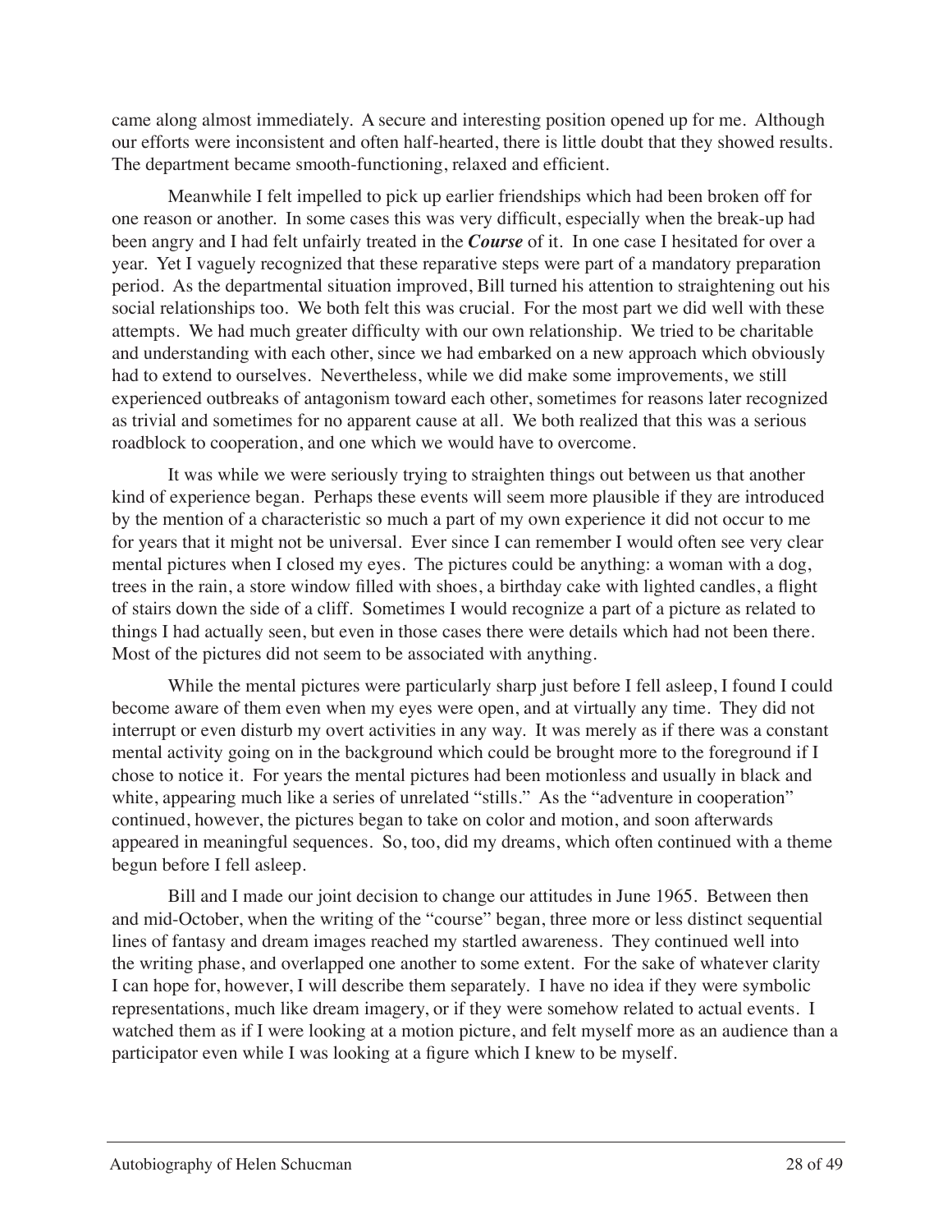came along almost immediately. A secure and interesting position opened up for me. Although our efforts were inconsistent and often half-hearted, there is little doubt that they showed results. The department became smooth-functioning, relaxed and efficient.

Meanwhile I felt impelled to pick up earlier friendships which had been broken off for one reason or another. In some cases this was very difficult, especially when the break-up had been angry and I had felt unfairly treated in the ***Course*** of it. In one case I hesitated for over a year. Yet I vaguely recognized that these reparative steps were part of a mandatory preparation period. As the departmental situation improved, Bill turned his attention to straightening out his social relationships too. We both felt this was crucial. For the most part we did well with these attempts. We had much greater difficulty with our own relationship. We tried to be charitable and understanding with each other, since we had embarked on a new approach which obviously had to extend to ourselves. Nevertheless, while we did make some improvements, we still experienced outbreaks of antagonism toward each other, sometimes for reasons later recognized as trivial and sometimes for no apparent cause at all. We both realized that this was a serious roadblock to cooperation, and one which we would have to overcome.

It was while we were seriously trying to straighten things out between us that another kind of experience began. Perhaps these events will seem more plausible if they are introduced by the mention of a characteristic so much a part of my own experience it did not occur to me for years that it might not be universal. Ever since I can remember I would often see very clear mental pictures when I closed my eyes. The pictures could be anything: a woman with a dog, trees in the rain, a store window filled with shoes, a birthday cake with lighted candles, a flight of stairs down the side of a cliff. Sometimes I would recognize a part of a picture as related to things I had actually seen, but even in those cases there were details which had not been there. Most of the pictures did not seem to be associated with anything.

While the mental pictures were particularly sharp just before I fell asleep, I found I could become aware of them even when my eyes were open, and at virtually any time. They did not interrupt or even disturb my overt activities in any way. It was merely as if there was a constant mental activity going on in the background which could be brought more to the foreground if I chose to notice it. For years the mental pictures had been motionless and usually in black and white, appearing much like a series of unrelated "stills." As the "adventure in cooperation" continued, however, the pictures began to take on color and motion, and soon afterwards appeared in meaningful sequences. So, too, did my dreams, which often continued with a theme begun before I fell asleep.

Bill and I made our joint decision to change our attitudes in June 1965. Between then and mid-October, when the writing of the "course" began, three more or less distinct sequential lines of fantasy and dream images reached my startled awareness. They continued well into the writing phase, and overlapped one another to some extent. For the sake of whatever clarity I can hope for, however, I will describe them separately. I have no idea if they were symbolic representations, much like dream imagery, or if they were somehow related to actual events. I watched them as if I were looking at a motion picture, and felt myself more as an audience than a participator even while I was looking at a figure which I knew to be myself.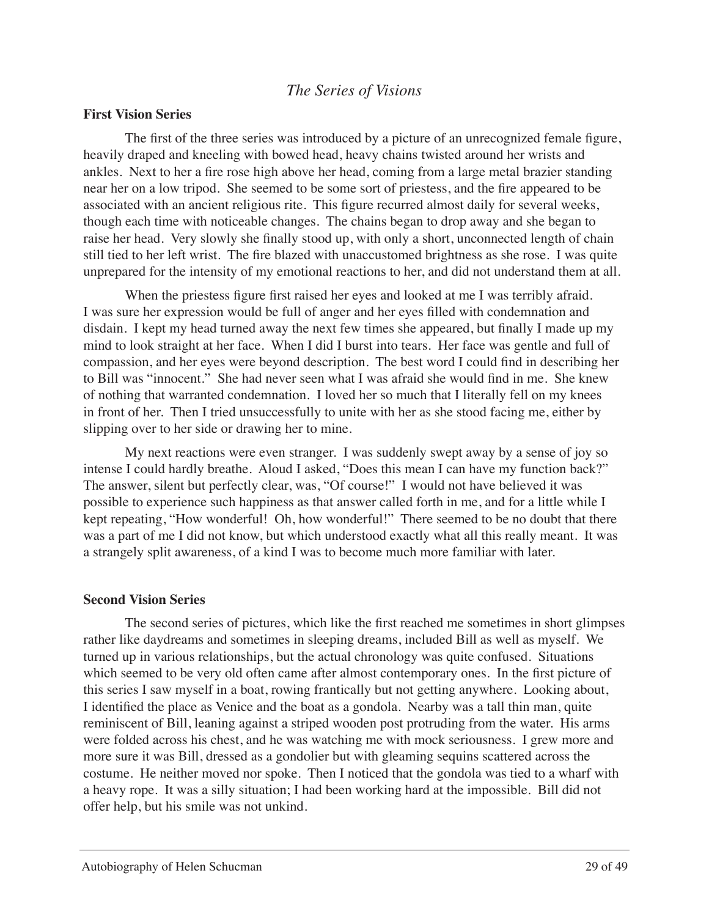## *The Series of Visions*

### First Vision Series

The first of the three series was introduced by a picture of an unrecognized female figure, heavily draped and kneeling with bowed head, heavy chains twisted around her wrists and ankles. Next to her a fire rose high above her head, coming from a large metal brazier standing near her on a low tripod. She seemed to be some sort of priestess, and the fire appeared to be associated with an ancient religious rite. This figure recurred almost daily for several weeks, though each time with noticeable changes. The chains began to drop away and she began to raise her head. Very slowly she finally stood up, with only a short, unconnected length of chain still tied to her left wrist. The fire blazed with unaccustomed brightness as she rose. I was quite unprepared for the intensity of my emotional reactions to her, and did not understand them at all.

When the priestess figure first raised her eyes and looked at me I was terribly afraid. I was sure her expression would be full of anger and her eyes filled with condemnation and disdain. I kept my head turned away the next few times she appeared, but finally I made up my mind to look straight at her face. When I did I burst into tears. Her face was gentle and full of compassion, and her eyes were beyond description. The best word I could find in describing her to Bill was "innocent." She had never seen what I was afraid she would find in me. She knew of nothing that warranted condemnation. I loved her so much that I literally fell on my knees in front of her. Then I tried unsuccessfully to unite with her as she stood facing me, either by slipping over to her side or drawing her to mine.

My next reactions were even stranger. I was suddenly swept away by a sense of joy so intense I could hardly breathe. Aloud I asked, "Does this mean I can have my function back?" The answer, silent but perfectly clear, was, "Of course!" I would not have believed it was possible to experience such happiness as that answer called forth in me, and for a little while I kept repeating, "How wonderful! Oh, how wonderful!" There seemed to be no doubt that there was a part of me I did not know, but which understood exactly what all this really meant. It was a strangely split awareness, of a kind I was to become much more familiar with later.

### Second Vision Series

The second series of pictures, which like the first reached me sometimes in short glimpses rather like daydreams and sometimes in sleeping dreams, included Bill as well as myself. We turned up in various relationships, but the actual chronology was quite confused. Situations which seemed to be very old often came after almost contemporary ones. In the first picture of this series I saw myself in a boat, rowing frantically but not getting anywhere. Looking about, I identified the place as Venice and the boat as a gondola. Nearby was a tall thin man, quite reminiscent of Bill, leaning against a striped wooden post protruding from the water. His arms were folded across his chest, and he was watching me with mock seriousness. I grew more and more sure it was Bill, dressed as a gondolier but with gleaming sequins scattered across the costume. He neither moved nor spoke. Then I noticed that the gondola was tied to a wharf with a heavy rope. It was a silly situation; I had been working hard at the impossible. Bill did not offer help, but his smile was not unkind.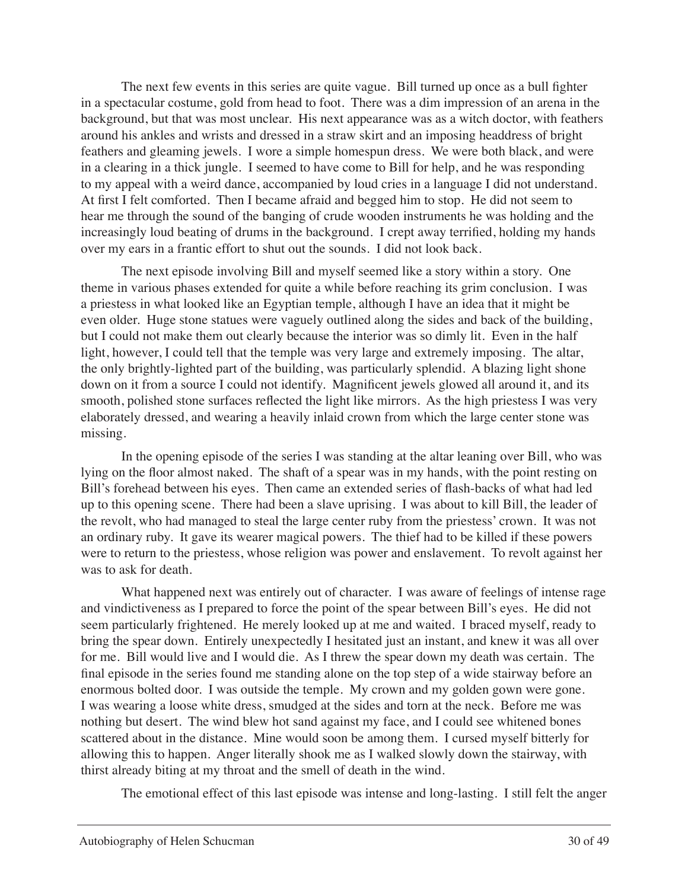The next few events in this series are quite vague. Bill turned up once as a bull fighter in a spectacular costume, gold from head to foot. There was a dim impression of an arena in the background, but that was most unclear. His next appearance was as a witch doctor, with feathers around his ankles and wrists and dressed in a straw skirt and an imposing headdress of bright feathers and gleaming jewels. I wore a simple homespun dress. We were both black, and were in a clearing in a thick jungle. I seemed to have come to Bill for help, and he was responding to my appeal with a weird dance, accompanied by loud cries in a language I did not understand. At first I felt comforted. Then I became afraid and begged him to stop. He did not seem to hear me through the sound of the banging of crude wooden instruments he was holding and the increasingly loud beating of drums in the background. I crept away terrified, holding my hands over my ears in a frantic effort to shut out the sounds. I did not look back.

The next episode involving Bill and myself seemed like a story within a story. One theme in various phases extended for quite a while before reaching its grim conclusion. I was a priestess in what looked like an Egyptian temple, although I have an idea that it might be even older. Huge stone statues were vaguely outlined along the sides and back of the building, but I could not make them out clearly because the interior was so dimly lit. Even in the half light, however, I could tell that the temple was very large and extremely imposing. The altar, the only brightly-lighted part of the building, was particularly splendid. A blazing light shone down on it from a source I could not identify. Magnificent jewels glowed all around it, and its smooth, polished stone surfaces reflected the light like mirrors. As the high priestess I was very elaborately dressed, and wearing a heavily inlaid crown from which the large center stone was missing.

In the opening episode of the series I was standing at the altar leaning over Bill, who was lying on the floor almost naked. The shaft of a spear was in my hands, with the point resting on Bill's forehead between his eyes. Then came an extended series of flash-backs of what had led up to this opening scene. There had been a slave uprising. I was about to kill Bill, the leader of the revolt, who had managed to steal the large center ruby from the priestess' crown. It was not an ordinary ruby. It gave its wearer magical powers. The thief had to be killed if these powers were to return to the priestess, whose religion was power and enslavement. To revolt against her was to ask for death.

What happened next was entirely out of character. I was aware of feelings of intense rage and vindictiveness as I prepared to force the point of the spear between Bill's eyes. He did not seem particularly frightened. He merely looked up at me and waited. I braced myself, ready to bring the spear down. Entirely unexpectedly I hesitated just an instant, and knew it was all over for me. Bill would live and I would die. As I threw the spear down my death was certain. The final episode in the series found me standing alone on the top step of a wide stairway before an enormous bolted door. I was outside the temple. My crown and my golden gown were gone. I was wearing a loose white dress, smudged at the sides and torn at the neck. Before me was nothing but desert. The wind blew hot sand against my face, and I could see whitened bones scattered about in the distance. Mine would soon be among them. I cursed myself bitterly for allowing this to happen. Anger literally shook me as I walked slowly down the stairway, with thirst already biting at my throat and the smell of death in the wind.

The emotional effect of this last episode was intense and long-lasting. I still felt the anger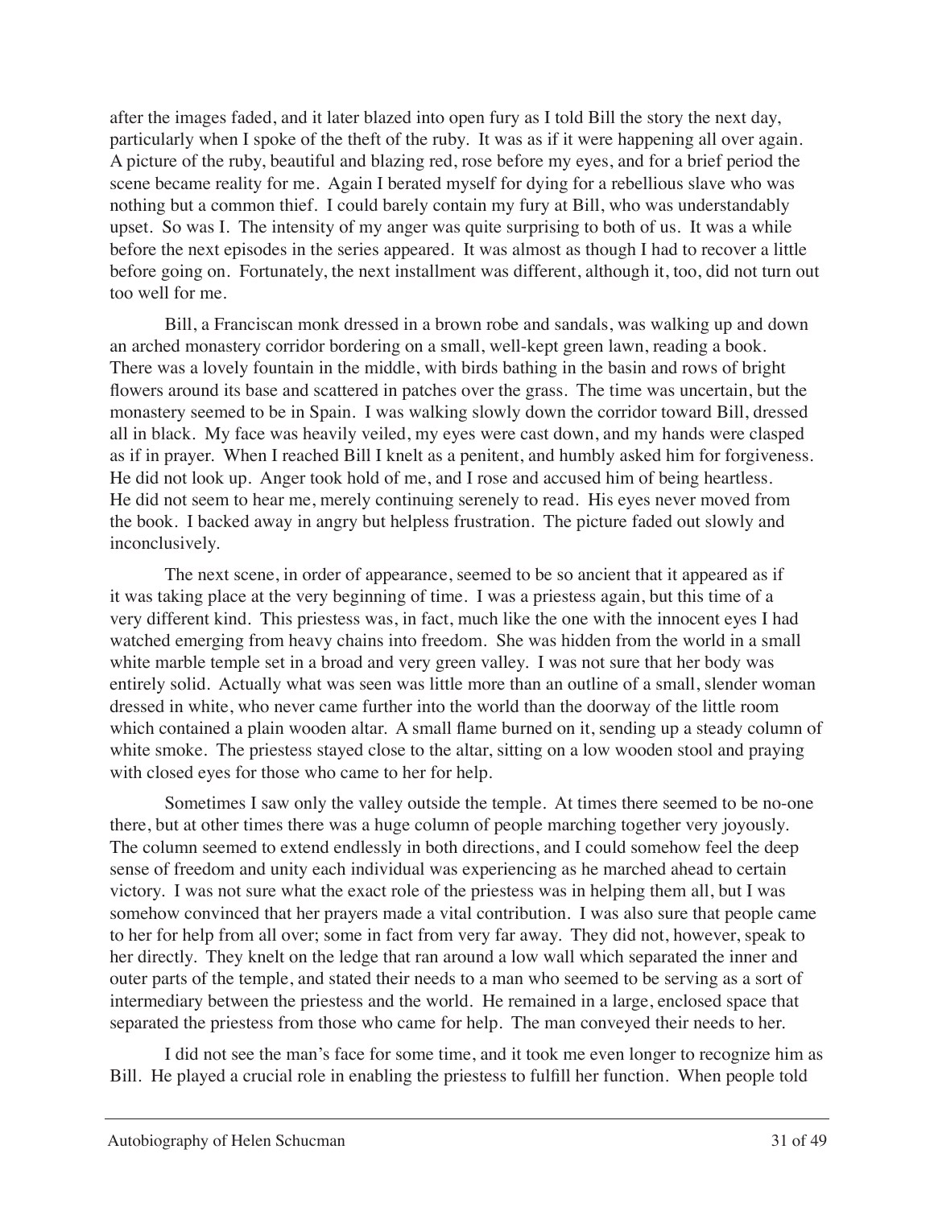after the images faded, and it later blazed into open fury as I told Bill the story the next day, particularly when I spoke of the theft of the ruby. It was as if it were happening all over again. A picture of the ruby, beautiful and blazing red, rose before my eyes, and for a brief period the scene became reality for me. Again I berated myself for dying for a rebellious slave who was nothing but a common thief. I could barely contain my fury at Bill, who was understandably upset. So was I. The intensity of my anger was quite surprising to both of us. It was a while before the next episodes in the series appeared. It was almost as though I had to recover a little before going on. Fortunately, the next installment was different, although it, too, did not turn out too well for me.

Bill, a Franciscan monk dressed in a brown robe and sandals, was walking up and down an arched monastery corridor bordering on a small, well-kept green lawn, reading a book. There was a lovely fountain in the middle, with birds bathing in the basin and rows of bright flowers around its base and scattered in patches over the grass. The time was uncertain, but the monastery seemed to be in Spain. I was walking slowly down the corridor toward Bill, dressed all in black. My face was heavily veiled, my eyes were cast down, and my hands were clasped as if in prayer. When I reached Bill I knelt as a penitent, and humbly asked him for forgiveness. He did not look up. Anger took hold of me, and I rose and accused him of being heartless. He did not seem to hear me, merely continuing serenely to read. His eyes never moved from the book. I backed away in angry but helpless frustration. The picture faded out slowly and inconclusively.

The next scene, in order of appearance, seemed to be so ancient that it appeared as if it was taking place at the very beginning of time. I was a priestess again, but this time of a very different kind. This priestess was, in fact, much like the one with the innocent eyes I had watched emerging from heavy chains into freedom. She was hidden from the world in a small white marble temple set in a broad and very green valley. I was not sure that her body was entirely solid. Actually what was seen was little more than an outline of a small, slender woman dressed in white, who never came further into the world than the doorway of the little room which contained a plain wooden altar. A small flame burned on it, sending up a steady column of white smoke. The priestess stayed close to the altar, sitting on a low wooden stool and praying with closed eyes for those who came to her for help.

Sometimes I saw only the valley outside the temple. At times there seemed to be no-one there, but at other times there was a huge column of people marching together very joyously. The column seemed to extend endlessly in both directions, and I could somehow feel the deep sense of freedom and unity each individual was experiencing as he marched ahead to certain victory. I was not sure what the exact role of the priestess was in helping them all, but I was somehow convinced that her prayers made a vital contribution. I was also sure that people came to her for help from all over; some in fact from very far away. They did not, however, speak to her directly. They knelt on the ledge that ran around a low wall which separated the inner and outer parts of the temple, and stated their needs to a man who seemed to be serving as a sort of intermediary between the priestess and the world. He remained in a large, enclosed space that separated the priestess from those who came for help. The man conveyed their needs to her.

I did not see the man's face for some time, and it took me even longer to recognize him as Bill. He played a crucial role in enabling the priestess to fulfill her function. When people told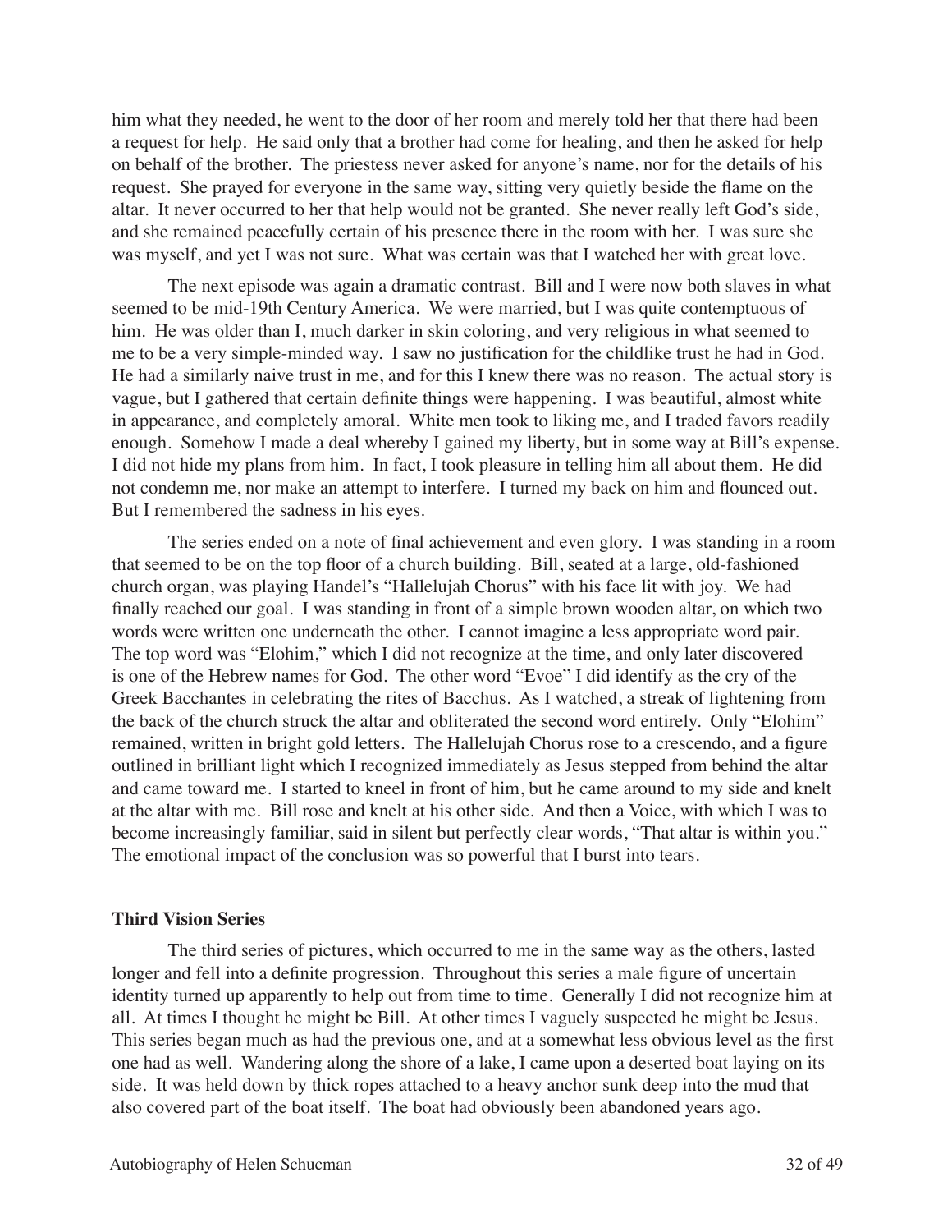him what they needed, he went to the door of her room and merely told her that there had been a request for help. He said only that a brother had come for healing, and then he asked for help on behalf of the brother. The priestess never asked for anyone's name, nor for the details of his request. She prayed for everyone in the same way, sitting very quietly beside the flame on the altar. It never occurred to her that help would not be granted. She never really left God's side, and she remained peacefully certain of his presence there in the room with her. I was sure she was myself, and yet I was not sure. What was certain was that I watched her with great love.

The next episode was again a dramatic contrast. Bill and I were now both slaves in what seemed to be mid-19th Century America. We were married, but I was quite contemptuous of him. He was older than I, much darker in skin coloring, and very religious in what seemed to me to be a very simple-minded way. I saw no justification for the childlike trust he had in God. He had a similarly naive trust in me, and for this I knew there was no reason. The actual story is vague, but I gathered that certain definite things were happening. I was beautiful, almost white in appearance, and completely amoral. White men took to liking me, and I traded favors readily enough. Somehow I made a deal whereby I gained my liberty, but in some way at Bill's expense. I did not hide my plans from him. In fact, I took pleasure in telling him all about them. He did not condemn me, nor make an attempt to interfere. I turned my back on him and flounced out. But I remembered the sadness in his eyes.

The series ended on a note of final achievement and even glory. I was standing in a room that seemed to be on the top floor of a church building. Bill, seated at a large, old-fashioned church organ, was playing Handel's "Hallelujah Chorus" with his face lit with joy. We had finally reached our goal. I was standing in front of a simple brown wooden altar, on which two words were written one underneath the other. I cannot imagine a less appropriate word pair. The top word was "Elohim," which I did not recognize at the time, and only later discovered is one of the Hebrew names for God. The other word "Evoe" I did identify as the cry of the Greek Bacchantes in celebrating the rites of Bacchus. As I watched, a streak of lightening from the back of the church struck the altar and obliterated the second word entirely. Only "Elohim" remained, written in bright gold letters. The Hallelujah Chorus rose to a crescendo, and a figure outlined in brilliant light which I recognized immediately as Jesus stepped from behind the altar and came toward me. I started to kneel in front of him, but he came around to my side and knelt at the altar with me. Bill rose and knelt at his other side. And then a Voice, with which I was to become increasingly familiar, said in silent but perfectly clear words, "That altar is within you." The emotional impact of the conclusion was so powerful that I burst into tears.

### Third Vision Series

The third series of pictures, which occurred to me in the same way as the others, lasted longer and fell into a definite progression. Throughout this series a male figure of uncertain identity turned up apparently to help out from time to time. Generally I did not recognize him at all. At times I thought he might be Bill. At other times I vaguely suspected he might be Jesus. This series began much as had the previous one, and at a somewhat less obvious level as the first one had as well. Wandering along the shore of a lake, I came upon a deserted boat laying on its side. It was held down by thick ropes attached to a heavy anchor sunk deep into the mud that also covered part of the boat itself. The boat had obviously been abandoned years ago.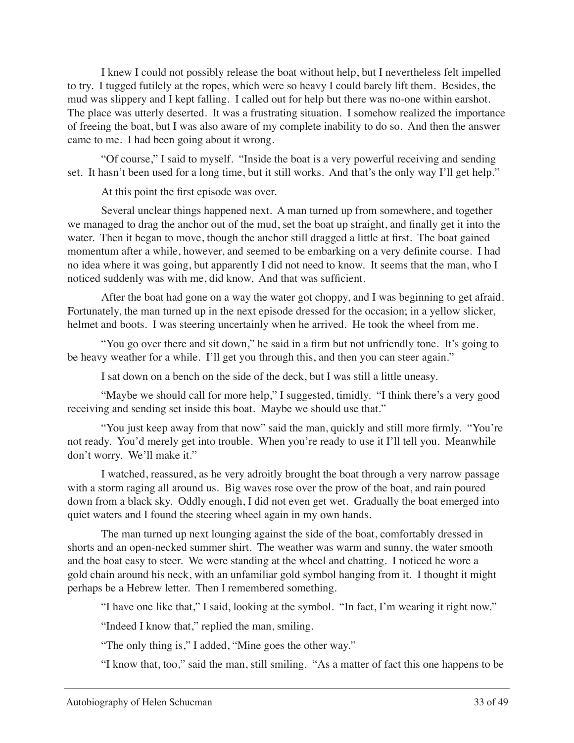I knew I could not possibly release the boat without help, but I nevertheless felt impelled to try. I tugged futilely at the ropes, which were so heavy I could barely lift them. Besides, the mud was slippery and I kept falling. I called out for help but there was no-one within earshot. The place was utterly deserted. It was a frustrating situation. I somehow realized the importance of freeing the boat, but I was also aware of my complete inability to do so. And then the answer came to me. I had been going about it wrong.

"Of course," I said to myself. "Inside the boat is a very powerful receiving and sending set. It hasn't been used for a long time, but it still works. And that's the only way I'll get help."

At this point the first episode was over.

Several unclear things happened next. A man turned up from somewhere, and together we managed to drag the anchor out of the mud, set the boat up straight, and finally get it into the water. Then it began to move, though the anchor still dragged a little at first. The boat gained momentum after a while, however, and seemed to be embarking on a very definite course. I had no idea where it was going, but apparently I did not need to know. It seems that the man, who I noticed suddenly was with me, did know, And that was sufficient.

After the boat had gone on a way the water got choppy, and I was beginning to get afraid. Fortunately, the man turned up in the next episode dressed for the occasion; in a yellow slicker, helmet and boots. I was steering uncertainly when he arrived. He took the wheel from me.

"You go over there and sit down," he said in a firm but not unfriendly tone. It's going to be heavy weather for a while. I'll get you through this, and then you can steer again."

I sat down on a bench on the side of the deck, but I was still a little uneasy.

"Maybe we should call for more help," I suggested, timidly. "I think there's a very good receiving and sending set inside this boat. Maybe we should use that."

"You just keep away from that now" said the man, quickly and still more firmly. "You're not ready. You'd merely get into trouble. When you're ready to use it I'll tell you. Meanwhile don't worry. We'll make it."

I watched, reassured, as he very adroitly brought the boat through a very narrow passage with a storm raging all around us. Big waves rose over the prow of the boat, and rain poured down from a black sky. Oddly enough, I did not even get wet. Gradually the boat emerged into quiet waters and I found the steering wheel again in my own hands.

The man turned up next lounging against the side of the boat, comfortably dressed in shorts and an open-necked summer shirt. The weather was warm and sunny, the water smooth and the boat easy to steer. We were standing at the wheel and chatting. I noticed he wore a gold chain around his neck, with an unfamiliar gold symbol hanging from it. I thought it might perhaps be a Hebrew letter. Then I remembered something.

"I have one like that," I said, looking at the symbol. "In fact, I'm wearing it right now."

"Indeed I know that," replied the man, smiling.

"The only thing is," I added, "Mine goes the other way."

"I know that, too," said the man, still smiling. "As a matter of fact this one happens to be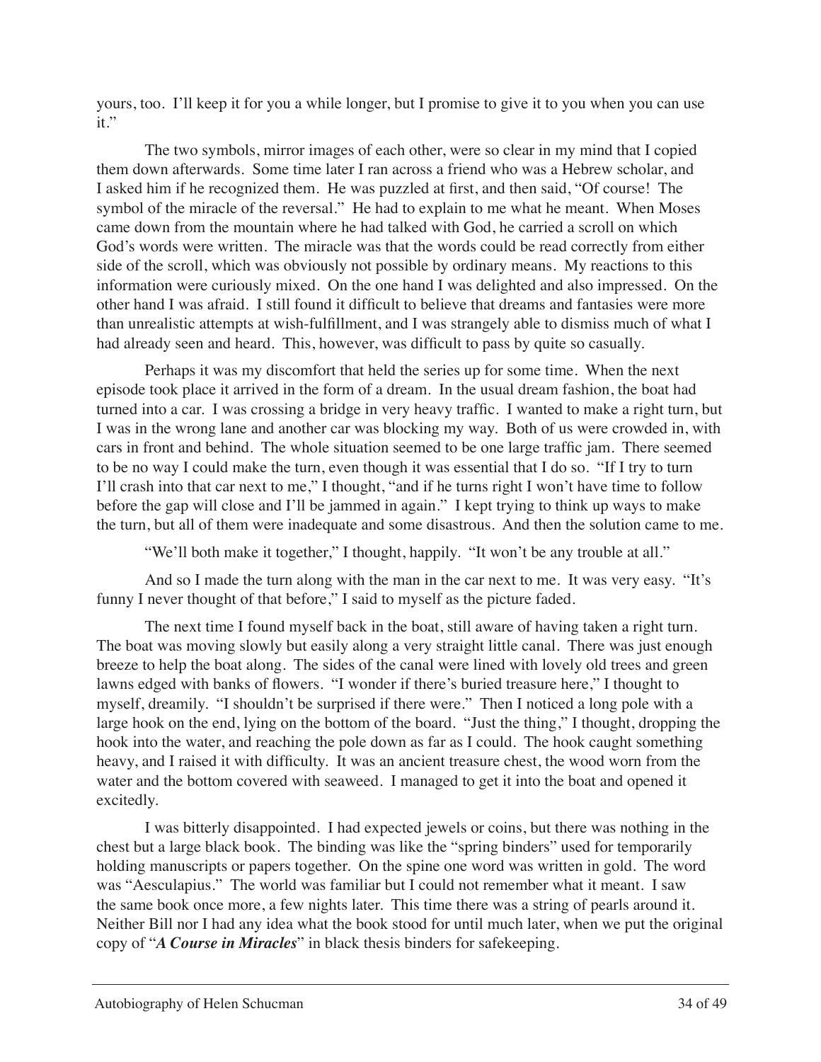yours, too. I'll keep it for you a while longer, but I promise to give it to you when you can use it."

The two symbols, mirror images of each other, were so clear in my mind that I copied them down afterwards. Some time later I ran across a friend who was a Hebrew scholar, and I asked him if he recognized them. He was puzzled at first, and then said, "Of course! The symbol of the miracle of the reversal." He had to explain to me what he meant. When Moses came down from the mountain where he had talked with God, he carried a scroll on which God's words were written. The miracle was that the words could be read correctly from either side of the scroll, which was obviously not possible by ordinary means. My reactions to this information were curiously mixed. On the one hand I was delighted and also impressed. On the other hand I was afraid. I still found it difficult to believe that dreams and fantasies were more than unrealistic attempts at wish-fulfillment, and I was strangely able to dismiss much of what I had already seen and heard. This, however, was difficult to pass by quite so casually.

Perhaps it was my discomfort that held the series up for some time. When the next episode took place it arrived in the form of a dream. In the usual dream fashion, the boat had turned into a car. I was crossing a bridge in very heavy traffic. I wanted to make a right turn, but I was in the wrong lane and another car was blocking my way. Both of us were crowded in, with cars in front and behind. The whole situation seemed to be one large traffic jam. There seemed to be no way I could make the turn, even though it was essential that I do so. "If I try to turn I'll crash into that car next to me," I thought, "and if he turns right I won't have time to follow before the gap will close and I'll be jammed in again." I kept trying to think up ways to make the turn, but all of them were inadequate and some disastrous. And then the solution came to me.

"We'll both make it together," I thought, happily. "It won't be any trouble at all."

And so I made the turn along with the man in the car next to me. It was very easy. "It's funny I never thought of that before," I said to myself as the picture faded.

The next time I found myself back in the boat, still aware of having taken a right turn. The boat was moving slowly but easily along a very straight little canal. There was just enough breeze to help the boat along. The sides of the canal were lined with lovely old trees and green lawns edged with banks of flowers. "I wonder if there's buried treasure here," I thought to myself, dreamily. "I shouldn't be surprised if there were." Then I noticed a long pole with a large hook on the end, lying on the bottom of the board. "Just the thing," I thought, dropping the hook into the water, and reaching the pole down as far as I could. The hook caught something heavy, and I raised it with difficulty. It was an ancient treasure chest, the wood worn from the water and the bottom covered with seaweed. I managed to get it into the boat and opened it excitedly.

I was bitterly disappointed. I had expected jewels or coins, but there was nothing in the chest but a large black book. The binding was like the "spring binders" used for temporarily holding manuscripts or papers together. On the spine one word was written in gold. The word was "Aesculapius." The world was familiar but I could not remember what it meant. I saw the same book once more, a few nights later. This time there was a string of pearls around it. Neither Bill nor I had any idea what the book stood for until much later, when we put the original copy of "***A Course in Miracles***" in black thesis binders for safekeeping.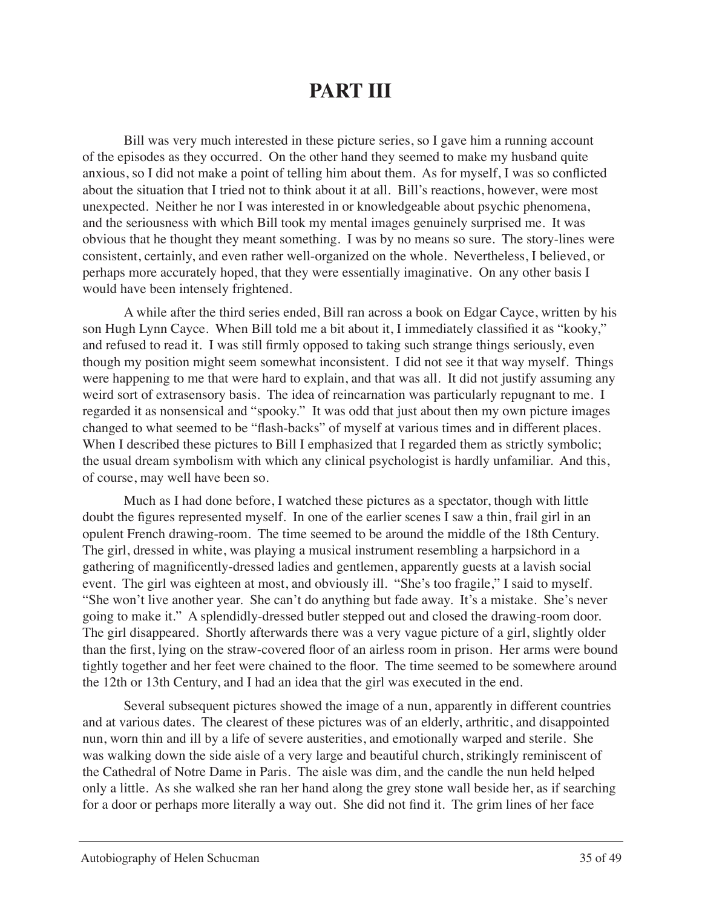# PART III

Bill was very much interested in these picture series, so I gave him a running account of the episodes as they occurred. On the other hand they seemed to make my husband quite anxious, so I did not make a point of telling him about them. As for myself, I was so conflicted about the situation that I tried not to think about it at all. Bill's reactions, however, were most unexpected. Neither he nor I was interested in or knowledgeable about psychic phenomena, and the seriousness with which Bill took my mental images genuinely surprised me. It was obvious that he thought they meant something. I was by no means so sure. The story-lines were consistent, certainly, and even rather well-organized on the whole. Nevertheless, I believed, or perhaps more accurately hoped, that they were essentially imaginative. On any other basis I would have been intensely frightened.

A while after the third series ended, Bill ran across a book on Edgar Cayce, written by his son Hugh Lynn Cayce. When Bill told me a bit about it, I immediately classified it as "kooky," and refused to read it. I was still firmly opposed to taking such strange things seriously, even though my position might seem somewhat inconsistent. I did not see it that way myself. Things were happening to me that were hard to explain, and that was all. It did not justify assuming any weird sort of extrasensory basis. The idea of reincarnation was particularly repugnant to me. I regarded it as nonsensical and "spooky." It was odd that just about then my own picture images changed to what seemed to be "flash-backs" of myself at various times and in different places. When I described these pictures to Bill I emphasized that I regarded them as strictly symbolic; the usual dream symbolism with which any clinical psychologist is hardly unfamiliar. And this, of course, may well have been so.

Much as I had done before, I watched these pictures as a spectator, though with little doubt the figures represented myself. In one of the earlier scenes I saw a thin, frail girl in an opulent French drawing-room. The time seemed to be around the middle of the 18th Century. The girl, dressed in white, was playing a musical instrument resembling a harpsichord in a gathering of magnificently-dressed ladies and gentlemen, apparently guests at a lavish social event. The girl was eighteen at most, and obviously ill. "She's too fragile," I said to myself. "She won't live another year. She can't do anything but fade away. It's a mistake. She's never going to make it." A splendidly-dressed butler stepped out and closed the drawing-room door. The girl disappeared. Shortly afterwards there was a very vague picture of a girl, slightly older than the first, lying on the straw-covered floor of an airless room in prison. Her arms were bound tightly together and her feet were chained to the floor. The time seemed to be somewhere around the 12th or 13th Century, and I had an idea that the girl was executed in the end.

Several subsequent pictures showed the image of a nun, apparently in different countries and at various dates. The clearest of these pictures was of an elderly, arthritic, and disappointed nun, worn thin and ill by a life of severe austerities, and emotionally warped and sterile. She was walking down the side aisle of a very large and beautiful church, strikingly reminiscent of the Cathedral of Notre Dame in Paris. The aisle was dim, and the candle the nun held helped only a little. As she walked she ran her hand along the grey stone wall beside her, as if searching for a door or perhaps more literally a way out. She did not find it. The grim lines of her face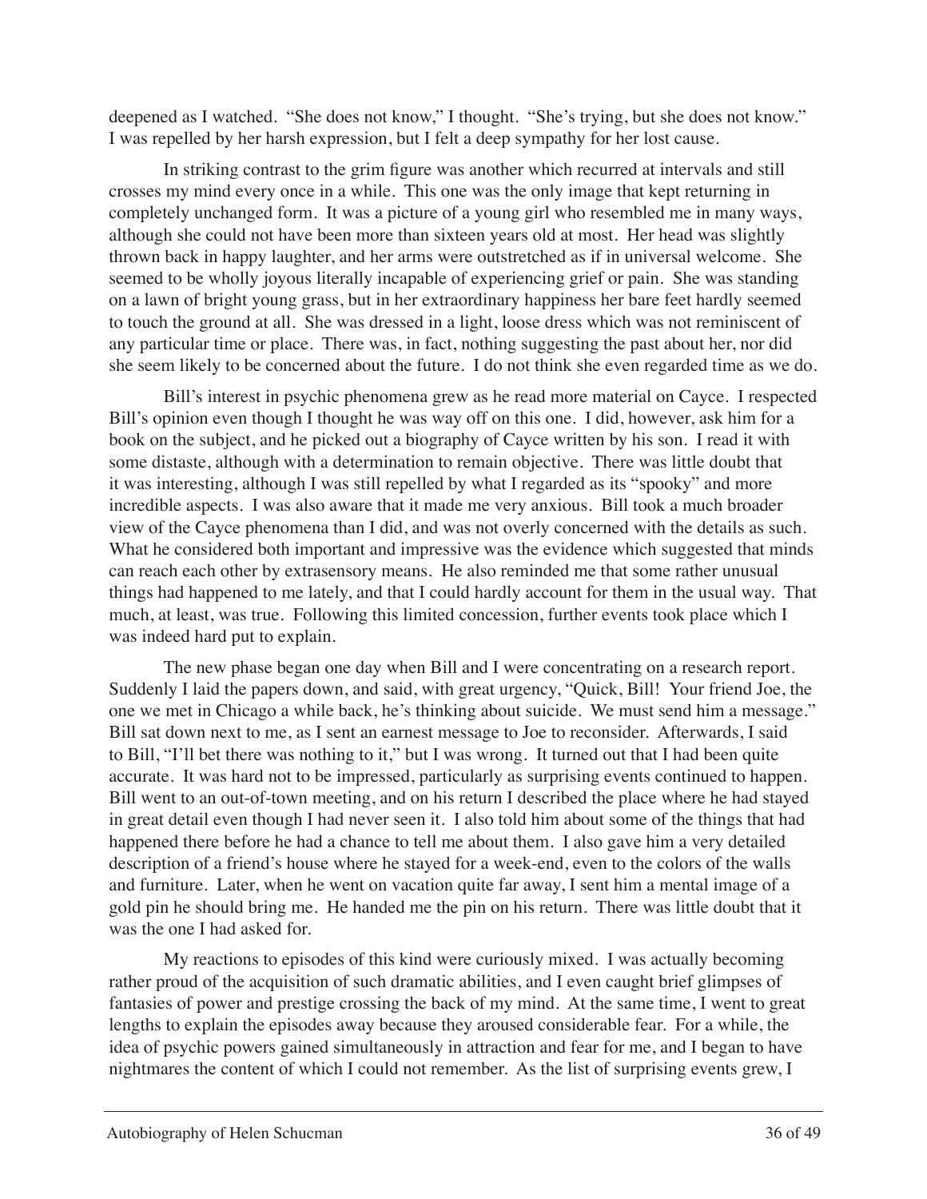deepened as I watched. "She does not know," I thought. "She's trying, but she does not know." I was repelled by her harsh expression, but I felt a deep sympathy for her lost cause.

In striking contrast to the grim figure was another which recurred at intervals and still crosses my mind every once in a while. This one was the only image that kept returning in completely unchanged form. It was a picture of a young girl who resembled me in many ways, although she could not have been more than sixteen years old at most. Her head was slightly thrown back in happy laughter, and her arms were outstretched as if in universal welcome. She seemed to be wholly joyous literally incapable of experiencing grief or pain. She was standing on a lawn of bright young grass, but in her extraordinary happiness her bare feet hardly seemed to touch the ground at all. She was dressed in a light, loose dress which was not reminiscent of any particular time or place. There was, in fact, nothing suggesting the past about her, nor did she seem likely to be concerned about the future. I do not think she even regarded time as we do.

Bill's interest in psychic phenomena grew as he read more material on Cayce. I respected Bill's opinion even though I thought he was way off on this one. I did, however, ask him for a book on the subject, and he picked out a biography of Cayce written by his son. I read it with some distaste, although with a determination to remain objective. There was little doubt that it was interesting, although I was still repelled by what I regarded as its "spooky" and more incredible aspects. I was also aware that it made me very anxious. Bill took a much broader view of the Cayce phenomena than I did, and was not overly concerned with the details as such. What he considered both important and impressive was the evidence which suggested that minds can reach each other by extrasensory means. He also reminded me that some rather unusual things had happened to me lately, and that I could hardly account for them in the usual way. That much, at least, was true. Following this limited concession, further events took place which I was indeed hard put to explain.

The new phase began one day when Bill and I were concentrating on a research report. Suddenly I laid the papers down, and said, with great urgency, "Quick, Bill! Your friend Joe, the one we met in Chicago a while back, he's thinking about suicide. We must send him a message." Bill sat down next to me, as I sent an earnest message to Joe to reconsider. Afterwards, I said to Bill, "I'll bet there was nothing to it," but I was wrong. It turned out that I had been quite accurate. It was hard not to be impressed, particularly as surprising events continued to happen. Bill went to an out-of-town meeting, and on his return I described the place where he had stayed in great detail even though I had never seen it. I also told him about some of the things that had happened there before he had a chance to tell me about them. I also gave him a very detailed description of a friend's house where he stayed for a week-end, even to the colors of the walls and furniture. Later, when he went on vacation quite far away, I sent him a mental image of a gold pin he should bring me. He handed me the pin on his return. There was little doubt that it was the one I had asked for.

My reactions to episodes of this kind were curiously mixed. I was actually becoming rather proud of the acquisition of such dramatic abilities, and I even caught brief glimpses of fantasies of power and prestige crossing the back of my mind. At the same time, I went to great lengths to explain the episodes away because they aroused considerable fear. For a while, the idea of psychic powers gained simultaneously in attraction and fear for me, and I began to have nightmares the content of which I could not remember. As the list of surprising events grew, I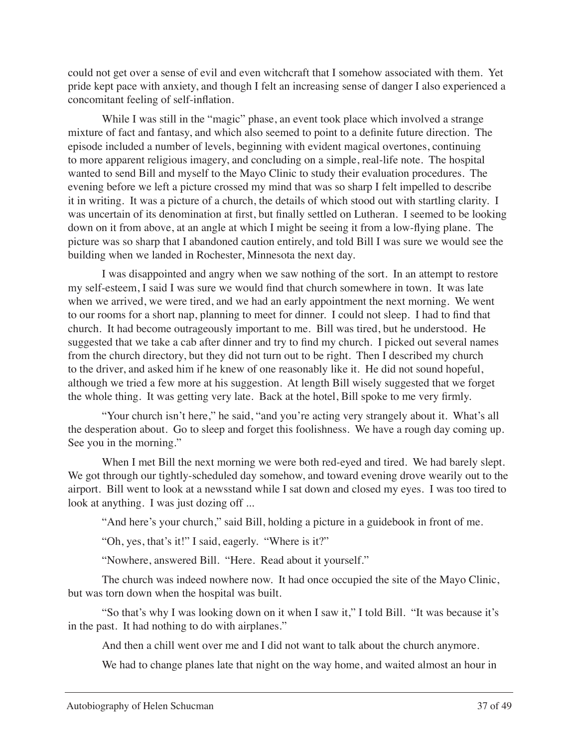could not get over a sense of evil and even witchcraft that I somehow associated with them. Yet pride kept pace with anxiety, and though I felt an increasing sense of danger I also experienced a concomitant feeling of self-inflation.

While I was still in the "magic" phase, an event took place which involved a strange mixture of fact and fantasy, and which also seemed to point to a definite future direction. The episode included a number of levels, beginning with evident magical overtones, continuing to more apparent religious imagery, and concluding on a simple, real-life note. The hospital wanted to send Bill and myself to the Mayo Clinic to study their evaluation procedures. The evening before we left a picture crossed my mind that was so sharp I felt impelled to describe it in writing. It was a picture of a church, the details of which stood out with startling clarity. I was uncertain of its denomination at first, but finally settled on Lutheran. I seemed to be looking down on it from above, at an angle at which I might be seeing it from a low-flying plane. The picture was so sharp that I abandoned caution entirely, and told Bill I was sure we would see the building when we landed in Rochester, Minnesota the next day.

I was disappointed and angry when we saw nothing of the sort. In an attempt to restore my self-esteem, I said I was sure we would find that church somewhere in town. It was late when we arrived, we were tired, and we had an early appointment the next morning. We went to our rooms for a short nap, planning to meet for dinner. I could not sleep. I had to find that church. It had become outrageously important to me. Bill was tired, but he understood. He suggested that we take a cab after dinner and try to find my church. I picked out several names from the church directory, but they did not turn out to be right. Then I described my church to the driver, and asked him if he knew of one reasonably like it. He did not sound hopeful, although we tried a few more at his suggestion. At length Bill wisely suggested that we forget the whole thing. It was getting very late. Back at the hotel, Bill spoke to me very firmly.

"Your church isn't here," he said, "and you're acting very strangely about it. What's all the desperation about. Go to sleep and forget this foolishness. We have a rough day coming up. See you in the morning."

When I met Bill the next morning we were both red-eyed and tired. We had barely slept. We got through our tightly-scheduled day somehow, and toward evening drove wearily out to the airport. Bill went to look at a newsstand while I sat down and closed my eyes. I was too tired to look at anything. I was just dozing off ...

"And here's your church," said Bill, holding a picture in a guidebook in front of me.

"Oh, yes, that's it!" I said, eagerly. "Where is it?"

"Nowhere, answered Bill. "Here. Read about it yourself."

The church was indeed nowhere now. It had once occupied the site of the Mayo Clinic, but was torn down when the hospital was built.

"So that's why I was looking down on it when I saw it," I told Bill. "It was because it's in the past. It had nothing to do with airplanes."

And then a chill went over me and I did not want to talk about the church anymore.

We had to change planes late that night on the way home, and waited almost an hour in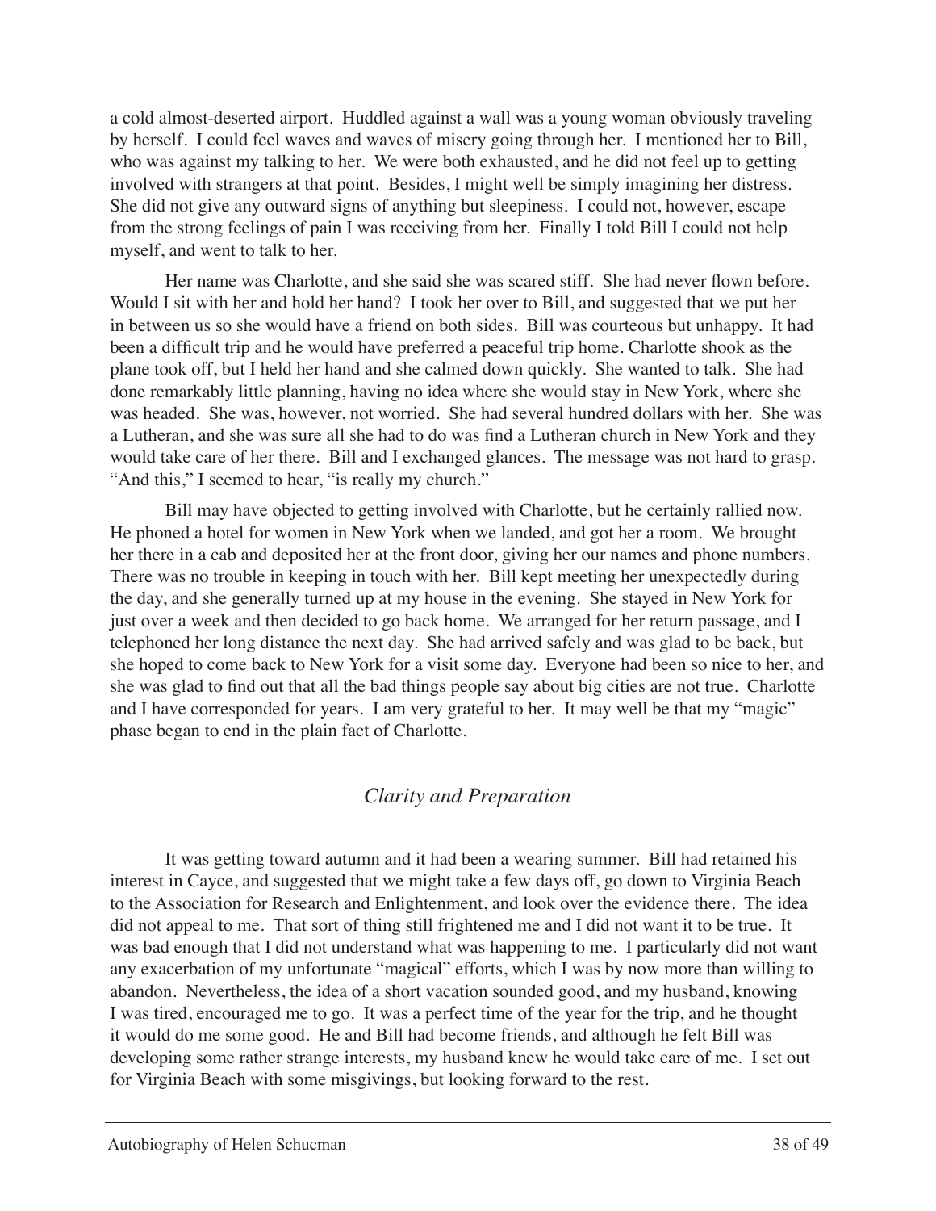a cold almost-deserted airport. Huddled against a wall was a young woman obviously traveling by herself. I could feel waves and waves of misery going through her. I mentioned her to Bill, who was against my talking to her. We were both exhausted, and he did not feel up to getting involved with strangers at that point. Besides, I might well be simply imagining her distress. She did not give any outward signs of anything but sleepiness. I could not, however, escape from the strong feelings of pain I was receiving from her. Finally I told Bill I could not help myself, and went to talk to her.

Her name was Charlotte, and she said she was scared stiff. She had never flown before. Would I sit with her and hold her hand? I took her over to Bill, and suggested that we put her in between us so she would have a friend on both sides. Bill was courteous but unhappy. It had been a difficult trip and he would have preferred a peaceful trip home. Charlotte shook as the plane took off, but I held her hand and she calmed down quickly. She wanted to talk. She had done remarkably little planning, having no idea where she would stay in New York, where she was headed. She was, however, not worried. She had several hundred dollars with her. She was a Lutheran, and she was sure all she had to do was find a Lutheran church in New York and they would take care of her there. Bill and I exchanged glances. The message was not hard to grasp. "And this," I seemed to hear, "is really my church."

Bill may have objected to getting involved with Charlotte, but he certainly rallied now. He phoned a hotel for women in New York when we landed, and got her a room. We brought her there in a cab and deposited her at the front door, giving her our names and phone numbers. There was no trouble in keeping in touch with her. Bill kept meeting her unexpectedly during the day, and she generally turned up at my house in the evening. She stayed in New York for just over a week and then decided to go back home. We arranged for her return passage, and I telephoned her long distance the next day. She had arrived safely and was glad to be back, but she hoped to come back to New York for a visit some day. Everyone had been so nice to her, and she was glad to find out that all the bad things people say about big cities are not true. Charlotte and I have corresponded for years. I am very grateful to her. It may well be that my "magic" phase began to end in the plain fact of Charlotte.

## *Clarity and Preparation*

It was getting toward autumn and it had been a wearing summer. Bill had retained his interest in Cayce, and suggested that we might take a few days off, go down to Virginia Beach to the Association for Research and Enlightenment, and look over the evidence there. The idea did not appeal to me. That sort of thing still frightened me and I did not want it to be true. It was bad enough that I did not understand what was happening to me. I particularly did not want any exacerbation of my unfortunate "magical" efforts, which I was by now more than willing to abandon. Nevertheless, the idea of a short vacation sounded good, and my husband, knowing I was tired, encouraged me to go. It was a perfect time of the year for the trip, and he thought it would do me some good. He and Bill had become friends, and although he felt Bill was developing some rather strange interests, my husband knew he would take care of me. I set out for Virginia Beach with some misgivings, but looking forward to the rest.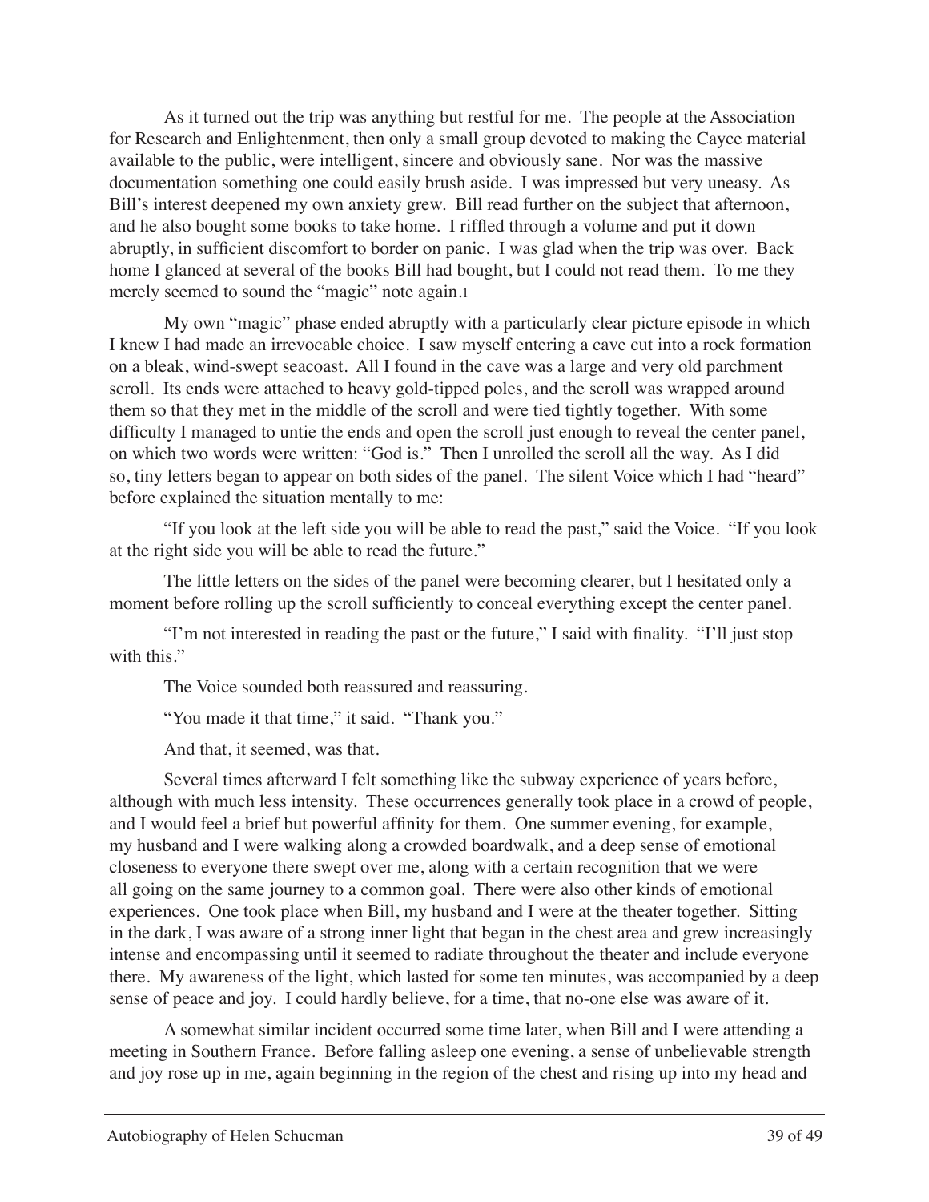As it turned out the trip was anything but restful for me. The people at the Association for Research and Enlightenment, then only a small group devoted to making the Cayce material available to the public, were intelligent, sincere and obviously sane. Nor was the massive documentation something one could easily brush aside. I was impressed but very uneasy. As Bill's interest deepened my own anxiety grew. Bill read further on the subject that afternoon, and he also bought some books to take home. I riffled through a volume and put it down abruptly, in sufficient discomfort to border on panic. I was glad when the trip was over. Back home I glanced at several of the books Bill had bought, but I could not read them. To me they merely seemed to sound the "magic" note again.[1]

My own "magic" phase ended abruptly with a particularly clear picture episode in which I knew I had made an irrevocable choice. I saw myself entering a cave cut into a rock formation on a bleak, wind-swept seacoast. All I found in the cave was a large and very old parchment scroll. Its ends were attached to heavy gold-tipped poles, and the scroll was wrapped around them so that they met in the middle of the scroll and were tied tightly together. With some difficulty I managed to untie the ends and open the scroll just enough to reveal the center panel, on which two words were written: "God is." Then I unrolled the scroll all the way. As I did so, tiny letters began to appear on both sides of the panel. The silent Voice which I had "heard" before explained the situation mentally to me:

"If you look at the left side you will be able to read the past," said the Voice. "If you look at the right side you will be able to read the future."

The little letters on the sides of the panel were becoming clearer, but I hesitated only a moment before rolling up the scroll sufficiently to conceal everything except the center panel.

"I'm not interested in reading the past or the future," I said with finality. "I'll just stop with this."

The Voice sounded both reassured and reassuring.

"You made it that time," it said. "Thank you."

And that, it seemed, was that.

Several times afterward I felt something like the subway experience of years before, although with much less intensity. These occurrences generally took place in a crowd of people, and I would feel a brief but powerful affinity for them. One summer evening, for example, my husband and I were walking along a crowded boardwalk, and a deep sense of emotional closeness to everyone there swept over me, along with a certain recognition that we were all going on the same journey to a common goal. There were also other kinds of emotional experiences. One took place when Bill, my husband and I were at the theater together. Sitting in the dark, I was aware of a strong inner light that began in the chest area and grew increasingly intense and encompassing until it seemed to radiate throughout the theater and include everyone there. My awareness of the light, which lasted for some ten minutes, was accompanied by a deep sense of peace and joy. I could hardly believe, for a time, that no-one else was aware of it.

A somewhat similar incident occurred some time later, when Bill and I were attending a meeting in Southern France. Before falling asleep one evening, a sense of unbelievable strength and joy rose up in me, again beginning in the region of the chest and rising up into my head and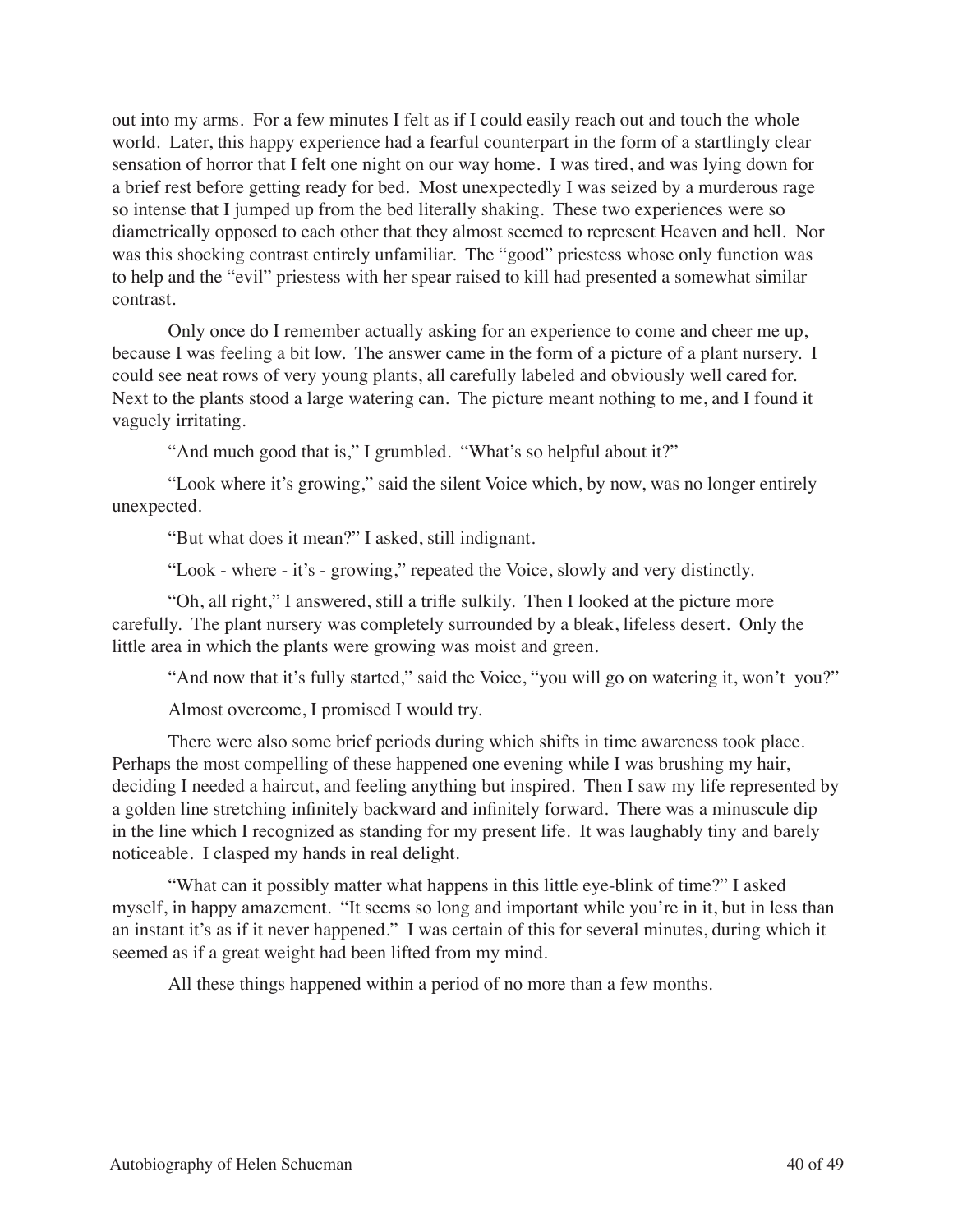out into my arms. For a few minutes I felt as if I could easily reach out and touch the whole world. Later, this happy experience had a fearful counterpart in the form of a startlingly clear sensation of horror that I felt one night on our way home. I was tired, and was lying down for a brief rest before getting ready for bed. Most unexpectedly I was seized by a murderous rage so intense that I jumped up from the bed literally shaking. These two experiences were so diametrically opposed to each other that they almost seemed to represent Heaven and hell. Nor was this shocking contrast entirely unfamiliar. The "good" priestess whose only function was to help and the "evil" priestess with her spear raised to kill had presented a somewhat similar contrast.

Only once do I remember actually asking for an experience to come and cheer me up, because I was feeling a bit low. The answer came in the form of a picture of a plant nursery. I could see neat rows of very young plants, all carefully labeled and obviously well cared for. Next to the plants stood a large watering can. The picture meant nothing to me, and I found it vaguely irritating.

"And much good that is," I grumbled. "What's so helpful about it?"

"Look where it's growing," said the silent Voice which, by now, was no longer entirely unexpected.

"But what does it mean?" I asked, still indignant.

"Look - where - it's - growing," repeated the Voice, slowly and very distinctly.

"Oh, all right," I answered, still a trifle sulkily. Then I looked at the picture more carefully. The plant nursery was completely surrounded by a bleak, lifeless desert. Only the little area in which the plants were growing was moist and green.

"And now that it's fully started," said the Voice, "you will go on watering it, won't you?"

Almost overcome, I promised I would try.

There were also some brief periods during which shifts in time awareness took place. Perhaps the most compelling of these happened one evening while I was brushing my hair, deciding I needed a haircut, and feeling anything but inspired. Then I saw my life represented by a golden line stretching infinitely backward and infinitely forward. There was a minuscule dip in the line which I recognized as standing for my present life. It was laughably tiny and barely noticeable. I clasped my hands in real delight.

"What can it possibly matter what happens in this little eye-blink of time?" I asked myself, in happy amazement. "It seems so long and important while you're in it, but in less than an instant it's as if it never happened." I was certain of this for several minutes, during which it seemed as if a great weight had been lifted from my mind.

All these things happened within a period of no more than a few months.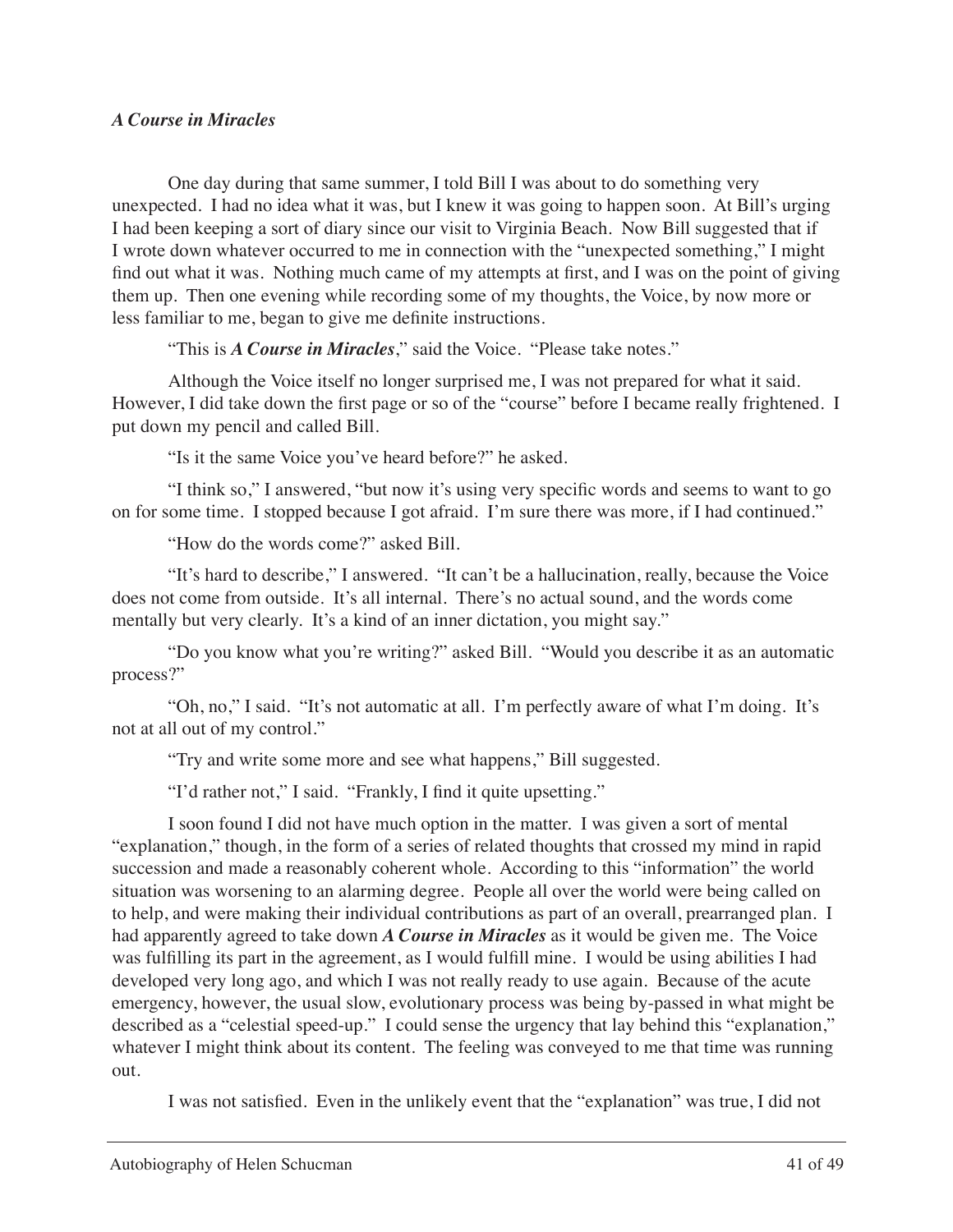***A Course in Miracles***

One day during that same summer, I told Bill I was about to do something very unexpected. I had no idea what it was, but I knew it was going to happen soon. At Bill's urging I had been keeping a sort of diary since our visit to Virginia Beach. Now Bill suggested that if I wrote down whatever occurred to me in connection with the "unexpected something," I might find out what it was. Nothing much came of my attempts at first, and I was on the point of giving them up. Then one evening while recording some of my thoughts, the Voice, by now more or less familiar to me, began to give me definite instructions.

"This is ***A Course in Miracles***," said the Voice. "Please take notes."

Although the Voice itself no longer surprised me, I was not prepared for what it said. However, I did take down the first page or so of the "course" before I became really frightened. I put down my pencil and called Bill.

"Is it the same Voice you've heard before?" he asked.

"I think so," I answered, "but now it's using very specific words and seems to want to go on for some time. I stopped because I got afraid. I'm sure there was more, if I had continued."

"How do the words come?" asked Bill.

"It's hard to describe," I answered. "It can't be a hallucination, really, because the Voice does not come from outside. It's all internal. There's no actual sound, and the words come mentally but very clearly. It's a kind of an inner dictation, you might say."

"Do you know what you're writing?" asked Bill. "Would you describe it as an automatic process?"

"Oh, no," I said. "It's not automatic at all. I'm perfectly aware of what I'm doing. It's not at all out of my control."

"Try and write some more and see what happens," Bill suggested.

"I'd rather not," I said. "Frankly, I find it quite upsetting."

I soon found I did not have much option in the matter. I was given a sort of mental "explanation," though, in the form of a series of related thoughts that crossed my mind in rapid succession and made a reasonably coherent whole. According to this "information" the world situation was worsening to an alarming degree. People all over the world were being called on to help, and were making their individual contributions as part of an overall, prearranged plan. I had apparently agreed to take down ***A Course in Miracles*** as it would be given me. The Voice was fulfilling its part in the agreement, as I would fulfill mine. I would be using abilities I had developed very long ago, and which I was not really ready to use again. Because of the acute emergency, however, the usual slow, evolutionary process was being by-passed in what might be described as a "celestial speed-up." I could sense the urgency that lay behind this "explanation," whatever I might think about its content. The feeling was conveyed to me that time was running out.

I was not satisfied. Even in the unlikely event that the "explanation" was true, I did not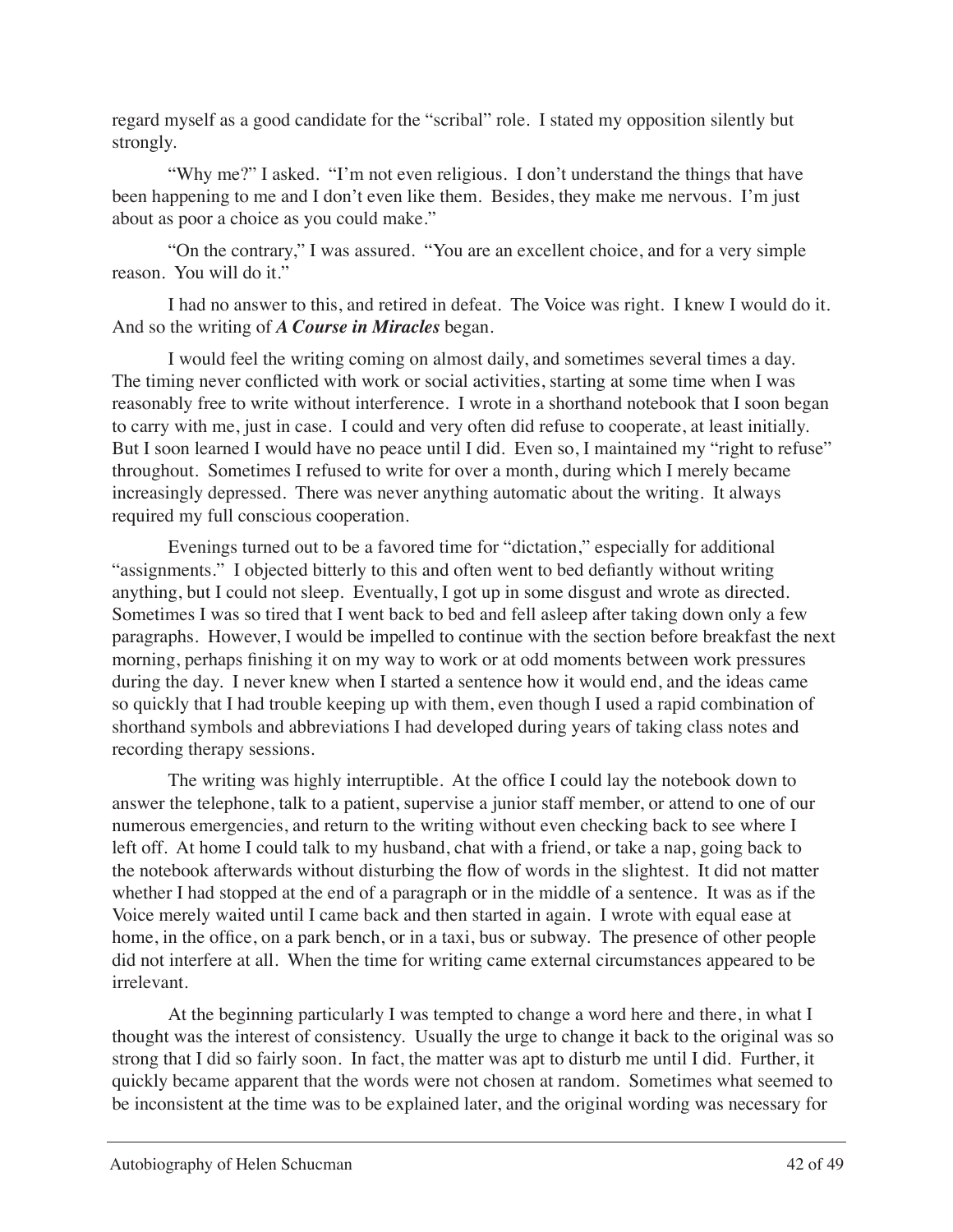regard myself as a good candidate for the "scribal" role. I stated my opposition silently but strongly.

"Why me?" I asked. "I'm not even religious. I don't understand the things that have been happening to me and I don't even like them. Besides, they make me nervous. I'm just about as poor a choice as you could make."

"On the contrary," I was assured. "You are an excellent choice, and for a very simple reason. You will do it."

I had no answer to this, and retired in defeat. The Voice was right. I knew I would do it. And so the writing of ***A Course in Miracles*** began.

I would feel the writing coming on almost daily, and sometimes several times a day. The timing never conflicted with work or social activities, starting at some time when I was reasonably free to write without interference. I wrote in a shorthand notebook that I soon began to carry with me, just in case. I could and very often did refuse to cooperate, at least initially. But I soon learned I would have no peace until I did. Even so, I maintained my "right to refuse" throughout. Sometimes I refused to write for over a month, during which I merely became increasingly depressed. There was never anything automatic about the writing. It always required my full conscious cooperation.

Evenings turned out to be a favored time for "dictation," especially for additional "assignments." I objected bitterly to this and often went to bed defiantly without writing anything, but I could not sleep. Eventually, I got up in some disgust and wrote as directed. Sometimes I was so tired that I went back to bed and fell asleep after taking down only a few paragraphs. However, I would be impelled to continue with the section before breakfast the next morning, perhaps finishing it on my way to work or at odd moments between work pressures during the day. I never knew when I started a sentence how it would end, and the ideas came so quickly that I had trouble keeping up with them, even though I used a rapid combination of shorthand symbols and abbreviations I had developed during years of taking class notes and recording therapy sessions.

The writing was highly interruptible. At the office I could lay the notebook down to answer the telephone, talk to a patient, supervise a junior staff member, or attend to one of our numerous emergencies, and return to the writing without even checking back to see where I left off. At home I could talk to my husband, chat with a friend, or take a nap, going back to the notebook afterwards without disturbing the flow of words in the slightest. It did not matter whether I had stopped at the end of a paragraph or in the middle of a sentence. It was as if the Voice merely waited until I came back and then started in again. I wrote with equal ease at home, in the office, on a park bench, or in a taxi, bus or subway. The presence of other people did not interfere at all. When the time for writing came external circumstances appeared to be irrelevant.

At the beginning particularly I was tempted to change a word here and there, in what I thought was the interest of consistency. Usually the urge to change it back to the original was so strong that I did so fairly soon. In fact, the matter was apt to disturb me until I did. Further, it quickly became apparent that the words were not chosen at random. Sometimes what seemed to be inconsistent at the time was to be explained later, and the original wording was necessary for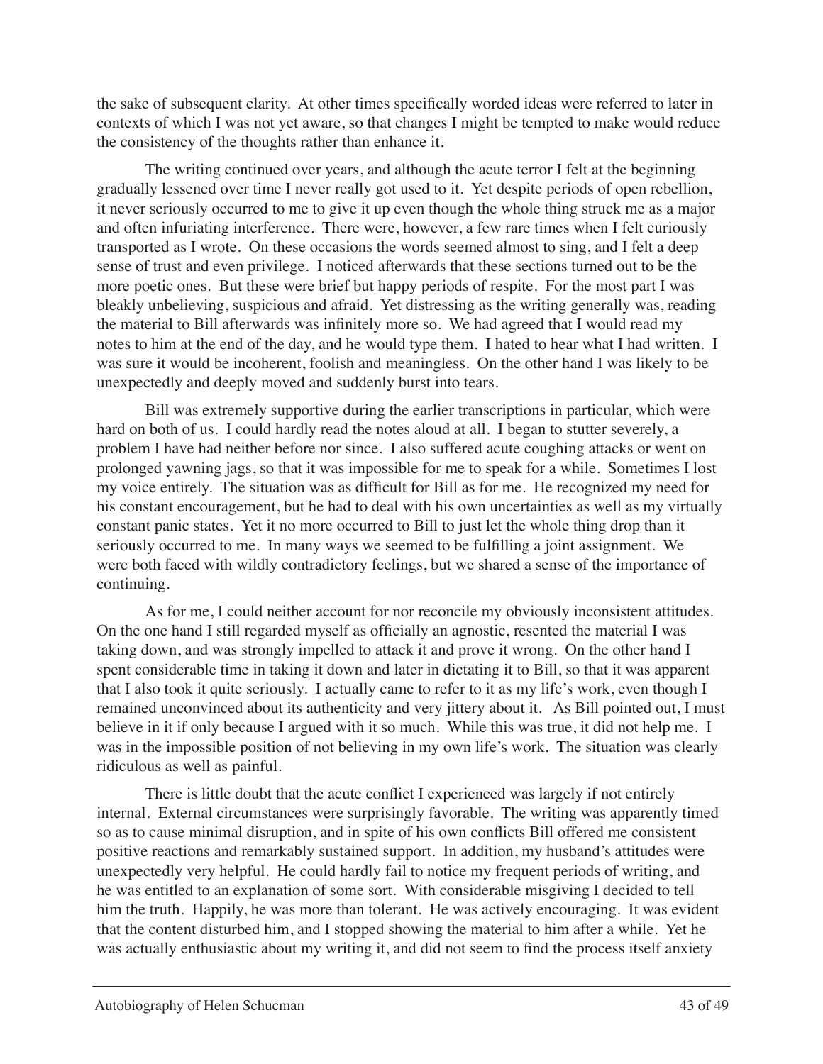the sake of subsequent clarity. At other times specifically worded ideas were referred to later in contexts of which I was not yet aware, so that changes I might be tempted to make would reduce the consistency of the thoughts rather than enhance it.

The writing continued over years, and although the acute terror I felt at the beginning gradually lessened over time I never really got used to it. Yet despite periods of open rebellion, it never seriously occurred to me to give it up even though the whole thing struck me as a major and often infuriating interference. There were, however, a few rare times when I felt curiously transported as I wrote. On these occasions the words seemed almost to sing, and I felt a deep sense of trust and even privilege. I noticed afterwards that these sections turned out to be the more poetic ones. But these were brief but happy periods of respite. For the most part I was bleakly unbelieving, suspicious and afraid. Yet distressing as the writing generally was, reading the material to Bill afterwards was infinitely more so. We had agreed that I would read my notes to him at the end of the day, and he would type them. I hated to hear what I had written. I was sure it would be incoherent, foolish and meaningless. On the other hand I was likely to be unexpectedly and deeply moved and suddenly burst into tears.

Bill was extremely supportive during the earlier transcriptions in particular, which were hard on both of us. I could hardly read the notes aloud at all. I began to stutter severely, a problem I have had neither before nor since. I also suffered acute coughing attacks or went on prolonged yawning jags, so that it was impossible for me to speak for a while. Sometimes I lost my voice entirely. The situation was as difficult for Bill as for me. He recognized my need for his constant encouragement, but he had to deal with his own uncertainties as well as my virtually constant panic states. Yet it no more occurred to Bill to just let the whole thing drop than it seriously occurred to me. In many ways we seemed to be fulfilling a joint assignment. We were both faced with wildly contradictory feelings, but we shared a sense of the importance of continuing.

As for me, I could neither account for nor reconcile my obviously inconsistent attitudes. On the one hand I still regarded myself as officially an agnostic, resented the material I was taking down, and was strongly impelled to attack it and prove it wrong. On the other hand I spent considerable time in taking it down and later in dictating it to Bill, so that it was apparent that I also took it quite seriously. I actually came to refer to it as my life's work, even though I remained unconvinced about its authenticity and very jittery about it. As Bill pointed out, I must believe in it if only because I argued with it so much. While this was true, it did not help me. I was in the impossible position of not believing in my own life's work. The situation was clearly ridiculous as well as painful.

There is little doubt that the acute conflict I experienced was largely if not entirely internal. External circumstances were surprisingly favorable. The writing was apparently timed so as to cause minimal disruption, and in spite of his own conflicts Bill offered me consistent positive reactions and remarkably sustained support. In addition, my husband's attitudes were unexpectedly very helpful. He could hardly fail to notice my frequent periods of writing, and he was entitled to an explanation of some sort. With considerable misgiving I decided to tell him the truth. Happily, he was more than tolerant. He was actively encouraging. It was evident that the content disturbed him, and I stopped showing the material to him after a while. Yet he was actually enthusiastic about my writing it, and did not seem to find the process itself anxiety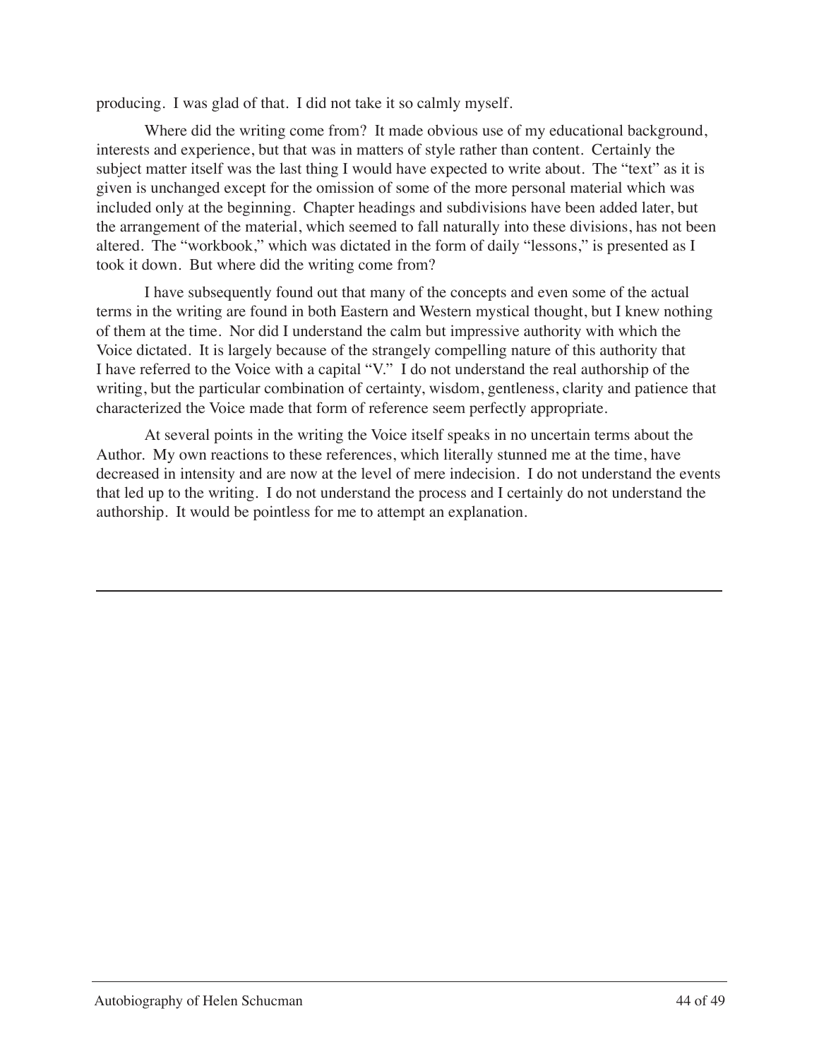producing. I was glad of that. I did not take it so calmly myself.

Where did the writing come from? It made obvious use of my educational background, interests and experience, but that was in matters of style rather than content. Certainly the subject matter itself was the last thing I would have expected to write about. The "text" as it is given is unchanged except for the omission of some of the more personal material which was included only at the beginning. Chapter headings and subdivisions have been added later, but the arrangement of the material, which seemed to fall naturally into these divisions, has not been altered. The "workbook," which was dictated in the form of daily "lessons," is presented as I took it down. But where did the writing come from?

I have subsequently found out that many of the concepts and even some of the actual terms in the writing are found in both Eastern and Western mystical thought, but I knew nothing of them at the time. Nor did I understand the calm but impressive authority with which the Voice dictated. It is largely because of the strangely compelling nature of this authority that I have referred to the Voice with a capital "V." I do not understand the real authorship of the writing, but the particular combination of certainty, wisdom, gentleness, clarity and patience that characterized the Voice made that form of reference seem perfectly appropriate.

At several points in the writing the Voice itself speaks in no uncertain terms about the Author. My own reactions to these references, which literally stunned me at the time, have decreased in intensity and are now at the level of mere indecision. I do not understand the events that led up to the writing. I do not understand the process and I certainly do not understand the authorship. It would be pointless for me to attempt an explanation.

---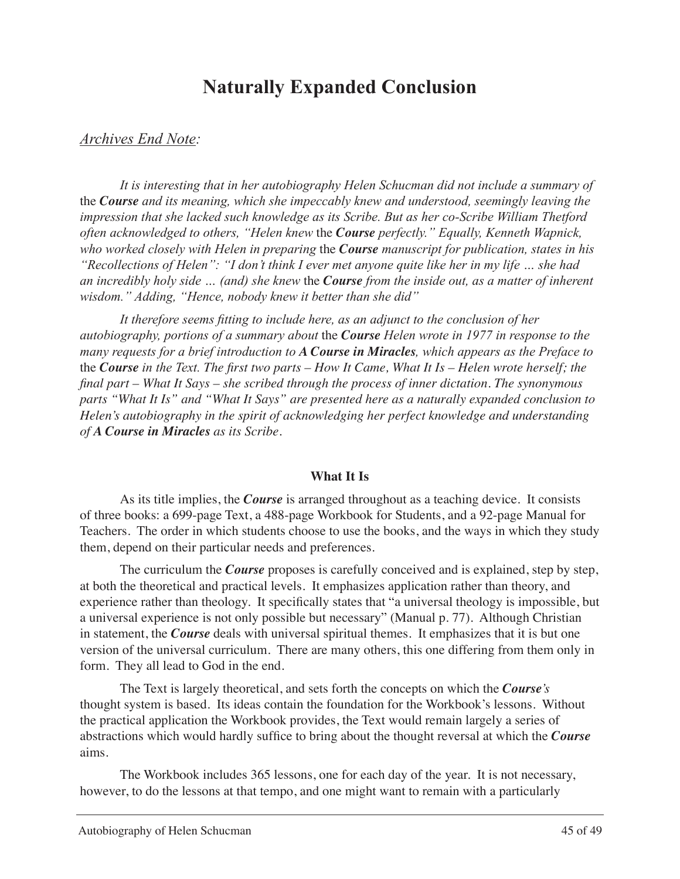# Naturally Expanded Conclusion

*Archives End Note:*

*It is interesting that in her autobiography Helen Schucman did not include a summary of* the ***Course*** *and its meaning, which she impeccably knew and understood, seemingly leaving the impression that she lacked such knowledge as its Scribe. But as her co-Scribe William Thetford often acknowledged to others, "Helen knew* the ***Course*** *perfectly." Equally, Kenneth Wapnick, who worked closely with Helen in preparing* the ***Course*** *manuscript for publication, states in his "Recollections of Helen": "I don't think I ever met anyone quite like her in my life … she had an incredibly holy side … (and) she knew* the ***Course*** *from the inside out, as a matter of inherent wisdom." Adding, "Hence, nobody knew it better than she did"*

*It therefore seems fitting to include here, as an adjunct to the conclusion of her autobiography, portions of a summary about* the ***Course*** *Helen wrote in 1977 in response to the many requests for a brief introduction to **A Course in Miracles**, which appears as the Preface to* the ***Course*** *in the Text. The first two parts – How It Came, What It Is – Helen wrote herself; the final part – What It Says – she scribed through the process of inner dictation. The synonymous parts "What It Is" and "What It Says" are presented here as a naturally expanded conclusion to Helen's autobiography in the spirit of acknowledging her perfect knowledge and understanding of **A Course in Miracles** as its Scribe.*

**What It Is**

As its title implies, the ***Course*** is arranged throughout as a teaching device. It consists of three books: a 699-page Text, a 488-page Workbook for Students, and a 92-page Manual for Teachers. The order in which students choose to use the books, and the ways in which they study them, depend on their particular needs and preferences.

The curriculum the ***Course*** proposes is carefully conceived and is explained, step by step, at both the theoretical and practical levels. It emphasizes application rather than theory, and experience rather than theology. It specifically states that "a universal theology is impossible, but a universal experience is not only possible but necessary" (Manual p. 77). Although Christian in statement, the ***Course*** deals with universal spiritual themes. It emphasizes that it is but one version of the universal curriculum. There are many others, this one differing from them only in form. They all lead to God in the end.

The Text is largely theoretical, and sets forth the concepts on which the ***Course's*** thought system is based. Its ideas contain the foundation for the Workbook's lessons. Without the practical application the Workbook provides, the Text would remain largely a series of abstractions which would hardly suffice to bring about the thought reversal at which the ***Course*** aims.

The Workbook includes 365 lessons, one for each day of the year. It is not necessary, however, to do the lessons at that tempo, and one might want to remain with a particularly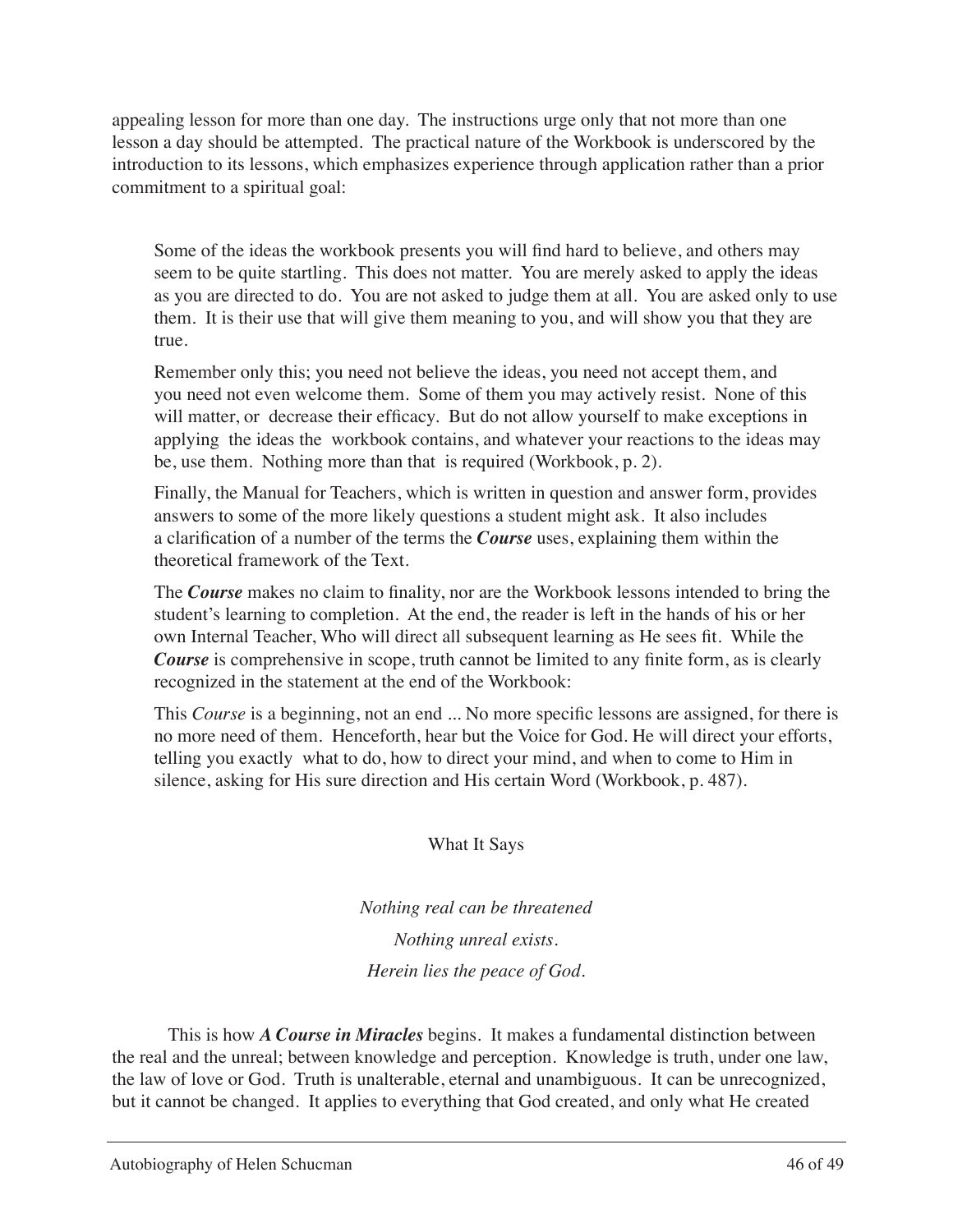appealing lesson for more than one day. The instructions urge only that not more than one lesson a day should be attempted. The practical nature of the Workbook is underscored by the introduction to its lessons, which emphasizes experience through application rather than a prior commitment to a spiritual goal:

> Some of the ideas the workbook presents you will find hard to believe, and others may seem to be quite startling. This does not matter. You are merely asked to apply the ideas as you are directed to do. You are not asked to judge them at all. You are asked only to use them. It is their use that will give them meaning to you, and will show you that they are true.
>
> Remember only this; you need not believe the ideas, you need not accept them, and you need not even welcome them. Some of them you may actively resist. None of this will matter, or decrease their efficacy. But do not allow yourself to make exceptions in applying the ideas the workbook contains, and whatever your reactions to the ideas may be, use them. Nothing more than that is required (Workbook, p. 2).

Finally, the Manual for Teachers, which is written in question and answer form, provides answers to some of the more likely questions a student might ask. It also includes a clarification of a number of the terms the ***Course*** uses, explaining them within the theoretical framework of the Text.

The ***Course*** makes no claim to finality, nor are the Workbook lessons intended to bring the student's learning to completion. At the end, the reader is left in the hands of his or her own Internal Teacher, Who will direct all subsequent learning as He sees fit. While the ***Course*** is comprehensive in scope, truth cannot be limited to any finite form, as is clearly recognized in the statement at the end of the Workbook:

> This *Course* is a beginning, not an end ... No more specific lessons are assigned, for there is no more need of them. Henceforth, hear but the Voice for God. He will direct your efforts, telling you exactly what to do, how to direct your mind, and when to come to Him in silence, asking for His sure direction and His certain Word (Workbook, p. 487).

## What It Says

*Nothing real can be threatened*

*Nothing unreal exists.*

*Herein lies the peace of God.*

This is how ***A Course in Miracles*** begins. It makes a fundamental distinction between the real and the unreal; between knowledge and perception. Knowledge is truth, under one law, the law of love or God. Truth is unalterable, eternal and unambiguous. It can be unrecognized, but it cannot be changed. It applies to everything that God created, and only what He created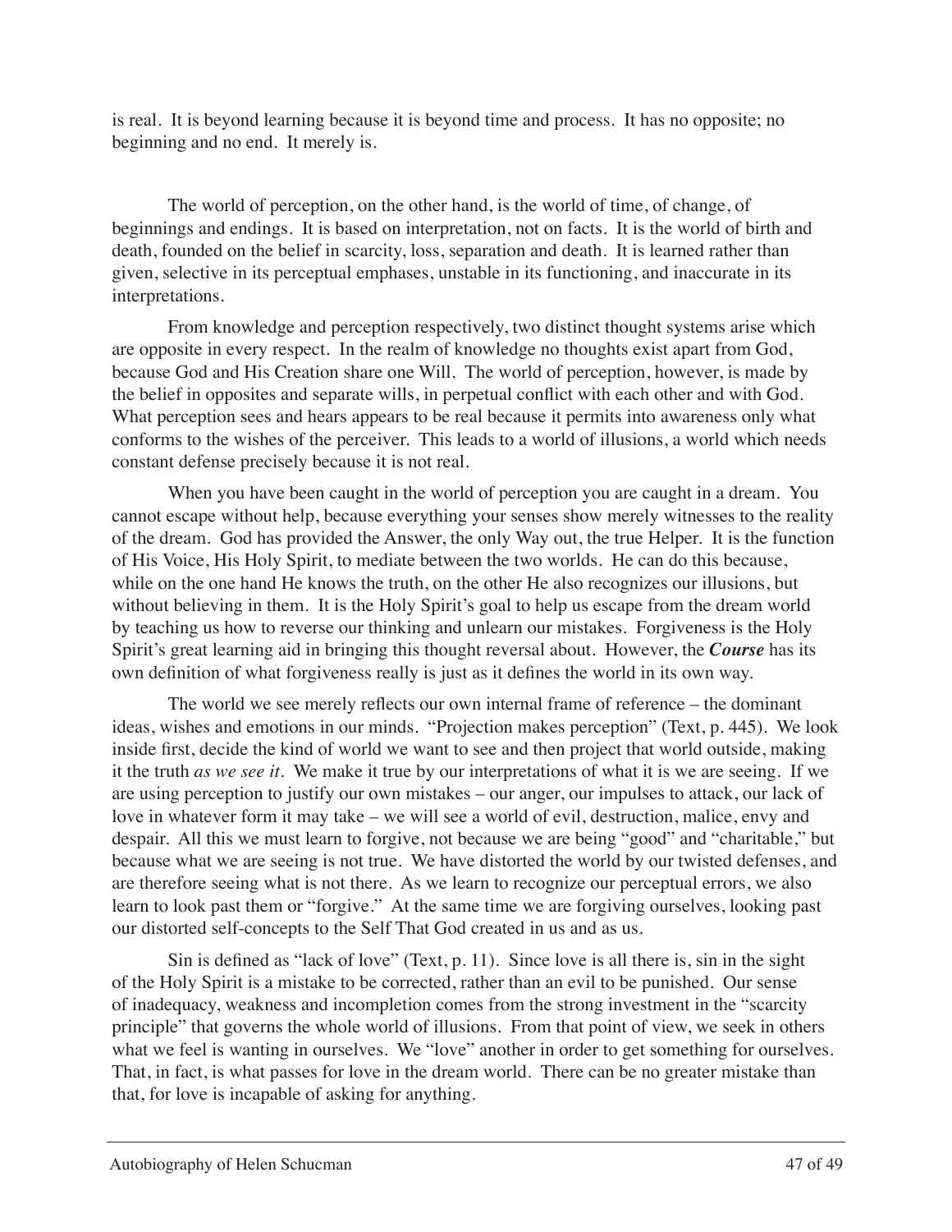is real. It is beyond learning because it is beyond time and process. It has no opposite; no beginning and no end. It merely is.

The world of perception, on the other hand, is the world of time, of change, of beginnings and endings. It is based on interpretation, not on facts. It is the world of birth and death, founded on the belief in scarcity, loss, separation and death. It is learned rather than given, selective in its perceptual emphases, unstable in its functioning, and inaccurate in its interpretations.

From knowledge and perception respectively, two distinct thought systems arise which are opposite in every respect. In the realm of knowledge no thoughts exist apart from God, because God and His Creation share one Will. The world of perception, however, is made by the belief in opposites and separate wills, in perpetual conflict with each other and with God. What perception sees and hears appears to be real because it permits into awareness only what conforms to the wishes of the perceiver. This leads to a world of illusions, a world which needs constant defense precisely because it is not real.

When you have been caught in the world of perception you are caught in a dream. You cannot escape without help, because everything your senses show merely witnesses to the reality of the dream. God has provided the Answer, the only Way out, the true Helper. It is the function of His Voice, His Holy Spirit, to mediate between the two worlds. He can do this because, while on the one hand He knows the truth, on the other He also recognizes our illusions, but without believing in them. It is the Holy Spirit's goal to help us escape from the dream world by teaching us how to reverse our thinking and unlearn our mistakes. Forgiveness is the Holy Spirit's great learning aid in bringing this thought reversal about. However, the ***Course*** has its own definition of what forgiveness really is just as it defines the world in its own way.

The world we see merely reflects our own internal frame of reference – the dominant ideas, wishes and emotions in our minds. "Projection makes perception" (Text, p. 445). We look inside first, decide the kind of world we want to see and then project that world outside, making it the truth *as we see it*. We make it true by our interpretations of what it is we are seeing. If we are using perception to justify our own mistakes – our anger, our impulses to attack, our lack of love in whatever form it may take – we will see a world of evil, destruction, malice, envy and despair. All this we must learn to forgive, not because we are being "good" and "charitable," but because what we are seeing is not true. We have distorted the world by our twisted defenses, and are therefore seeing what is not there. As we learn to recognize our perceptual errors, we also learn to look past them or "forgive." At the same time we are forgiving ourselves, looking past our distorted self-concepts to the Self That God created in us and as us.

Sin is defined as "lack of love" (Text, p. 11). Since love is all there is, sin in the sight of the Holy Spirit is a mistake to be corrected, rather than an evil to be punished. Our sense of inadequacy, weakness and incompletion comes from the strong investment in the "scarcity principle" that governs the whole world of illusions. From that point of view, we seek in others what we feel is wanting in ourselves. We "love" another in order to get something for ourselves. That, in fact, is what passes for love in the dream world. There can be no greater mistake than that, for love is incapable of asking for anything.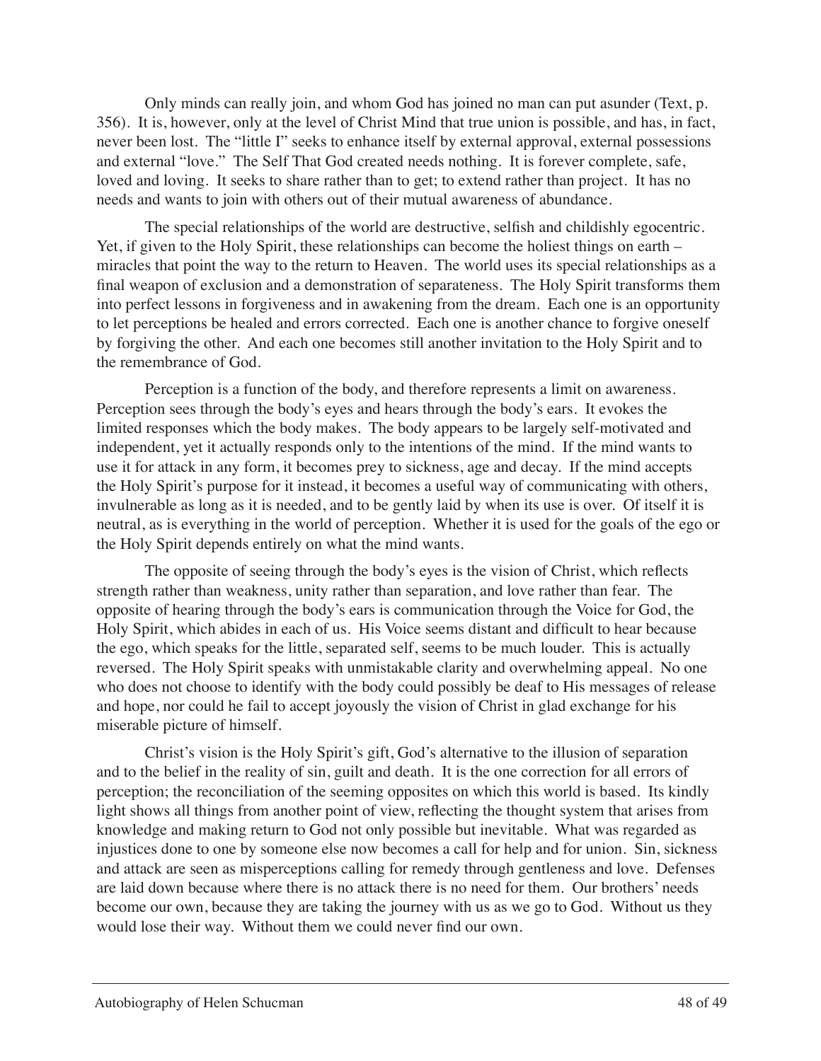Only minds can really join, and whom God has joined no man can put asunder (Text, p. 356). It is, however, only at the level of Christ Mind that true union is possible, and has, in fact, never been lost. The "little I" seeks to enhance itself by external approval, external possessions and external "love." The Self That God created needs nothing. It is forever complete, safe, loved and loving. It seeks to share rather than to get; to extend rather than project. It has no needs and wants to join with others out of their mutual awareness of abundance.

The special relationships of the world are destructive, selfish and childishly egocentric. Yet, if given to the Holy Spirit, these relationships can become the holiest things on earth – miracles that point the way to the return to Heaven. The world uses its special relationships as a final weapon of exclusion and a demonstration of separateness. The Holy Spirit transforms them into perfect lessons in forgiveness and in awakening from the dream. Each one is an opportunity to let perceptions be healed and errors corrected. Each one is another chance to forgive oneself by forgiving the other. And each one becomes still another invitation to the Holy Spirit and to the remembrance of God.

Perception is a function of the body, and therefore represents a limit on awareness. Perception sees through the body's eyes and hears through the body's ears. It evokes the limited responses which the body makes. The body appears to be largely self-motivated and independent, yet it actually responds only to the intentions of the mind. If the mind wants to use it for attack in any form, it becomes prey to sickness, age and decay. If the mind accepts the Holy Spirit's purpose for it instead, it becomes a useful way of communicating with others, invulnerable as long as it is needed, and to be gently laid by when its use is over. Of itself it is neutral, as is everything in the world of perception. Whether it is used for the goals of the ego or the Holy Spirit depends entirely on what the mind wants.

The opposite of seeing through the body's eyes is the vision of Christ, which reflects strength rather than weakness, unity rather than separation, and love rather than fear. The opposite of hearing through the body's ears is communication through the Voice for God, the Holy Spirit, which abides in each of us. His Voice seems distant and difficult to hear because the ego, which speaks for the little, separated self, seems to be much louder. This is actually reversed. The Holy Spirit speaks with unmistakable clarity and overwhelming appeal. No one who does not choose to identify with the body could possibly be deaf to His messages of release and hope, nor could he fail to accept joyously the vision of Christ in glad exchange for his miserable picture of himself.

Christ's vision is the Holy Spirit's gift, God's alternative to the illusion of separation and to the belief in the reality of sin, guilt and death. It is the one correction for all errors of perception; the reconciliation of the seeming opposites on which this world is based. Its kindly light shows all things from another point of view, reflecting the thought system that arises from knowledge and making return to God not only possible but inevitable. What was regarded as injustices done to one by someone else now becomes a call for help and for union. Sin, sickness and attack are seen as misperceptions calling for remedy through gentleness and love. Defenses are laid down because where there is no attack there is no need for them. Our brothers' needs become our own, because they are taking the journey with us as we go to God. Without us they would lose their way. Without them we could never find our own.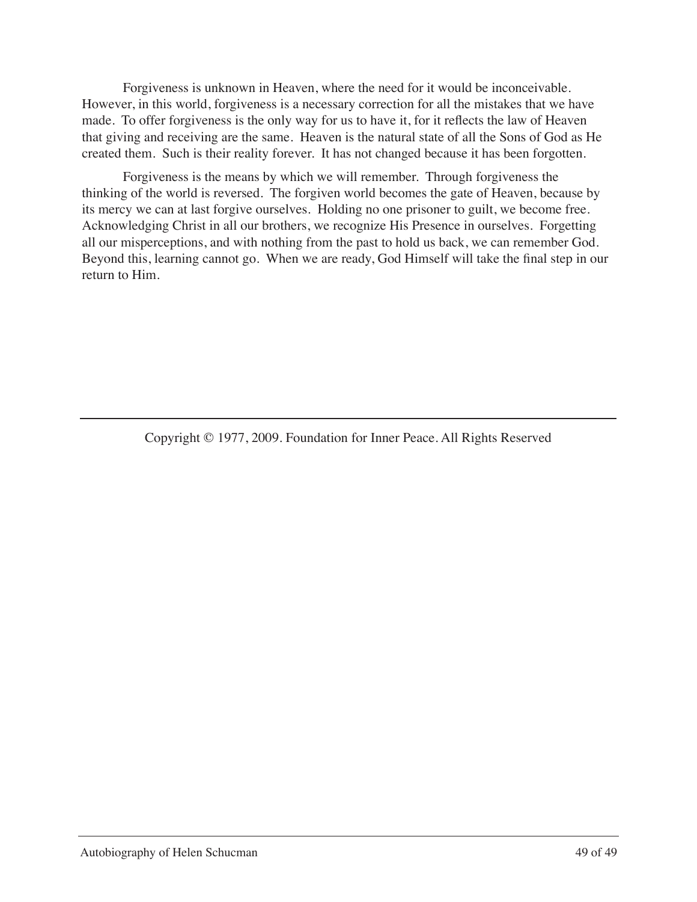Forgiveness is unknown in Heaven, where the need for it would be inconceivable. However, in this world, forgiveness is a necessary correction for all the mistakes that we have made. To offer forgiveness is the only way for us to have it, for it reflects the law of Heaven that giving and receiving are the same. Heaven is the natural state of all the Sons of God as He created them. Such is their reality forever. It has not changed because it has been forgotten.

Forgiveness is the means by which we will remember. Through forgiveness the thinking of the world is reversed. The forgiven world becomes the gate of Heaven, because by its mercy we can at last forgive ourselves. Holding no one prisoner to guilt, we become free. Acknowledging Christ in all our brothers, we recognize His Presence in ourselves. Forgetting all our misperceptions, and with nothing from the past to hold us back, we can remember God. Beyond this, learning cannot go. When we are ready, God Himself will take the final step in our return to Him.

---

Copyright © 1977, 2009. Foundation for Inner Peace. All Rights Reserved